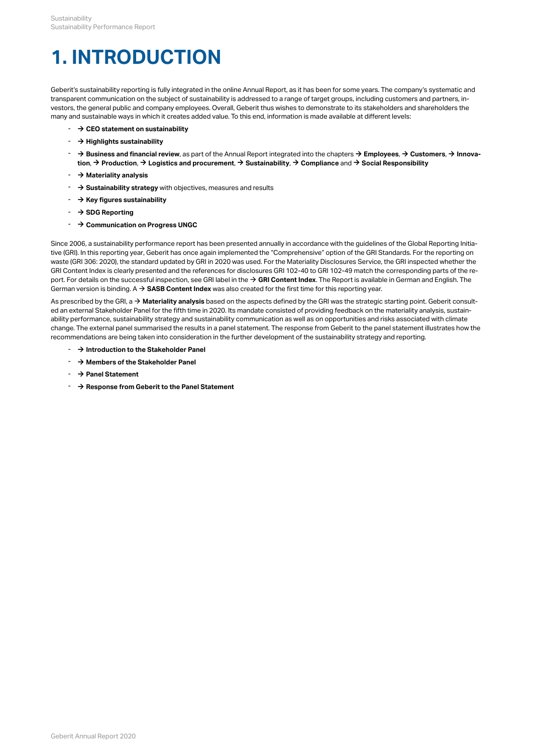# 1. INTRODUCTION

Geberit's sustainability reporting is fully integrated in the online Annual Report, as it has been for some years. The company's systematic and transparent communication on the subject of sustainability is addressed to a range of target groups, including customers and partners, investors, the general public and company employees. Overall, Geberit thus wishes to demonstrate to its stakeholders and shareholders the many and sustainable ways in which it creates added value. To this end, information is made available at different levels:

- → **CEO statement on sustainability**
- → **Highlights sustainability**
- → **Business and financial review**, as part of the Annual Report integrated into the chapters → **Employees**, → **Customers**, → **Innovation**, → **Production**, → **Logistics and procurement**, → **Sustainability**, → **Compliance** and → **Social Responsibility**
- → **Materiality analysis**
- → **Sustainability strategy** with objectives, measures and results
- → **Key figures sustainability**
- → **SDG Reporting**
- → **Communication on Progress UNGC**

Since 2006, a sustainability performance report has been presented annually in accordance with the guidelines of the Global Reporting Initiative (GRI). In this reporting year, Geberit has once again implemented the "Comprehensive" option of the GRI Standards. For the reporting on waste (GRI 306: 2020), the standard updated by GRI in 2020 was used. For the Materiality Disclosures Service, the GRI inspected whether the GRI Content Index is clearly presented and the references for disclosures GRI 102-40 to GRI 102-49 match the corresponding parts of the report. For details on the successful inspection, see GRI label in the → **GRI Content Index**. The Report is available in German and English. The German version is binding. A → **SASB Content Index** was also created for the first time for this reporting year.

As prescribed by the GRI, a → **Materiality analysis** based on the aspects defined by the GRI was the strategic starting point. Geberit consulted an external Stakeholder Panel for the fifth time in 2020. Its mandate consisted of providing feedback on the materiality analysis, sustainability performance, sustainability strategy and sustainability communication as well as on opportunities and risks associated with climate change. The external panel summarised the results in a panel statement. The response from Geberit to the panel statement illustrates how the recommendations are being taken into consideration in the further development of the sustainability strategy and reporting.

- → **Introduction to the Stakeholder Panel**
- → **Members of the Stakeholder Panel**
- → **Panel Statement**
- → **Response from Geberit to the Panel Statement**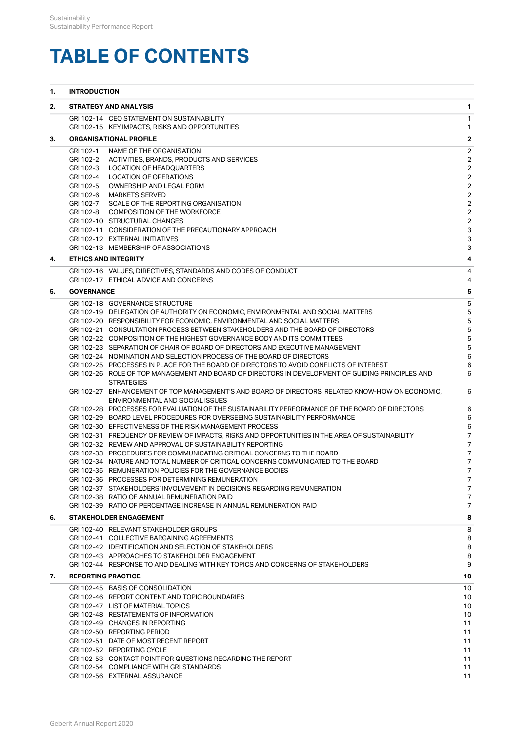# TABLE OF CONTENTS

| | | |
|---|---|---|
| **1.** | **INTRODUCTION** | |
| **2.** | **STRATEGY AND ANALYSIS** | **1** |
| | GRI 102-14 CEO STATEMENT ON SUSTAINABILITY | 1 |
| | GRI 102-15 KEY IMPACTS, RISKS AND OPPORTUNITIES | 1 |
| **3.** | **ORGANISATIONAL PROFILE** | **2** |
| | GRI 102-1 NAME OF THE ORGANISATION | 2 |
| | GRI 102-2 ACTIVITIES, BRANDS, PRODUCTS AND SERVICES | 2 |
| | GRI 102-3 LOCATION OF HEADQUARTERS | 2 |
| | GRI 102-4 LOCATION OF OPERATIONS | 2 |
| | GRI 102-5 OWNERSHIP AND LEGAL FORM | 2 |
| | GRI 102-6 MARKETS SERVED | 2 |
| | GRI 102-7 SCALE OF THE REPORTING ORGANISATION | 2 |
| | GRI 102-8 COMPOSITION OF THE WORKFORCE | 2 |
| | GRI 102-10 STRUCTURAL CHANGES | 2 |
| | GRI 102-11 CONSIDERATION OF THE PRECAUTIONARY APPROACH | 3 |
| | GRI 102-12 EXTERNAL INITIATIVES | 3 |
| | GRI 102-13 MEMBERSHIP OF ASSOCIATIONS | 3 |
| **4.** | **ETHICS AND INTEGRITY** | **4** |
| | GRI 102-16 VALUES, DIRECTIVES, STANDARDS AND CODES OF CONDUCT | 4 |
| | GRI 102-17 ETHICAL ADVICE AND CONCERNS | 4 |
| **5.** | **GOVERNANCE** | **5** |
| | GRI 102-18 GOVERNANCE STRUCTURE | 5 |
| | GRI 102-19 DELEGATION OF AUTHORITY ON ECONOMIC, ENVIRONMENTAL AND SOCIAL MATTERS | 5 |
| | GRI 102-20 RESPONSIBILITY FOR ECONOMIC, ENVIRONMENTAL AND SOCIAL MATTERS | 5 |
| | GRI 102-21 CONSULTATION PROCESS BETWEEN STAKEHOLDERS AND THE BOARD OF DIRECTORS | 5 |
| | GRI 102-22 COMPOSITION OF THE HIGHEST GOVERNANCE BODY AND ITS COMMITTEES | 5 |
| | GRI 102-23 SEPARATION OF CHAIR OF BOARD OF DIRECTORS AND EXECUTIVE MANAGEMENT | 5 |
| | GRI 102-24 NOMINATION AND SELECTION PROCESS OF THE BOARD OF DIRECTORS | 6 |
| | GRI 102-25 PROCESSES IN PLACE FOR THE BOARD OF DIRECTORS TO AVOID CONFLICTS OF INTEREST | 6 |
| | GRI 102-26 ROLE OF TOP MANAGEMENT AND BOARD OF DIRECTORS IN DEVELOPMENT OF GUIDING PRINCIPLES AND STRATEGIES | 6 |
| | GRI 102-27 ENHANCEMENT OF TOP MANAGEMENT'S AND BOARD OF DIRECTORS' RELATED KNOW-HOW ON ECONOMIC, ENVIRONMENTAL AND SOCIAL ISSUES | 6 |
| | GRI 102-28 PROCESSES FOR EVALUATION OF THE SUSTAINABILITY PERFORMANCE OF THE BOARD OF DIRECTORS | 6 |
| | GRI 102-29 BOARD LEVEL PROCEDURES FOR OVERSEEING SUSTAINABILITY PERFORMANCE | 6 |
| | GRI 102-30 EFFECTIVENESS OF THE RISK MANAGEMENT PROCESS | 6 |
| | GRI 102-31 FREQUENCY OF REVIEW OF IMPACTS, RISKS AND OPPORTUNITIES IN THE AREA OF SUSTAINABILITY | 7 |
| | GRI 102-32 REVIEW AND APPROVAL OF SUSTAINABILITY REPORTING | 7 |
| | GRI 102-33 PROCEDURES FOR COMMUNICATING CRITICAL CONCERNS TO THE BOARD | 7 |
| | GRI 102-34 NATURE AND TOTAL NUMBER OF CRITICAL CONCERNS COMMUNICATED TO THE BOARD | 7 |
| | GRI 102-35 REMUNERATION POLICIES FOR THE GOVERNANCE BODIES | 7 |
| | GRI 102-36 PROCESSES FOR DETERMINING REMUNERATION | 7 |
| | GRI 102-37 STAKEHOLDERS' INVOLVEMENT IN DECISIONS REGARDING REMUNERATION | 7 |
| | GRI 102-38 RATIO OF ANNUAL REMUNERATION PAID | 7 |
| | GRI 102-39 RATIO OF PERCENTAGE INCREASE IN ANNUAL REMUNERATION PAID | 7 |
| **6.** | **STAKEHOLDER ENGAGEMENT** | **8** |
| | GRI 102-40 RELEVANT STAKEHOLDER GROUPS | 8 |
| | GRI 102-41 COLLECTIVE BARGAINING AGREEMENTS | 8 |
| | GRI 102-42 IDENTIFICATION AND SELECTION OF STAKEHOLDERS | 8 |
| | GRI 102-43 APPROACHES TO STAKEHOLDER ENGAGEMENT | 8 |
| | GRI 102-44 RESPONSE TO AND DEALING WITH KEY TOPICS AND CONCERNS OF STAKEHOLDERS | 9 |
| **7.** | **REPORTING PRACTICE** | **10** |
| | GRI 102-45 BASIS OF CONSOLIDATION | 10 |
| | GRI 102-46 REPORT CONTENT AND TOPIC BOUNDARIES | 10 |
| | GRI 102-47 LIST OF MATERIAL TOPICS | 10 |
| | GRI 102-48 RESTATEMENTS OF INFORMATION | 10 |
| | GRI 102-49 CHANGES IN REPORTING | 11 |
| | GRI 102-50 REPORTING PERIOD | 11 |
| | GRI 102-51 DATE OF MOST RECENT REPORT | 11 |
| | GRI 102-52 REPORTING CYCLE | 11 |
| | GRI 102-53 CONTACT POINT FOR QUESTIONS REGARDING THE REPORT | 11 |
| | GRI 102-54 COMPLIANCE WITH GRI STANDARDS | 11 |
| | GRI 102-56 EXTERNAL ASSURANCE | 11 |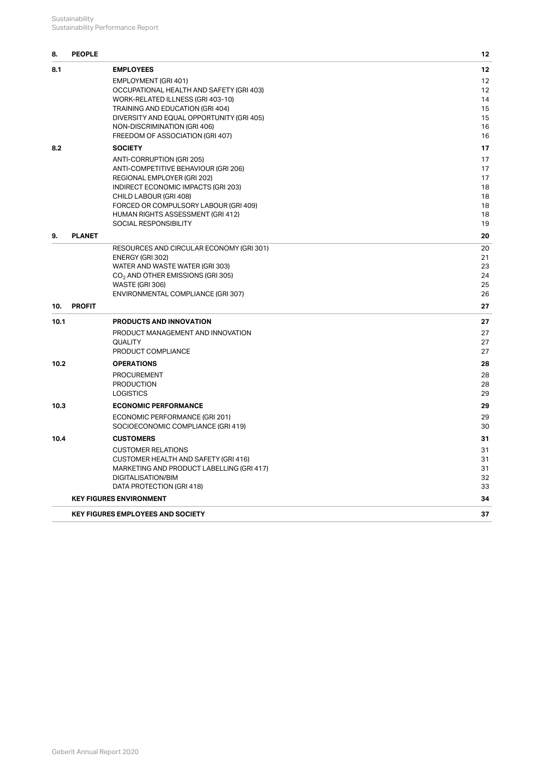| | | | |
|---|---|---|---|
| **8.** | **PEOPLE** | | **12** |
| **8.1** | | **EMPLOYEES** | **12** |
| | | EMPLOYMENT (GRI 401) | 12 |
| | | OCCUPATIONAL HEALTH AND SAFETY (GRI 403) | 12 |
| | | WORK-RELATED ILLNESS (GRI 403-10) | 14 |
| | | TRAINING AND EDUCATION (GRI 404) | 15 |
| | | DIVERSITY AND EQUAL OPPORTUNITY (GRI 405) | 15 |
| | | NON-DISCRIMINATION (GRI 406) | 16 |
| | | FREEDOM OF ASSOCIATION (GRI 407) | 16 |
| **8.2** | | **SOCIETY** | **17** |
| | | ANTI-CORRUPTION (GRI 205) | 17 |
| | | ANTI-COMPETITIVE BEHAVIOUR (GRI 206) | 17 |
| | | REGIONAL EMPLOYER (GRI 202) | 17 |
| | | INDIRECT ECONOMIC IMPACTS (GRI 203) | 18 |
| | | CHILD LABOUR (GRI 408) | 18 |
| | | FORCED OR COMPULSORY LABOUR (GRI 409) | 18 |
| | | HUMAN RIGHTS ASSESSMENT (GRI 412) | 18 |
| | | SOCIAL RESPONSIBILITY | 19 |
| **9.** | **PLANET** | | **20** |
| | | RESOURCES AND CIRCULAR ECONOMY (GRI 301) | 20 |
| | | ENERGY (GRI 302) | 21 |
| | | WATER AND WASTE WATER (GRI 303) | 23 |
| | | $CO_2$ AND OTHER EMISSIONS (GRI 305) | 24 |
| | | WASTE (GRI 306) | 25 |
| | | ENVIRONMENTAL COMPLIANCE (GRI 307) | 26 |
| **10.** | **PROFIT** | | **27** |
| **10.1** | | **PRODUCTS AND INNOVATION** | **27** |
| | | PRODUCT MANAGEMENT AND INNOVATION | 27 |
| | | QUALITY | 27 |
| | | PRODUCT COMPLIANCE | 27 |
| **10.2** | | **OPERATIONS** | **28** |
| | | PROCUREMENT | 28 |
| | | PRODUCTION | 28 |
| | | LOGISTICS | 29 |
| **10.3** | | **ECONOMIC PERFORMANCE** | **29** |
| | | ECONOMIC PERFORMANCE (GRI 201) | 29 |
| | | SOCIOECONOMIC COMPLIANCE (GRI 419) | 30 |
| **10.4** | | **CUSTOMERS** | **31** |
| | | CUSTOMER RELATIONS | 31 |
| | | CUSTOMER HEALTH AND SAFETY (GRI 416) | 31 |
| | | MARKETING AND PRODUCT LABELLING (GRI 417) | 31 |
| | | DIGITALISATION/BIM | 32 |
| | | DATA PROTECTION (GRI 418) | 33 |
| | **KEY FIGURES ENVIRONMENT** | | **34** |
| | **KEY FIGURES EMPLOYEES AND SOCIETY** | | **37** |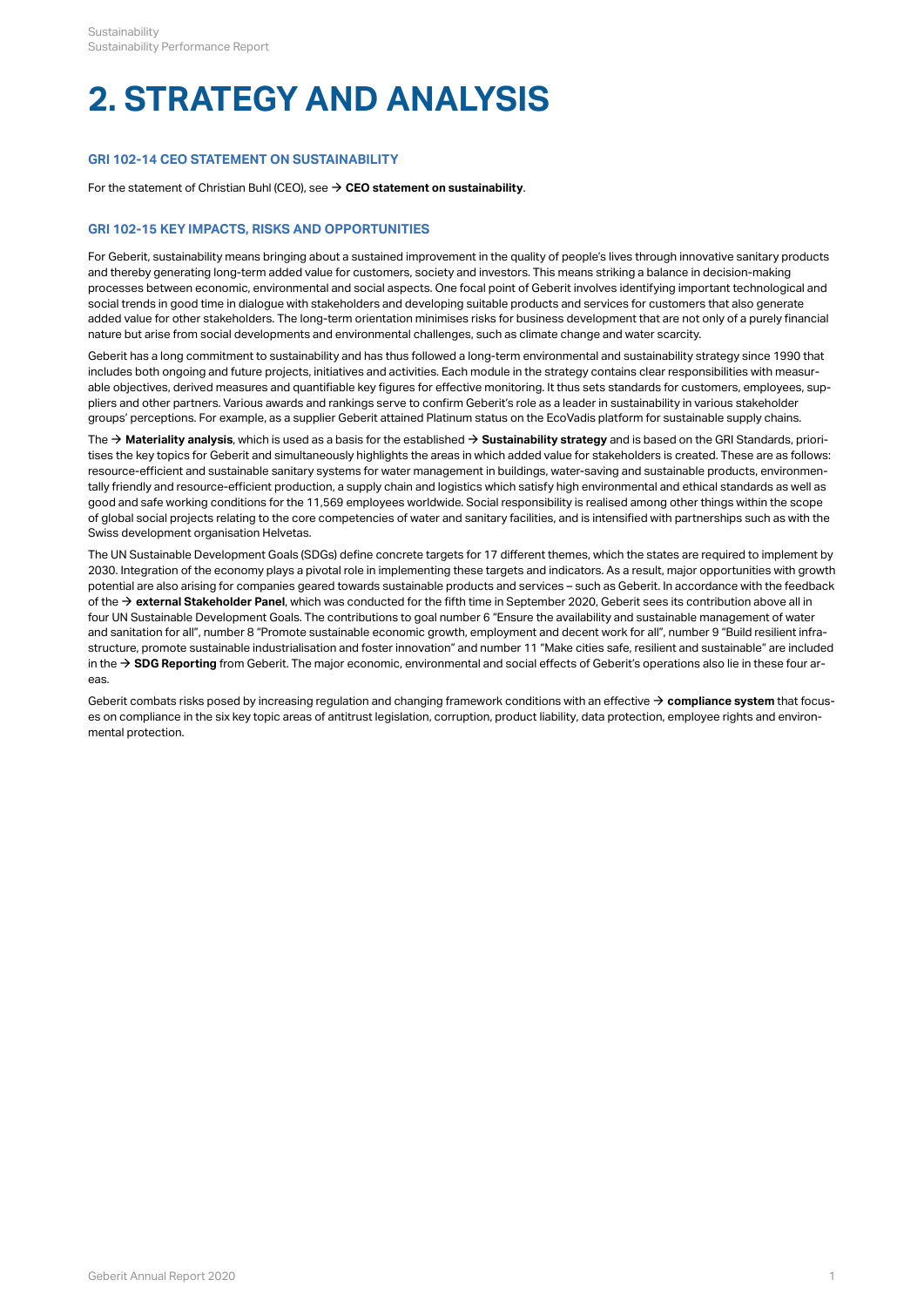# 2. STRATEGY AND ANALYSIS

## GRI 102-14 CEO STATEMENT ON SUSTAINABILITY

For the statement of Christian Buhl (CEO), see → **CEO statement on sustainability**.

## GRI 102-15 KEY IMPACTS, RISKS AND OPPORTUNITIES

For Geberit, sustainability means bringing about a sustained improvement in the quality of people's lives through innovative sanitary products and thereby generating long-term added value for customers, society and investors. This means striking a balance in decision-making processes between economic, environmental and social aspects. One focal point of Geberit involves identifying important technological and social trends in good time in dialogue with stakeholders and developing suitable products and services for customers that also generate added value for other stakeholders. The long-term orientation minimises risks for business development that are not only of a purely financial nature but arise from social developments and environmental challenges, such as climate change and water scarcity.

Geberit has a long commitment to sustainability and has thus followed a long-term environmental and sustainability strategy since 1990 that includes both ongoing and future projects, initiatives and activities. Each module in the strategy contains clear responsibilities with measurable objectives, derived measures and quantifiable key figures for effective monitoring. It thus sets standards for customers, employees, suppliers and other partners. Various awards and rankings serve to confirm Geberit's role as a leader in sustainability in various stakeholder groups' perceptions. For example, as a supplier Geberit attained Platinum status on the EcoVadis platform for sustainable supply chains.

The → **Materiality analysis**, which is used as a basis for the established → **Sustainability strategy** and is based on the GRI Standards, prioritises the key topics for Geberit and simultaneously highlights the areas in which added value for stakeholders is created. These are as follows: resource-efficient and sustainable sanitary systems for water management in buildings, water-saving and sustainable products, environmentally friendly and resource-efficient production, a supply chain and logistics which satisfy high environmental and ethical standards as well as good and safe working conditions for the 11,569 employees worldwide. Social responsibility is realised among other things within the scope of global social projects relating to the core competencies of water and sanitary facilities, and is intensified with partnerships such as with the Swiss development organisation Helvetas.

The UN Sustainable Development Goals (SDGs) define concrete targets for 17 different themes, which the states are required to implement by 2030. Integration of the economy plays a pivotal role in implementing these targets and indicators. As a result, major opportunities with growth potential are also arising for companies geared towards sustainable products and services – such as Geberit. In accordance with the feedback of the → **external Stakeholder Panel**, which was conducted for the fifth time in September 2020, Geberit sees its contribution above all in four UN Sustainable Development Goals. The contributions to goal number 6 "Ensure the availability and sustainable management of water and sanitation for all", number 8 "Promote sustainable economic growth, employment and decent work for all", number 9 "Build resilient infrastructure, promote sustainable industrialisation and foster innovation" and number 11 "Make cities safe, resilient and sustainable" are included in the → **SDG Reporting** from Geberit. The major economic, environmental and social effects of Geberit's operations also lie in these four areas.

Geberit combats risks posed by increasing regulation and changing framework conditions with an effective → **compliance system** that focuses on compliance in the six key topic areas of antitrust legislation, corruption, product liability, data protection, employee rights and environmental protection.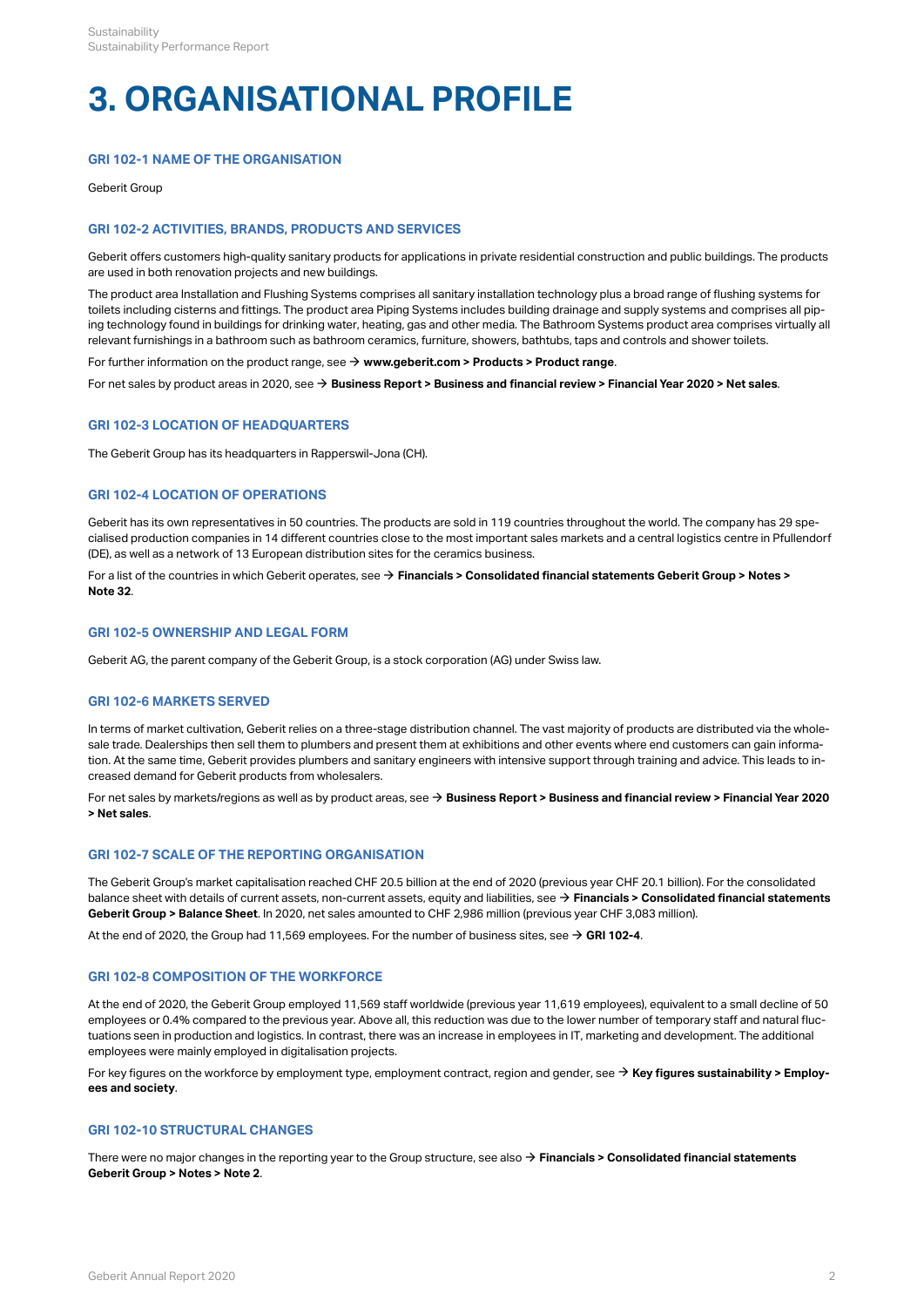# 3. ORGANISATIONAL PROFILE

### GRI 102-1 NAME OF THE ORGANISATION

Geberit Group

### GRI 102-2 ACTIVITIES, BRANDS, PRODUCTS AND SERVICES

Geberit offers customers high-quality sanitary products for applications in private residential construction and public buildings. The products are used in both renovation projects and new buildings.

The product area Installation and Flushing Systems comprises all sanitary installation technology plus a broad range of flushing systems for toilets including cisterns and fittings. The product area Piping Systems includes building drainage and supply systems and comprises all piping technology found in buildings for drinking water, heating, gas and other media. The Bathroom Systems product area comprises virtually all relevant furnishings in a bathroom such as bathroom ceramics, furniture, showers, bathtubs, taps and controls and shower toilets.

For further information on the product range, see → **www.geberit.com > Products > Product range**.

For net sales by product areas in 2020, see → **Business Report > Business and financial review > Financial Year 2020 > Net sales**.

### GRI 102-3 LOCATION OF HEADQUARTERS

The Geberit Group has its headquarters in Rapperswil-Jona (CH).

### GRI 102-4 LOCATION OF OPERATIONS

Geberit has its own representatives in 50 countries. The products are sold in 119 countries throughout the world. The company has 29 specialised production companies in 14 different countries close to the most important sales markets and a central logistics centre in Pfullendorf (DE), as well as a network of 13 European distribution sites for the ceramics business.

For a list of the countries in which Geberit operates, see → **Financials > Consolidated financial statements Geberit Group > Notes > Note 32**.

### GRI 102-5 OWNERSHIP AND LEGAL FORM

Geberit AG, the parent company of the Geberit Group, is a stock corporation (AG) under Swiss law.

### GRI 102-6 MARKETS SERVED

In terms of market cultivation, Geberit relies on a three-stage distribution channel. The vast majority of products are distributed via the wholesale trade. Dealerships then sell them to plumbers and present them at exhibitions and other events where end customers can gain information. At the same time, Geberit provides plumbers and sanitary engineers with intensive support through training and advice. This leads to increased demand for Geberit products from wholesalers.

For net sales by markets/regions as well as by product areas, see → **Business Report > Business and financial review > Financial Year 2020 > Net sales**.

### GRI 102-7 SCALE OF THE REPORTING ORGANISATION

The Geberit Group's market capitalisation reached CHF 20.5 billion at the end of 2020 (previous year CHF 20.1 billion). For the consolidated balance sheet with details of current assets, non-current assets, equity and liabilities, see → **Financials > Consolidated financial statements Geberit Group > Balance Sheet**. In 2020, net sales amounted to CHF 2,986 million (previous year CHF 3,083 million).

At the end of 2020, the Group had 11,569 employees. For the number of business sites, see → **GRI 102-4**.

### GRI 102-8 COMPOSITION OF THE WORKFORCE

At the end of 2020, the Geberit Group employed 11,569 staff worldwide (previous year 11,619 employees), equivalent to a small decline of 50 employees or 0.4% compared to the previous year. Above all, this reduction was due to the lower number of temporary staff and natural fluctuations seen in production and logistics. In contrast, there was an increase in employees in IT, marketing and development. The additional employees were mainly employed in digitalisation projects.

For key figures on the workforce by employment type, employment contract, region and gender, see → **Key figures sustainability > Employees and society**.

### GRI 102-10 STRUCTURAL CHANGES

There were no major changes in the reporting year to the Group structure, see also → **Financials > Consolidated financial statements Geberit Group > Notes > Note 2**.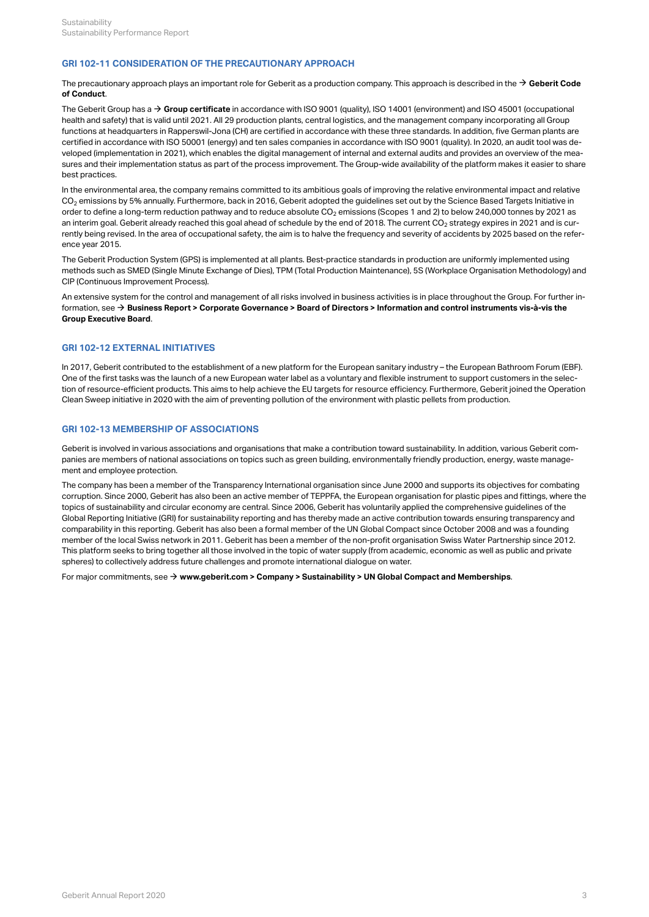### GRI 102-11 CONSIDERATION OF THE PRECAUTIONARY APPROACH

The precautionary approach plays an important role for Geberit as a production company. This approach is described in the → **Geberit Code of Conduct**.

The Geberit Group has a → **Group certificate** in accordance with ISO 9001 (quality), ISO 14001 (environment) and ISO 45001 (occupational health and safety) that is valid until 2021. All 29 production plants, central logistics, and the management company incorporating all Group functions at headquarters in Rapperswil-Jona (CH) are certified in accordance with these three standards. In addition, five German plants are certified in accordance with ISO 50001 (energy) and ten sales companies in accordance with ISO 9001 (quality). In 2020, an audit tool was developed (implementation in 2021), which enables the digital management of internal and external audits and provides an overview of the measures and their implementation status as part of the process improvement. The Group-wide availability of the platform makes it easier to share best practices.

In the environmental area, the company remains committed to its ambitious goals of improving the relative environmental impact and relative $CO_2$ emissions by 5% annually. Furthermore, back in 2016, Geberit adopted the guidelines set out by the Science Based Targets Initiative in order to define a long-term reduction pathway and to reduce absolute $CO_2$ emissions (Scopes 1 and 2) to below 240,000 tonnes by 2021 as an interim goal. Geberit already reached this goal ahead of schedule by the end of 2018. The current $CO_2$ strategy expires in 2021 and is currently being revised. In the area of occupational safety, the aim is to halve the frequency and severity of accidents by 2025 based on the reference year 2015.

The Geberit Production System (GPS) is implemented at all plants. Best-practice standards in production are uniformly implemented using methods such as SMED (Single Minute Exchange of Dies), TPM (Total Production Maintenance), 5S (Workplace Organisation Methodology) and CIP (Continuous Improvement Process).

An extensive system for the control and management of all risks involved in business activities is in place throughout the Group. For further information, see → **Business Report > Corporate Governance > Board of Directors > Information and control instruments vis-à-vis the Group Executive Board**.

### GRI 102-12 EXTERNAL INITIATIVES

In 2017, Geberit contributed to the establishment of a new platform for the European sanitary industry – the European Bathroom Forum (EBF). One of the first tasks was the launch of a new European water label as a voluntary and flexible instrument to support customers in the selection of resource-efficient products. This aims to help achieve the EU targets for resource efficiency. Furthermore, Geberit joined the Operation Clean Sweep initiative in 2020 with the aim of preventing pollution of the environment with plastic pellets from production.

### GRI 102-13 MEMBERSHIP OF ASSOCIATIONS

Geberit is involved in various associations and organisations that make a contribution toward sustainability. In addition, various Geberit companies are members of national associations on topics such as green building, environmentally friendly production, energy, waste management and employee protection.

The company has been a member of the Transparency International organisation since June 2000 and supports its objectives for combating corruption. Since 2000, Geberit has also been an active member of TEPPFA, the European organisation for plastic pipes and fittings, where the topics of sustainability and circular economy are central. Since 2006, Geberit has voluntarily applied the comprehensive guidelines of the Global Reporting Initiative (GRI) for sustainability reporting and has thereby made an active contribution towards ensuring transparency and comparability in this reporting. Geberit has also been a formal member of the UN Global Compact since October 2008 and was a founding member of the local Swiss network in 2011. Geberit has been a member of the non-profit organisation Swiss Water Partnership since 2012. This platform seeks to bring together all those involved in the topic of water supply (from academic, economic as well as public and private spheres) to collectively address future challenges and promote international dialogue on water.

For major commitments, see → **www.geberit.com > Company > Sustainability > UN Global Compact and Memberships**.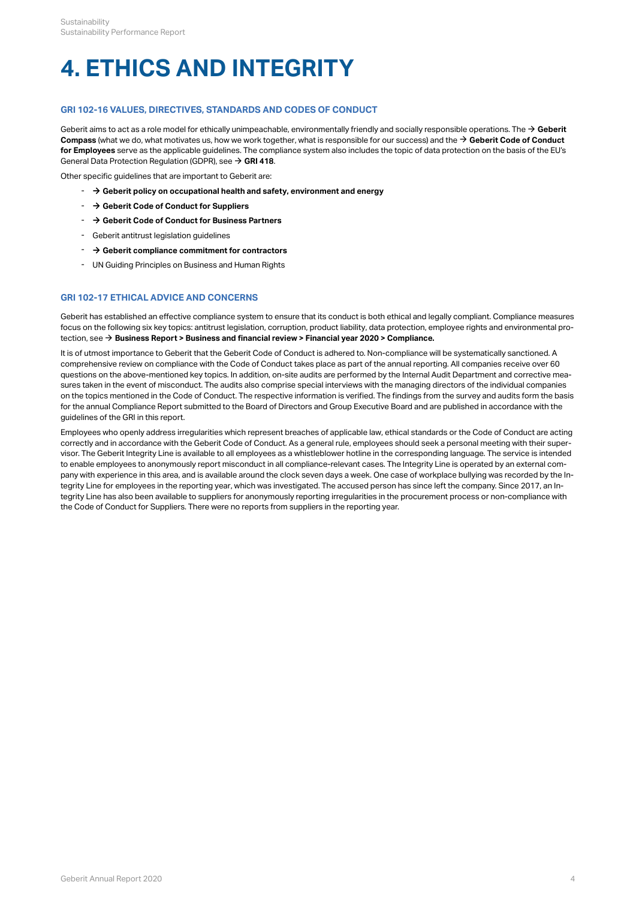# 4. ETHICS AND INTEGRITY

## GRI 102-16 VALUES, DIRECTIVES, STANDARDS AND CODES OF CONDUCT

Geberit aims to act as a role model for ethically unimpeachable, environmentally friendly and socially responsible operations. The → **Geberit Compass** (what we do, what motivates us, how we work together, what is responsible for our success) and the → **Geberit Code of Conduct for Employees** serve as the applicable guidelines. The compliance system also includes the topic of data protection on the basis of the EU's General Data Protection Regulation (GDPR), see → **GRI 418**.

Other specific guidelines that are important to Geberit are:

- → **Geberit policy on occupational health and safety, environment and energy**
- → **Geberit Code of Conduct for Suppliers**
- → **Geberit Code of Conduct for Business Partners**
- Geberit antitrust legislation guidelines
- → **Geberit compliance commitment for contractors**
- UN Guiding Principles on Business and Human Rights

## GRI 102-17 ETHICAL ADVICE AND CONCERNS

Geberit has established an effective compliance system to ensure that its conduct is both ethical and legally compliant. Compliance measures focus on the following six key topics: antitrust legislation, corruption, product liability, data protection, employee rights and environmental protection, see → **Business Report > Business and financial review > Financial year 2020 > Compliance.**

It is of utmost importance to Geberit that the Geberit Code of Conduct is adhered to. Non-compliance will be systematically sanctioned. A comprehensive review on compliance with the Code of Conduct takes place as part of the annual reporting. All companies receive over 60 questions on the above-mentioned key topics. In addition, on-site audits are performed by the Internal Audit Department and corrective measures taken in the event of misconduct. The audits also comprise special interviews with the managing directors of the individual companies on the topics mentioned in the Code of Conduct. The respective information is verified. The findings from the survey and audits form the basis for the annual Compliance Report submitted to the Board of Directors and Group Executive Board and are published in accordance with the guidelines of the GRI in this report.

Employees who openly address irregularities which represent breaches of applicable law, ethical standards or the Code of Conduct are acting correctly and in accordance with the Geberit Code of Conduct. As a general rule, employees should seek a personal meeting with their supervisor. The Geberit Integrity Line is available to all employees as a whistleblower hotline in the corresponding language. The service is intended to enable employees to anonymously report misconduct in all compliance-relevant cases. The Integrity Line is operated by an external company with experience in this area, and is available around the clock seven days a week. One case of workplace bullying was recorded by the Integrity Line for employees in the reporting year, which was investigated. The accused person has since left the company. Since 2017, an Integrity Line has also been available to suppliers for anonymously reporting irregularities in the procurement process or non-compliance with the Code of Conduct for Suppliers. There were no reports from suppliers in the reporting year.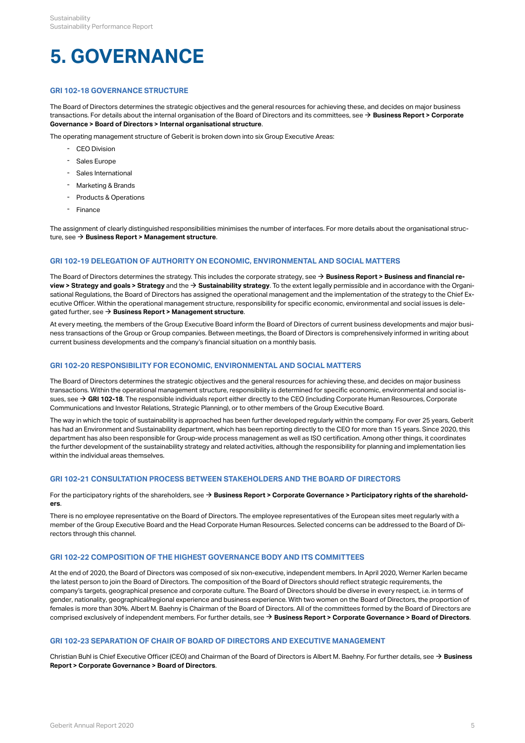# 5. GOVERNANCE

### GRI 102-18 GOVERNANCE STRUCTURE

The Board of Directors determines the strategic objectives and the general resources for achieving these, and decides on major business transactions. For details about the internal organisation of the Board of Directors and its committees, see → **Business Report > Corporate Governance > Board of Directors > Internal organisational structure**.

The operating management structure of Geberit is broken down into six Group Executive Areas:

- CEO Division
- Sales Europe
- Sales International
- Marketing & Brands
- Products & Operations
- Finance

The assignment of clearly distinguished responsibilities minimises the number of interfaces. For more details about the organisational structure, see → **Business Report > Management structure**.

### GRI 102-19 DELEGATION OF AUTHORITY ON ECONOMIC, ENVIRONMENTAL AND SOCIAL MATTERS

The Board of Directors determines the strategy. This includes the corporate strategy, see → **Business Report > Business and financial review > Strategy and goals > Strategy** and the → **Sustainability strategy**. To the extent legally permissible and in accordance with the Organisational Regulations, the Board of Directors has assigned the operational management and the implementation of the strategy to the Chief Executive Officer. Within the operational management structure, responsibility for specific economic, environmental and social issues is delegated further, see → **Business Report > Management structure**.

At every meeting, the members of the Group Executive Board inform the Board of Directors of current business developments and major business transactions of the Group or Group companies. Between meetings, the Board of Directors is comprehensively informed in writing about current business developments and the company's financial situation on a monthly basis.

### GRI 102-20 RESPONSIBILITY FOR ECONOMIC, ENVIRONMENTAL AND SOCIAL MATTERS

The Board of Directors determines the strategic objectives and the general resources for achieving these, and decides on major business transactions. Within the operational management structure, responsibility is determined for specific economic, environmental and social issues, see → **GRI 102-18**. The responsible individuals report either directly to the CEO (including Corporate Human Resources, Corporate Communications and Investor Relations, Strategic Planning), or to other members of the Group Executive Board.

The way in which the topic of sustainability is approached has been further developed regularly within the company. For over 25 years, Geberit has had an Environment and Sustainability department, which has been reporting directly to the CEO for more than 15 years. Since 2020, this department has also been responsible for Group-wide process management as well as ISO certification. Among other things, it coordinates the further development of the sustainability strategy and related activities, although the responsibility for planning and implementation lies within the individual areas themselves.

### GRI 102-21 CONSULTATION PROCESS BETWEEN STAKEHOLDERS AND THE BOARD OF DIRECTORS

For the participatory rights of the shareholders, see → **Business Report > Corporate Governance > Participatory rights of the shareholders**.

There is no employee representative on the Board of Directors. The employee representatives of the European sites meet regularly with a member of the Group Executive Board and the Head Corporate Human Resources. Selected concerns can be addressed to the Board of Directors through this channel.

### GRI 102-22 COMPOSITION OF THE HIGHEST GOVERNANCE BODY AND ITS COMMITTEES

At the end of 2020, the Board of Directors was composed of six non-executive, independent members. In April 2020, Werner Karlen became the latest person to join the Board of Directors. The composition of the Board of Directors should reflect strategic requirements, the company's targets, geographical presence and corporate culture. The Board of Directors should be diverse in every respect, i.e. in terms of gender, nationality, geographical/regional experience and business experience. With two women on the Board of Directors, the proportion of females is more than 30%. Albert M. Baehny is Chairman of the Board of Directors. All of the committees formed by the Board of Directors are comprised exclusively of independent members. For further details, see → **Business Report > Corporate Governance > Board of Directors**.

### GRI 102-23 SEPARATION OF CHAIR OF BOARD OF DIRECTORS AND EXECUTIVE MANAGEMENT

Christian Buhl is Chief Executive Officer (CEO) and Chairman of the Board of Directors is Albert M. Baehny. For further details, see → **Business Report > Corporate Governance > Board of Directors**.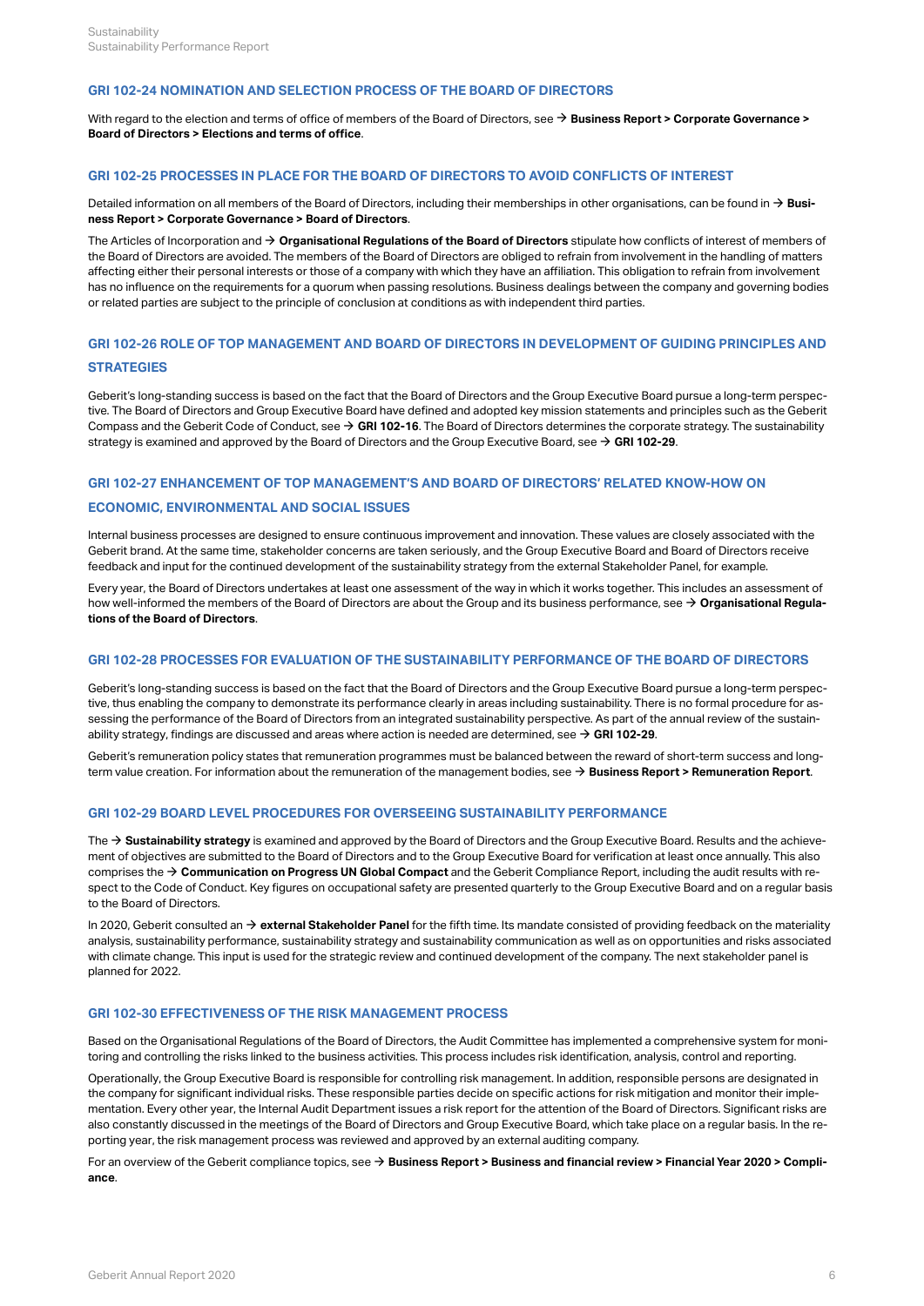## GRI 102-24 NOMINATION AND SELECTION PROCESS OF THE BOARD OF DIRECTORS

With regard to the election and terms of office of members of the Board of Directors, see → **Business Report > Corporate Governance > Board of Directors > Elections and terms of office**.

## GRI 102-25 PROCESSES IN PLACE FOR THE BOARD OF DIRECTORS TO AVOID CONFLICTS OF INTEREST

Detailed information on all members of the Board of Directors, including their memberships in other organisations, can be found in → **Business Report > Corporate Governance > Board of Directors**.

The Articles of Incorporation and → **Organisational Regulations of the Board of Directors** stipulate how conflicts of interest of members of the Board of Directors are avoided. The members of the Board of Directors are obliged to refrain from involvement in the handling of matters affecting either their personal interests or those of a company with which they have an affiliation. This obligation to refrain from involvement has no influence on the requirements for a quorum when passing resolutions. Business dealings between the company and governing bodies or related parties are subject to the principle of conclusion at conditions as with independent third parties.

## GRI 102-26 ROLE OF TOP MANAGEMENT AND BOARD OF DIRECTORS IN DEVELOPMENT OF GUIDING PRINCIPLES AND STRATEGIES

Geberit's long-standing success is based on the fact that the Board of Directors and the Group Executive Board pursue a long-term perspective. The Board of Directors and Group Executive Board have defined and adopted key mission statements and principles such as the Geberit Compass and the Geberit Code of Conduct, see → **GRI 102-16**. The Board of Directors determines the corporate strategy. The sustainability strategy is examined and approved by the Board of Directors and the Group Executive Board, see → **GRI 102-29**.

## GRI 102-27 ENHANCEMENT OF TOP MANAGEMENT'S AND BOARD OF DIRECTORS' RELATED KNOW-HOW ON ECONOMIC, ENVIRONMENTAL AND SOCIAL ISSUES

Internal business processes are designed to ensure continuous improvement and innovation. These values are closely associated with the Geberit brand. At the same time, stakeholder concerns are taken seriously, and the Group Executive Board and Board of Directors receive feedback and input for the continued development of the sustainability strategy from the external Stakeholder Panel, for example.

Every year, the Board of Directors undertakes at least one assessment of the way in which it works together. This includes an assessment of how well-informed the members of the Board of Directors are about the Group and its business performance, see → **Organisational Regulations of the Board of Directors**.

## GRI 102-28 PROCESSES FOR EVALUATION OF THE SUSTAINABILITY PERFORMANCE OF THE BOARD OF DIRECTORS

Geberit's long-standing success is based on the fact that the Board of Directors and the Group Executive Board pursue a long-term perspective, thus enabling the company to demonstrate its performance clearly in areas including sustainability. There is no formal procedure for assessing the performance of the Board of Directors from an integrated sustainability perspective. As part of the annual review of the sustainability strategy, findings are discussed and areas where action is needed are determined, see → **GRI 102-29**.

Geberit's remuneration policy states that remuneration programmes must be balanced between the reward of short-term success and long-term value creation. For information about the remuneration of the management bodies, see → **Business Report > Remuneration Report**.

## GRI 102-29 BOARD LEVEL PROCEDURES FOR OVERSEEING SUSTAINABILITY PERFORMANCE

The → **Sustainability strategy** is examined and approved by the Board of Directors and the Group Executive Board. Results and the achievement of objectives are submitted to the Board of Directors and to the Group Executive Board for verification at least once annually. This also comprises the → **Communication on Progress UN Global Compact** and the Geberit Compliance Report, including the audit results with respect to the Code of Conduct. Key figures on occupational safety are presented quarterly to the Group Executive Board and on a regular basis to the Board of Directors.

In 2020, Geberit consulted an → **external Stakeholder Panel** for the fifth time. Its mandate consisted of providing feedback on the materiality analysis, sustainability performance, sustainability strategy and sustainability communication as well as on opportunities and risks associated with climate change. This input is used for the strategic review and continued development of the company. The next stakeholder panel is planned for 2022.

## GRI 102-30 EFFECTIVENESS OF THE RISK MANAGEMENT PROCESS

Based on the Organisational Regulations of the Board of Directors, the Audit Committee has implemented a comprehensive system for monitoring and controlling the risks linked to the business activities. This process includes risk identification, analysis, control and reporting.

Operationally, the Group Executive Board is responsible for controlling risk management. In addition, responsible persons are designated in the company for significant individual risks. These responsible parties decide on specific actions for risk mitigation and monitor their implementation. Every other year, the Internal Audit Department issues a risk report for the attention of the Board of Directors. Significant risks are also constantly discussed in the meetings of the Board of Directors and Group Executive Board, which take place on a regular basis. In the reporting year, the risk management process was reviewed and approved by an external auditing company.

For an overview of the Geberit compliance topics, see → **Business Report > Business and financial review > Financial Year 2020 > Compliance**.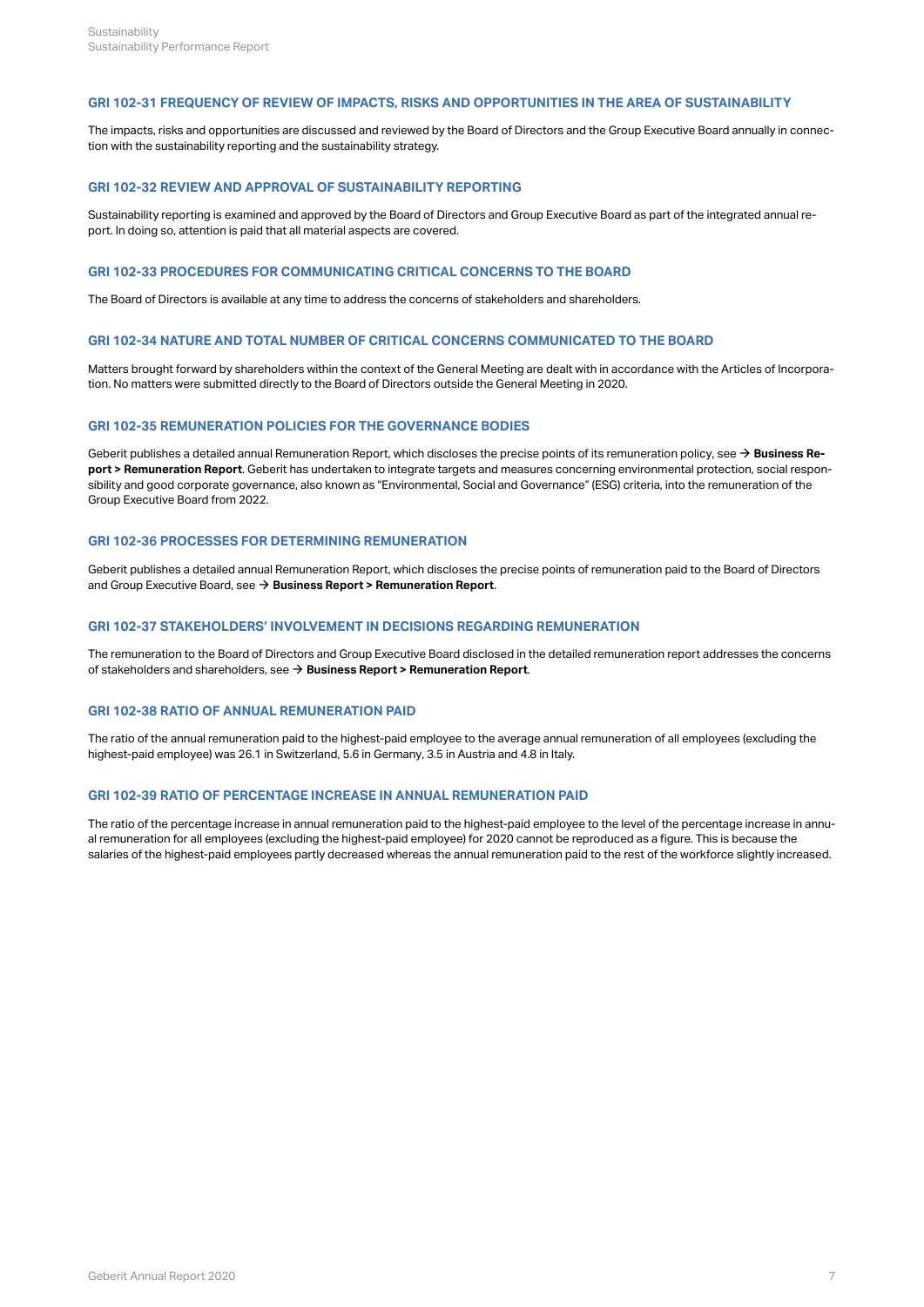### GRI 102-31 FREQUENCY OF REVIEW OF IMPACTS, RISKS AND OPPORTUNITIES IN THE AREA OF SUSTAINABILITY

The impacts, risks and opportunities are discussed and reviewed by the Board of Directors and the Group Executive Board annually in connection with the sustainability reporting and the sustainability strategy.

### GRI 102-32 REVIEW AND APPROVAL OF SUSTAINABILITY REPORTING

Sustainability reporting is examined and approved by the Board of Directors and Group Executive Board as part of the integrated annual report. In doing so, attention is paid that all material aspects are covered.

### GRI 102-33 PROCEDURES FOR COMMUNICATING CRITICAL CONCERNS TO THE BOARD

The Board of Directors is available at any time to address the concerns of stakeholders and shareholders.

### GRI 102-34 NATURE AND TOTAL NUMBER OF CRITICAL CONCERNS COMMUNICATED TO THE BOARD

Matters brought forward by shareholders within the context of the General Meeting are dealt with in accordance with the Articles of Incorporation. No matters were submitted directly to the Board of Directors outside the General Meeting in 2020.

### GRI 102-35 REMUNERATION POLICIES FOR THE GOVERNANCE BODIES

Geberit publishes a detailed annual Remuneration Report, which discloses the precise points of its remuneration policy, see → **Business Report > Remuneration Report**. Geberit has undertaken to integrate targets and measures concerning environmental protection, social responsibility and good corporate governance, also known as "Environmental, Social and Governance" (ESG) criteria, into the remuneration of the Group Executive Board from 2022.

### GRI 102-36 PROCESSES FOR DETERMINING REMUNERATION

Geberit publishes a detailed annual Remuneration Report, which discloses the precise points of remuneration paid to the Board of Directors and Group Executive Board, see → **Business Report > Remuneration Report**.

### GRI 102-37 STAKEHOLDERS' INVOLVEMENT IN DECISIONS REGARDING REMUNERATION

The remuneration to the Board of Directors and Group Executive Board disclosed in the detailed remuneration report addresses the concerns of stakeholders and shareholders, see → **Business Report > Remuneration Report**.

### GRI 102-38 RATIO OF ANNUAL REMUNERATION PAID

The ratio of the annual remuneration paid to the highest-paid employee to the average annual remuneration of all employees (excluding the highest-paid employee) was 26.1 in Switzerland, 5.6 in Germany, 3.5 in Austria and 4.8 in Italy.

### GRI 102-39 RATIO OF PERCENTAGE INCREASE IN ANNUAL REMUNERATION PAID

The ratio of the percentage increase in annual remuneration paid to the highest-paid employee to the level of the percentage increase in annual remuneration for all employees (excluding the highest-paid employee) for 2020 cannot be reproduced as a figure. This is because the salaries of the highest-paid employees partly decreased whereas the annual remuneration paid to the rest of the workforce slightly increased.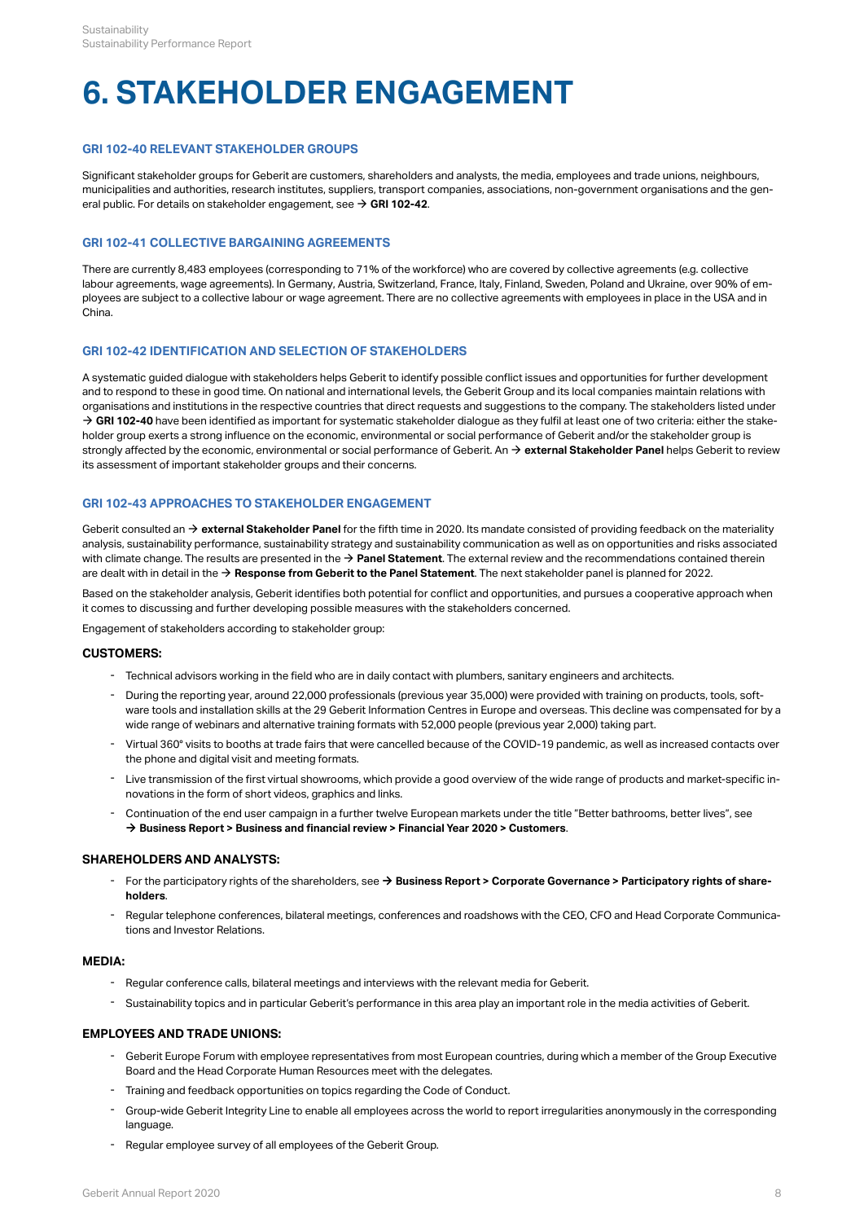# 6. STAKEHOLDER ENGAGEMENT

### GRI 102-40 RELEVANT STAKEHOLDER GROUPS

Significant stakeholder groups for Geberit are customers, shareholders and analysts, the media, employees and trade unions, neighbours, municipalities and authorities, research institutes, suppliers, transport companies, associations, non-government organisations and the general public. For details on stakeholder engagement, see → **GRI 102-42**.

### GRI 102-41 COLLECTIVE BARGAINING AGREEMENTS

There are currently 8,483 employees (corresponding to 71% of the workforce) who are covered by collective agreements (e.g. collective labour agreements, wage agreements). In Germany, Austria, Switzerland, France, Italy, Finland, Sweden, Poland and Ukraine, over 90% of employees are subject to a collective labour or wage agreement. There are no collective agreements with employees in place in the USA and in China.

### GRI 102-42 IDENTIFICATION AND SELECTION OF STAKEHOLDERS

A systematic guided dialogue with stakeholders helps Geberit to identify possible conflict issues and opportunities for further development and to respond to these in good time. On national and international levels, the Geberit Group and its local companies maintain relations with organisations and institutions in the respective countries that direct requests and suggestions to the company. The stakeholders listed under → **GRI 102-40** have been identified as important for systematic stakeholder dialogue as they fulfil at least one of two criteria: either the stakeholder group exerts a strong influence on the economic, environmental or social performance of Geberit and/or the stakeholder group is strongly affected by the economic, environmental or social performance of Geberit. An → **external Stakeholder Panel** helps Geberit to review its assessment of important stakeholder groups and their concerns.

### GRI 102-43 APPROACHES TO STAKEHOLDER ENGAGEMENT

Geberit consulted an → **external Stakeholder Panel** for the fifth time in 2020. Its mandate consisted of providing feedback on the materiality analysis, sustainability performance, sustainability strategy and sustainability communication as well as on opportunities and risks associated with climate change. The results are presented in the → **Panel Statement**. The external review and the recommendations contained therein are dealt with in detail in the → **Response from Geberit to the Panel Statement**. The next stakeholder panel is planned for 2022.

Based on the stakeholder analysis, Geberit identifies both potential for conflict and opportunities, and pursues a cooperative approach when it comes to discussing and further developing possible measures with the stakeholders concerned.

Engagement of stakeholders according to stakeholder group:

**CUSTOMERS:**

- Technical advisors working in the field who are in daily contact with plumbers, sanitary engineers and architects.
- During the reporting year, around 22,000 professionals (previous year 35,000) were provided with training on products, tools, software tools and installation skills at the 29 Geberit Information Centres in Europe and overseas. This decline was compensated for by a wide range of webinars and alternative training formats with 52,000 people (previous year 2,000) taking part.
- Virtual 360° visits to booths at trade fairs that were cancelled because of the COVID-19 pandemic, as well as increased contacts over the phone and digital visit and meeting formats.
- Live transmission of the first virtual showrooms, which provide a good overview of the wide range of products and market-specific innovations in the form of short videos, graphics and links.
- Continuation of the end user campaign in a further twelve European markets under the title "Better bathrooms, better lives", see **→ Business Report > Business and financial review > Financial Year 2020 > Customers**.

**SHAREHOLDERS AND ANALYSTS:**

- For the participatory rights of the shareholders, see **→ Business Report > Corporate Governance > Participatory rights of shareholders**.
- Regular telephone conferences, bilateral meetings, conferences and roadshows with the CEO, CFO and Head Corporate Communications and Investor Relations.

**MEDIA:**

- Regular conference calls, bilateral meetings and interviews with the relevant media for Geberit.
- Sustainability topics and in particular Geberit's performance in this area play an important role in the media activities of Geberit.

**EMPLOYEES AND TRADE UNIONS:**

- Geberit Europe Forum with employee representatives from most European countries, during which a member of the Group Executive Board and the Head Corporate Human Resources meet with the delegates.
- Training and feedback opportunities on topics regarding the Code of Conduct.
- Group-wide Geberit Integrity Line to enable all employees across the world to report irregularities anonymously in the corresponding language.
- Regular employee survey of all employees of the Geberit Group.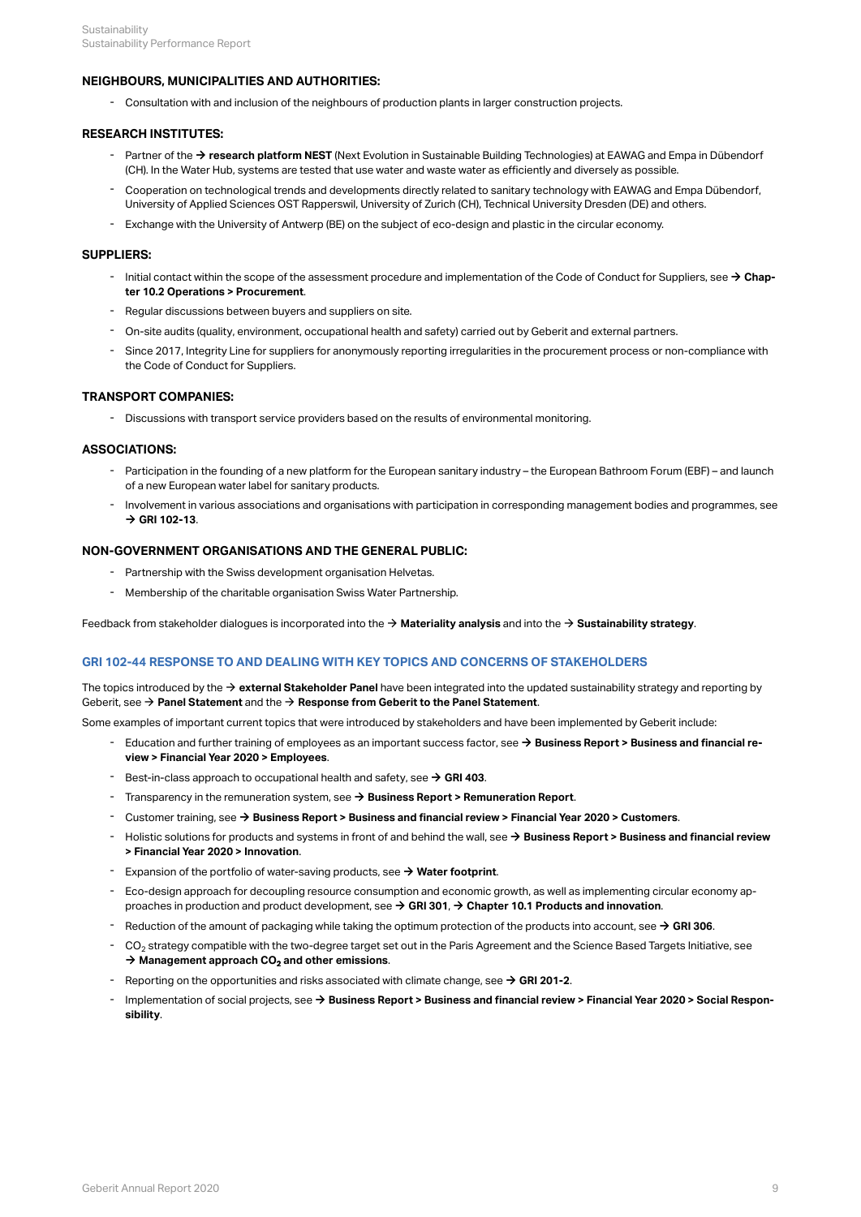**NEIGHBOURS, MUNICIPALITIES AND AUTHORITIES:**

- Consultation with and inclusion of the neighbours of production plants in larger construction projects.

**RESEARCH INSTITUTES:**

- Partner of the → **research platform NEST** (Next Evolution in Sustainable Building Technologies) at EAWAG and Empa in Dübendorf (CH). In the Water Hub, systems are tested that use water and waste water as efficiently and diversely as possible.
- Cooperation on technological trends and developments directly related to sanitary technology with EAWAG and Empa Dübendorf, University of Applied Sciences OST Rapperswil, University of Zurich (CH), Technical University Dresden (DE) and others.
- Exchange with the University of Antwerp (BE) on the subject of eco-design and plastic in the circular economy.

**SUPPLIERS:**

- Initial contact within the scope of the assessment procedure and implementation of the Code of Conduct for Suppliers, see → **Chapter 10.2 Operations > Procurement**.
- Regular discussions between buyers and suppliers on site.
- On-site audits (quality, environment, occupational health and safety) carried out by Geberit and external partners.
- Since 2017, Integrity Line for suppliers for anonymously reporting irregularities in the procurement process or non-compliance with the Code of Conduct for Suppliers.

**TRANSPORT COMPANIES:**

- Discussions with transport service providers based on the results of environmental monitoring.

**ASSOCIATIONS:**

- Participation in the founding of a new platform for the European sanitary industry – the European Bathroom Forum (EBF) – and launch of a new European water label for sanitary products.
- Involvement in various associations and organisations with participation in corresponding management bodies and programmes, see → **GRI 102-13**.

**NON-GOVERNMENT ORGANISATIONS AND THE GENERAL PUBLIC:**

- Partnership with the Swiss development organisation Helvetas.
- Membership of the charitable organisation Swiss Water Partnership.

Feedback from stakeholder dialogues is incorporated into the → **Materiality analysis** and into the → **Sustainability strategy**.

## GRI 102-44 RESPONSE TO AND DEALING WITH KEY TOPICS AND CONCERNS OF STAKEHOLDERS

The topics introduced by the → **external Stakeholder Panel** have been integrated into the updated sustainability strategy and reporting by Geberit, see → **Panel Statement** and the → **Response from Geberit to the Panel Statement**.

Some examples of important current topics that were introduced by stakeholders and have been implemented by Geberit include:

- Education and further training of employees as an important success factor, see → **Business Report > Business and financial review > Financial Year 2020 > Employees**.
- Best-in-class approach to occupational health and safety, see → **GRI 403**.
- Transparency in the remuneration system, see → **Business Report > Remuneration Report**.
- Customer training, see → **Business Report > Business and financial review > Financial Year 2020 > Customers**.
- Holistic solutions for products and systems in front of and behind the wall, see → **Business Report > Business and financial review > Financial Year 2020 > Innovation**.
- Expansion of the portfolio of water-saving products, see → **Water footprint**.
- Eco-design approach for decoupling resource consumption and economic growth, as well as implementing circular economy approaches in production and product development, see → **GRI 301**, → **Chapter 10.1 Products and innovation**.
- Reduction of the amount of packaging while taking the optimum protection of the products into account, see → **GRI 306**.
- $CO_2$ strategy compatible with the two-degree target set out in the Paris Agreement and the Science Based Targets Initiative, see → **Management approach $CO_2$ and other emissions**.
- Reporting on the opportunities and risks associated with climate change, see → **GRI 201-2**.
- Implementation of social projects, see → **Business Report > Business and financial review > Financial Year 2020 > Social Responsibility**.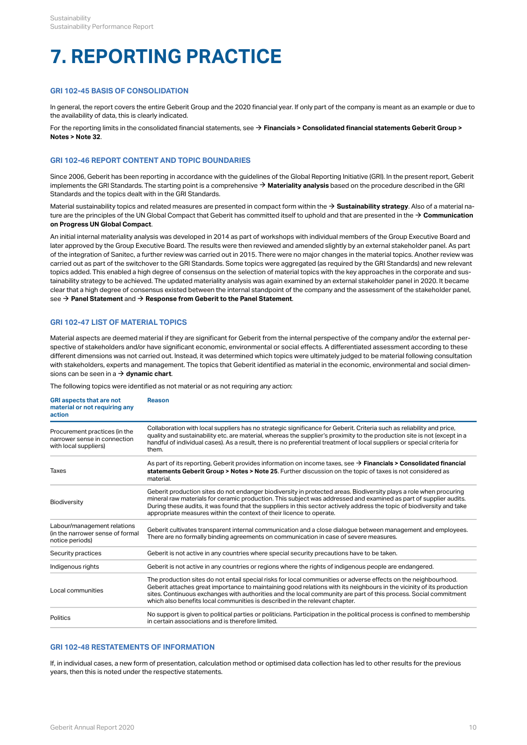# 7. REPORTING PRACTICE

### GRI 102-45 BASIS OF CONSOLIDATION

In general, the report covers the entire Geberit Group and the 2020 financial year. If only part of the company is meant as an example or due to the availability of data, this is clearly indicated.

For the reporting limits in the consolidated financial statements, see → **Financials > Consolidated financial statements Geberit Group > Notes > Note 32**.

### GRI 102-46 REPORT CONTENT AND TOPIC BOUNDARIES

Since 2006, Geberit has been reporting in accordance with the guidelines of the Global Reporting Initiative (GRI). In the present report, Geberit implements the GRI Standards. The starting point is a comprehensive → **Materiality analysis** based on the procedure described in the GRI Standards and the topics dealt with in the GRI Standards.

Material sustainability topics and related measures are presented in compact form within the → **Sustainability strategy**. Also of a material nature are the principles of the UN Global Compact that Geberit has committed itself to uphold and that are presented in the → **Communication on Progress UN Global Compact**.

An initial internal materiality analysis was developed in 2014 as part of workshops with individual members of the Group Executive Board and later approved by the Group Executive Board. The results were then reviewed and amended slightly by an external stakeholder panel. As part of the integration of Sanitec, a further review was carried out in 2015. There were no major changes in the material topics. Another review was carried out as part of the switchover to the GRI Standards. Some topics were aggregated (as required by the GRI Standards) and new relevant topics added. This enabled a high degree of consensus on the selection of material topics with the key approaches in the corporate and sustainability strategy to be achieved. The updated materiality analysis was again examined by an external stakeholder panel in 2020. It became clear that a high degree of consensus existed between the internal standpoint of the company and the assessment of the stakeholder panel, see → **Panel Statement** and → **Response from Geberit to the Panel Statement**.

### GRI 102-47 LIST OF MATERIAL TOPICS

Material aspects are deemed material if they are significant for Geberit from the internal perspective of the company and/or the external perspective of stakeholders and/or have significant economic, environmental or social effects. A differentiated assessment according to these different dimensions was not carried out. Instead, it was determined which topics were ultimately judged to be material following consultation with stakeholders, experts and management. The topics that Geberit identified as material in the economic, environmental and social dimensions can be seen in a → **dynamic chart**.

The following topics were identified as not material or as not requiring any action:

| GRI aspects that are not material or not requiring any action | Reason |
|---|---|
| Procurement practices (in the narrower sense in connection with local suppliers) | Collaboration with local suppliers has no strategic significance for Geberit. Criteria such as reliability and price, quality and sustainability etc. are material, whereas the supplier's proximity to the production site is not (except in a handful of individual cases). As a result, there is no preferential treatment of local suppliers or special criteria for them. |
| Taxes | As part of its reporting, Geberit provides information on income taxes, see → **Financials > Consolidated financial statements Geberit Group > Notes > Note 25**. Further discussion on the topic of taxes is not considered as material. |
| Biodiversity | Geberit production sites do not endanger biodiversity in protected areas. Biodiversity plays a role when procuring mineral raw materials for ceramic production. This subject was addressed and examined as part of supplier audits. During these audits, it was found that the suppliers in this sector actively address the topic of biodiversity and take appropriate measures within the context of their licence to operate. |
| Labour/management relations (in the narrower sense of formal notice periods) | Geberit cultivates transparent internal communication and a close dialogue between management and employees. There are no formally binding agreements on communication in case of severe measures. |
| Security practices | Geberit is not active in any countries where special security precautions have to be taken. |
| Indigenous rights | Geberit is not active in any countries or regions where the rights of indigenous people are endangered. |
| Local communities | The production sites do not entail special risks for local communities or adverse effects on the neighbourhood. Geberit attaches great importance to maintaining good relations with its neighbours in the vicinity of its production sites. Continuous exchanges with authorities and the local community are part of this process. Social commitment which also benefits local communities is described in the relevant chapter. |
| Politics | No support is given to political parties or politicians. Participation in the political process is confined to membership in certain associations and is therefore limited. |

### GRI 102-48 RESTATEMENTS OF INFORMATION

If, in individual cases, a new form of presentation, calculation method or optimised data collection has led to other results for the previous years, then this is noted under the respective statements.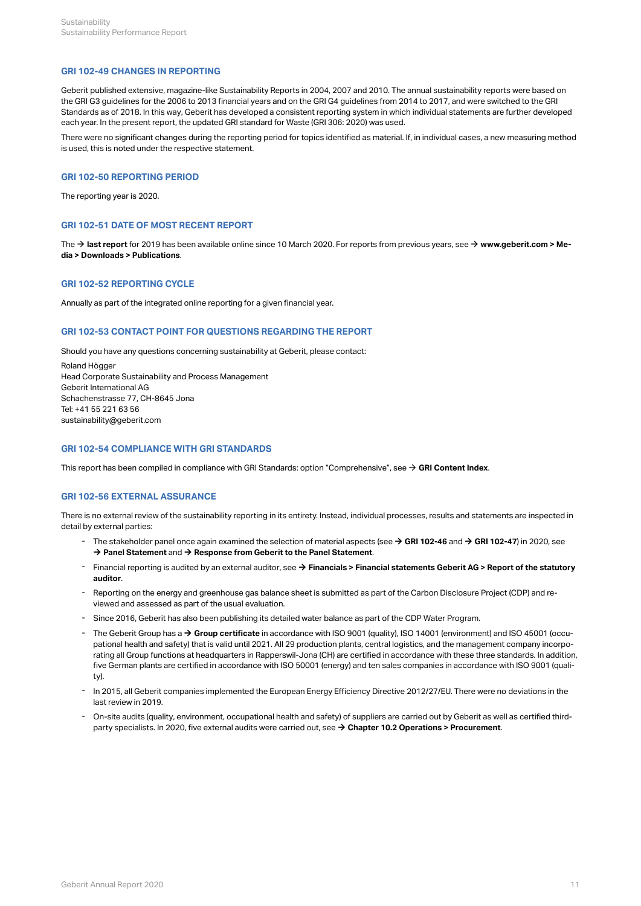### GRI 102-49 CHANGES IN REPORTING

Geberit published extensive, magazine-like Sustainability Reports in 2004, 2007 and 2010. The annual sustainability reports were based on the GRI G3 guidelines for the 2006 to 2013 financial years and on the GRI G4 guidelines from 2014 to 2017, and were switched to the GRI Standards as of 2018. In this way, Geberit has developed a consistent reporting system in which individual statements are further developed each year. In the present report, the updated GRI standard for Waste (GRI 306: 2020) was used.

There were no significant changes during the reporting period for topics identified as material. If, in individual cases, a new measuring method is used, this is noted under the respective statement.

### GRI 102-50 REPORTING PERIOD

The reporting year is 2020.

### GRI 102-51 DATE OF MOST RECENT REPORT

The → **last report** for 2019 has been available online since 10 March 2020. For reports from previous years, see → **www.geberit.com > Media > Downloads > Publications**.

### GRI 102-52 REPORTING CYCLE

Annually as part of the integrated online reporting for a given financial year.

### GRI 102-53 CONTACT POINT FOR QUESTIONS REGARDING THE REPORT

Should you have any questions concerning sustainability at Geberit, please contact:

Roland Högger
Head Corporate Sustainability and Process Management
Geberit International AG
Schachenstrasse 77, CH-8645 Jona
Tel: +41 55 221 63 56
sustainability@geberit.com

### GRI 102-54 COMPLIANCE WITH GRI STANDARDS

This report has been compiled in compliance with GRI Standards: option "Comprehensive", see → **GRI Content Index**.

### GRI 102-56 EXTERNAL ASSURANCE

There is no external review of the sustainability reporting in its entirety. Instead, individual processes, results and statements are inspected in detail by external parties:

- The stakeholder panel once again examined the selection of material aspects (see → **GRI 102-46** and → **GRI 102-47**) in 2020, see → **Panel Statement** and → **Response from Geberit to the Panel Statement**.
- Financial reporting is audited by an external auditor, see → **Financials > Financial statements Geberit AG > Report of the statutory auditor**.
- Reporting on the energy and greenhouse gas balance sheet is submitted as part of the Carbon Disclosure Project (CDP) and reviewed and assessed as part of the usual evaluation.
- Since 2016, Geberit has also been publishing its detailed water balance as part of the CDP Water Program.
- The Geberit Group has a → **Group certificate** in accordance with ISO 9001 (quality), ISO 14001 (environment) and ISO 45001 (occupational health and safety) that is valid until 2021. All 29 production plants, central logistics, and the management company incorporating all Group functions at headquarters in Rapperswil-Jona (CH) are certified in accordance with these three standards. In addition, five German plants are certified in accordance with ISO 50001 (energy) and ten sales companies in accordance with ISO 9001 (quality).
- In 2015, all Geberit companies implemented the European Energy Efficiency Directive 2012/27/EU. There were no deviations in the last review in 2019.
- On-site audits (quality, environment, occupational health and safety) of suppliers are carried out by Geberit as well as certified third-party specialists. In 2020, five external audits were carried out, see → **Chapter 10.2 Operations > Procurement**.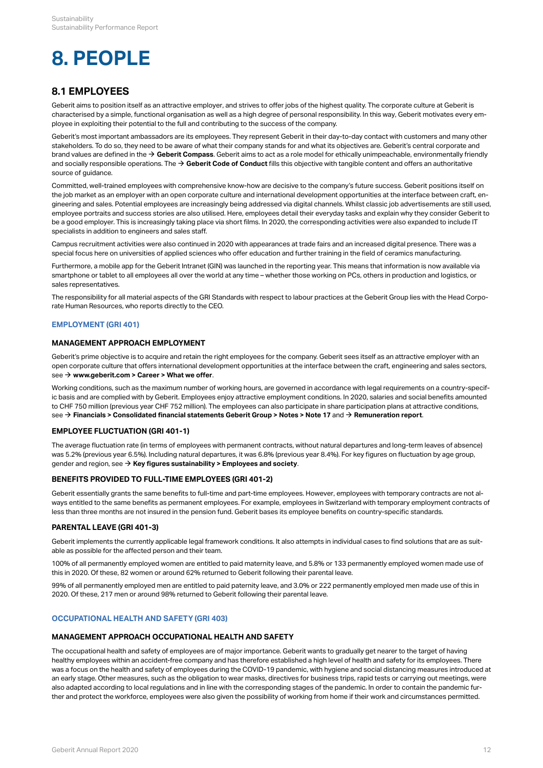# 8. PEOPLE

## 8.1 EMPLOYEES

Geberit aims to position itself as an attractive employer, and strives to offer jobs of the highest quality. The corporate culture at Geberit is characterised by a simple, functional organisation as well as a high degree of personal responsibility. In this way, Geberit motivates every employee in exploiting their potential to the full and contributing to the success of the company.

Geberit's most important ambassadors are its employees. They represent Geberit in their day-to-day contact with customers and many other stakeholders. To do so, they need to be aware of what their company stands for and what its objectives are. Geberit's central corporate and brand values are defined in the → **Geberit Compass**. Geberit aims to act as a role model for ethically unimpeachable, environmentally friendly and socially responsible operations. The → **Geberit Code of Conduct** fills this objective with tangible content and offers an authoritative source of guidance.

Committed, well-trained employees with comprehensive know-how are decisive to the company's future success. Geberit positions itself on the job market as an employer with an open corporate culture and international development opportunities at the interface between craft, engineering and sales. Potential employees are increasingly being addressed via digital channels. Whilst classic job advertisements are still used, employee portraits and success stories are also utilised. Here, employees detail their everyday tasks and explain why they consider Geberit to be a good employer. This is increasingly taking place via short films. In 2020, the corresponding activities were also expanded to include IT specialists in addition to engineers and sales staff.

Campus recruitment activities were also continued in 2020 with appearances at trade fairs and an increased digital presence. There was a special focus here on universities of applied sciences who offer education and further training in the field of ceramics manufacturing.

Furthermore, a mobile app for the Geberit Intranet (GIN) was launched in the reporting year. This means that information is now available via smartphone or tablet to all employees all over the world at any time – whether those working on PCs, others in production and logistics, or sales representatives.

The responsibility for all material aspects of the GRI Standards with respect to labour practices at the Geberit Group lies with the Head Corporate Human Resources, who reports directly to the CEO.

### EMPLOYMENT (GRI 401)

#### MANAGEMENT APPROACH EMPLOYMENT

Geberit's prime objective is to acquire and retain the right employees for the company. Geberit sees itself as an attractive employer with an open corporate culture that offers international development opportunities at the interface between the craft, engineering and sales sectors, see → **www.geberit.com > Career > What we offer**.

Working conditions, such as the maximum number of working hours, are governed in accordance with legal requirements on a country-specific basis and are complied with by Geberit. Employees enjoy attractive employment conditions. In 2020, salaries and social benefits amounted to CHF 750 million (previous year CHF 752 million). The employees can also participate in share participation plans at attractive conditions, see → **Financials > Consolidated financial statements Geberit Group > Notes > Note 17** and → **Remuneration report**.

#### EMPLOYEE FLUCTUATION (GRI 401-1)

The average fluctuation rate (in terms of employees with permanent contracts, without natural departures and long-term leaves of absence) was 5.2% (previous year 6.5%). Including natural departures, it was 6.8% (previous year 8.4%). For key figures on fluctuation by age group, gender and region, see → **Key figures sustainability > Employees and society**.

#### BENEFITS PROVIDED TO FULL-TIME EMPLOYEES (GRI 401-2)

Geberit essentially grants the same benefits to full-time and part-time employees. However, employees with temporary contracts are not always entitled to the same benefits as permanent employees. For example, employees in Switzerland with temporary employment contracts of less than three months are not insured in the pension fund. Geberit bases its employee benefits on country-specific standards.

#### PARENTAL LEAVE (GRI 401-3)

Geberit implements the currently applicable legal framework conditions. It also attempts in individual cases to find solutions that are as suitable as possible for the affected person and their team.

100% of all permanently employed women are entitled to paid maternity leave, and 5.8% or 133 permanently employed women made use of this in 2020. Of these, 82 women or around 62% returned to Geberit following their parental leave.

99% of all permanently employed men are entitled to paid paternity leave, and 3.0% or 222 permanently employed men made use of this in 2020. Of these, 217 men or around 98% returned to Geberit following their parental leave.

### OCCUPATIONAL HEALTH AND SAFETY (GRI 403)

#### MANAGEMENT APPROACH OCCUPATIONAL HEALTH AND SAFETY

The occupational health and safety of employees are of major importance. Geberit wants to gradually get nearer to the target of having healthy employees within an accident-free company and has therefore established a high level of health and safety for its employees. There was a focus on the health and safety of employees during the COVID-19 pandemic, with hygiene and social distancing measures introduced at an early stage. Other measures, such as the obligation to wear masks, directives for business trips, rapid tests or carrying out meetings, were also adapted according to local regulations and in line with the corresponding stages of the pandemic. In order to contain the pandemic further and protect the workforce, employees were also given the possibility of working from home if their work and circumstances permitted.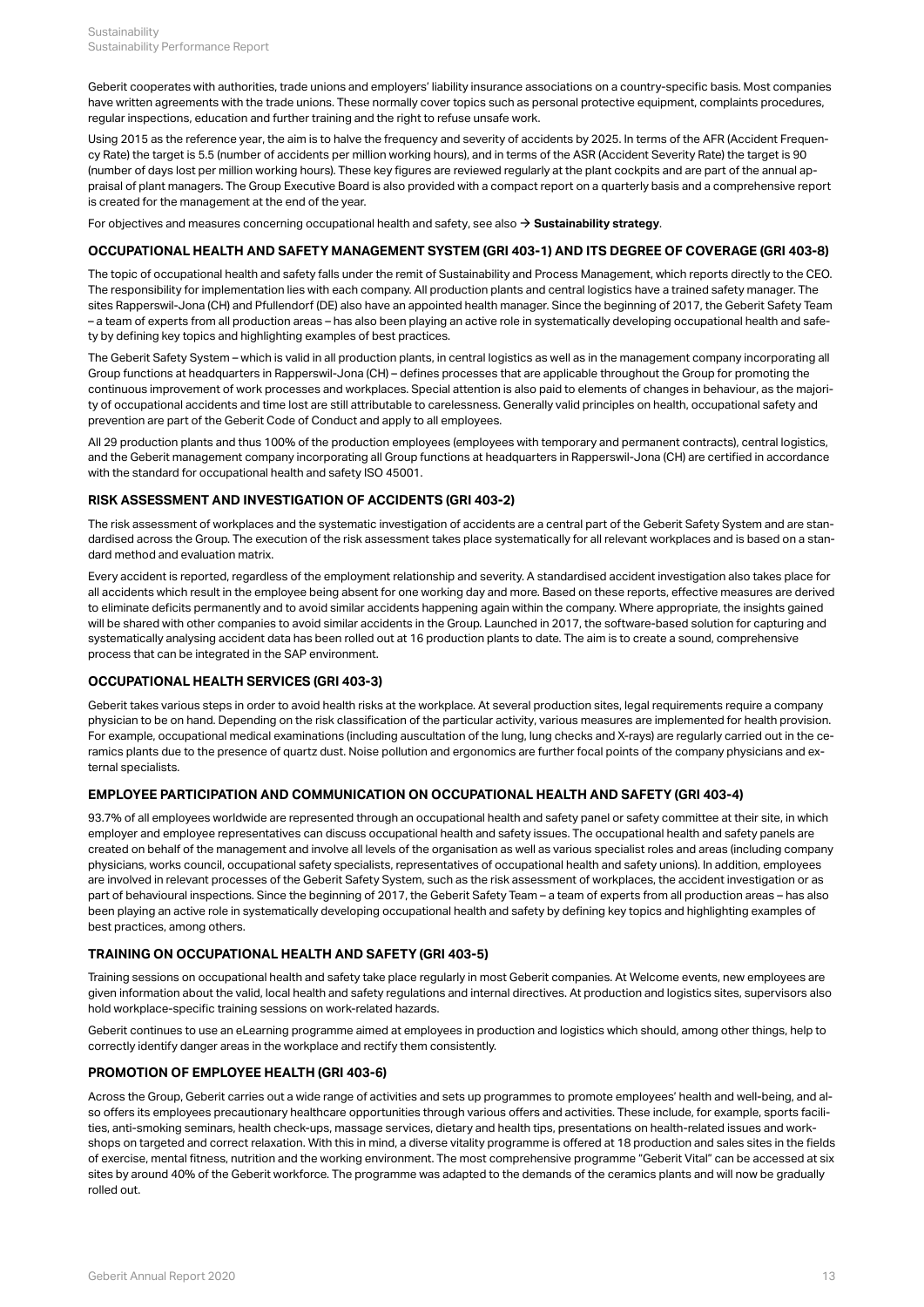Geberit cooperates with authorities, trade unions and employers' liability insurance associations on a country-specific basis. Most companies have written agreements with the trade unions. These normally cover topics such as personal protective equipment, complaints procedures, regular inspections, education and further training and the right to refuse unsafe work.

Using 2015 as the reference year, the aim is to halve the frequency and severity of accidents by 2025. In terms of the AFR (Accident Frequency Rate) the target is 5.5 (number of accidents per million working hours), and in terms of the ASR (Accident Severity Rate) the target is 90 (number of days lost per million working hours). These key figures are reviewed regularly at the plant cockpits and are part of the annual appraisal of plant managers. The Group Executive Board is also provided with a compact report on a quarterly basis and a comprehensive report is created for the management at the end of the year.

For objectives and measures concerning occupational health and safety, see also → **Sustainability strategy**.

### OCCUPATIONAL HEALTH AND SAFETY MANAGEMENT SYSTEM (GRI 403-1) AND ITS DEGREE OF COVERAGE (GRI 403-8)

The topic of occupational health and safety falls under the remit of Sustainability and Process Management, which reports directly to the CEO. The responsibility for implementation lies with each company. All production plants and central logistics have a trained safety manager. The sites Rapperswil-Jona (CH) and Pfullendorf (DE) also have an appointed health manager. Since the beginning of 2017, the Geberit Safety Team – a team of experts from all production areas – has also been playing an active role in systematically developing occupational health and safety by defining key topics and highlighting examples of best practices.

The Geberit Safety System – which is valid in all production plants, in central logistics as well as in the management company incorporating all Group functions at headquarters in Rapperswil-Jona (CH) – defines processes that are applicable throughout the Group for promoting the continuous improvement of work processes and workplaces. Special attention is also paid to elements of changes in behaviour, as the majority of occupational accidents and time lost are still attributable to carelessness. Generally valid principles on health, occupational safety and prevention are part of the Geberit Code of Conduct and apply to all employees.

All 29 production plants and thus 100% of the production employees (employees with temporary and permanent contracts), central logistics, and the Geberit management company incorporating all Group functions at headquarters in Rapperswil-Jona (CH) are certified in accordance with the standard for occupational health and safety ISO 45001.

### RISK ASSESSMENT AND INVESTIGATION OF ACCIDENTS (GRI 403-2)

The risk assessment of workplaces and the systematic investigation of accidents are a central part of the Geberit Safety System and are standardised across the Group. The execution of the risk assessment takes place systematically for all relevant workplaces and is based on a standard method and evaluation matrix.

Every accident is reported, regardless of the employment relationship and severity. A standardised accident investigation also takes place for all accidents which result in the employee being absent for one working day and more. Based on these reports, effective measures are derived to eliminate deficits permanently and to avoid similar accidents happening again within the company. Where appropriate, the insights gained will be shared with other companies to avoid similar accidents in the Group. Launched in 2017, the software-based solution for capturing and systematically analysing accident data has been rolled out at 16 production plants to date. The aim is to create a sound, comprehensive process that can be integrated in the SAP environment.

### OCCUPATIONAL HEALTH SERVICES (GRI 403-3)

Geberit takes various steps in order to avoid health risks at the workplace. At several production sites, legal requirements require a company physician to be on hand. Depending on the risk classification of the particular activity, various measures are implemented for health provision. For example, occupational medical examinations (including auscultation of the lung, lung checks and X-rays) are regularly carried out in the ceramics plants due to the presence of quartz dust. Noise pollution and ergonomics are further focal points of the company physicians and external specialists.

### EMPLOYEE PARTICIPATION AND COMMUNICATION ON OCCUPATIONAL HEALTH AND SAFETY (GRI 403-4)

93.7% of all employees worldwide are represented through an occupational health and safety panel or safety committee at their site, in which employer and employee representatives can discuss occupational health and safety issues. The occupational health and safety panels are created on behalf of the management and involve all levels of the organisation as well as various specialist roles and areas (including company physicians, works council, occupational safety specialists, representatives of occupational health and safety unions). In addition, employees are involved in relevant processes of the Geberit Safety System, such as the risk assessment of workplaces, the accident investigation or as part of behavioural inspections. Since the beginning of 2017, the Geberit Safety Team – a team of experts from all production areas – has also been playing an active role in systematically developing occupational health and safety by defining key topics and highlighting examples of best practices, among others.

### TRAINING ON OCCUPATIONAL HEALTH AND SAFETY (GRI 403-5)

Training sessions on occupational health and safety take place regularly in most Geberit companies. At Welcome events, new employees are given information about the valid, local health and safety regulations and internal directives. At production and logistics sites, supervisors also hold workplace-specific training sessions on work-related hazards.

Geberit continues to use an eLearning programme aimed at employees in production and logistics which should, among other things, help to correctly identify danger areas in the workplace and rectify them consistently.

### PROMOTION OF EMPLOYEE HEALTH (GRI 403-6)

Across the Group, Geberit carries out a wide range of activities and sets up programmes to promote employees' health and well-being, and also offers its employees precautionary healthcare opportunities through various offers and activities. These include, for example, sports facilities, anti-smoking seminars, health check-ups, massage services, dietary and health tips, presentations on health-related issues and workshops on targeted and correct relaxation. With this in mind, a diverse vitality programme is offered at 18 production and sales sites in the fields of exercise, mental fitness, nutrition and the working environment. The most comprehensive programme "Geberit Vital" can be accessed at six sites by around 40% of the Geberit workforce. The programme was adapted to the demands of the ceramics plants and will now be gradually rolled out.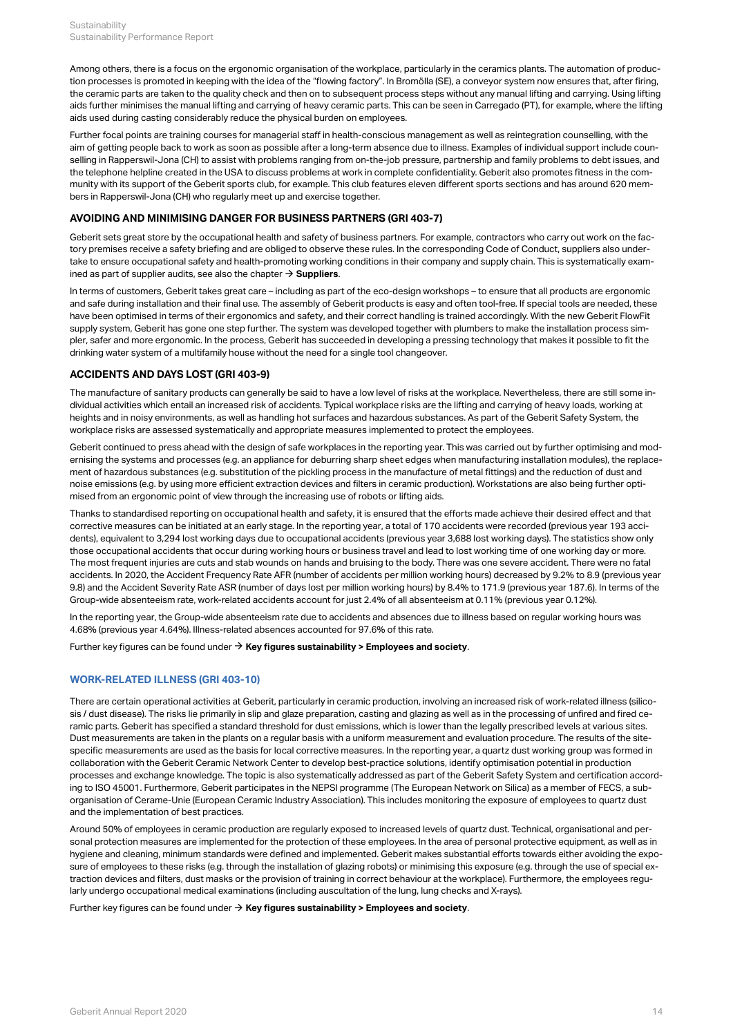Among others, there is a focus on the ergonomic organisation of the workplace, particularly in the ceramics plants. The automation of production processes is promoted in keeping with the idea of the "flowing factory". In Bromölla (SE), a conveyor system now ensures that, after firing, the ceramic parts are taken to the quality check and then on to subsequent process steps without any manual lifting and carrying. Using lifting aids further minimises the manual lifting and carrying of heavy ceramic parts. This can be seen in Carregado (PT), for example, where the lifting aids used during casting considerably reduce the physical burden on employees.

Further focal points are training courses for managerial staff in health-conscious management as well as reintegration counselling, with the aim of getting people back to work as soon as possible after a long-term absence due to illness. Examples of individual support include counselling in Rapperswil-Jona (CH) to assist with problems ranging from on-the-job pressure, partnership and family problems to debt issues, and the telephone helpline created in the USA to discuss problems at work in complete confidentiality. Geberit also promotes fitness in the community with its support of the Geberit sports club, for example. This club features eleven different sports sections and has around 620 members in Rapperswil-Jona (CH) who regularly meet up and exercise together.

### AVOIDING AND MINIMISING DANGER FOR BUSINESS PARTNERS (GRI 403-7)

Geberit sets great store by the occupational health and safety of business partners. For example, contractors who carry out work on the factory premises receive a safety briefing and are obliged to observe these rules. In the corresponding Code of Conduct, suppliers also undertake to ensure occupational safety and health-promoting working conditions in their company and supply chain. This is systematically examined as part of supplier audits, see also the chapter → **Suppliers**.

In terms of customers, Geberit takes great care – including as part of the eco-design workshops – to ensure that all products are ergonomic and safe during installation and their final use. The assembly of Geberit products is easy and often tool-free. If special tools are needed, these have been optimised in terms of their ergonomics and safety, and their correct handling is trained accordingly. With the new Geberit FlowFit supply system, Geberit has gone one step further. The system was developed together with plumbers to make the installation process simpler, safer and more ergonomic. In the process, Geberit has succeeded in developing a pressing technology that makes it possible to fit the drinking water system of a multifamily house without the need for a single tool changeover.

### ACCIDENTS AND DAYS LOST (GRI 403-9)

The manufacture of sanitary products can generally be said to have a low level of risks at the workplace. Nevertheless, there are still some individual activities which entail an increased risk of accidents. Typical workplace risks are the lifting and carrying of heavy loads, working at heights and in noisy environments, as well as handling hot surfaces and hazardous substances. As part of the Geberit Safety System, the workplace risks are assessed systematically and appropriate measures implemented to protect the employees.

Geberit continued to press ahead with the design of safe workplaces in the reporting year. This was carried out by further optimising and modernising the systems and processes (e.g. an appliance for deburring sharp sheet edges when manufacturing installation modules), the replacement of hazardous substances (e.g. substitution of the pickling process in the manufacture of metal fittings) and the reduction of dust and noise emissions (e.g. by using more efficient extraction devices and filters in ceramic production). Workstations are also being further optimised from an ergonomic point of view through the increasing use of robots or lifting aids.

Thanks to standardised reporting on occupational health and safety, it is ensured that the efforts made achieve their desired effect and that corrective measures can be initiated at an early stage. In the reporting year, a total of 170 accidents were recorded (previous year 193 accidents), equivalent to 3,294 lost working days due to occupational accidents (previous year 3,688 lost working days). The statistics show only those occupational accidents that occur during working hours or business travel and lead to lost working time of one working day or more. The most frequent injuries are cuts and stab wounds on hands and bruising to the body. There was one severe accident. There were no fatal accidents. In 2020, the Accident Frequency Rate AFR (number of accidents per million working hours) decreased by 9.2% to 8.9 (previous year 9.8) and the Accident Severity Rate ASR (number of days lost per million working hours) by 8.4% to 171.9 (previous year 187.6). In terms of the Group-wide absenteeism rate, work-related accidents account for just 2.4% of all absenteeism at 0.11% (previous year 0.12%).

In the reporting year, the Group-wide absenteeism rate due to accidents and absences due to illness based on regular working hours was 4.68% (previous year 4.64%). Illness-related absences accounted for 97.6% of this rate.

Further key figures can be found under → **Key figures sustainability > Employees and society**.

### WORK-RELATED ILLNESS (GRI 403-10)

There are certain operational activities at Geberit, particularly in ceramic production, involving an increased risk of work-related illness (silicosis / dust disease). The risks lie primarily in slip and glaze preparation, casting and glazing as well as in the processing of unfired and fired ceramic parts. Geberit has specified a standard threshold for dust emissions, which is lower than the legally prescribed levels at various sites. Dust measurements are taken in the plants on a regular basis with a uniform measurement and evaluation procedure. The results of the site-specific measurements are used as the basis for local corrective measures. In the reporting year, a quartz dust working group was formed in collaboration with the Geberit Ceramic Network Center to develop best-practice solutions, identify optimisation potential in production processes and exchange knowledge. The topic is also systematically addressed as part of the Geberit Safety System and certification according to ISO 45001. Furthermore, Geberit participates in the NEPSI programme (The European Network on Silica) as a member of FECS, a sub-organisation of Cerame-Unie (European Ceramic Industry Association). This includes monitoring the exposure of employees to quartz dust and the implementation of best practices.

Around 50% of employees in ceramic production are regularly exposed to increased levels of quartz dust. Technical, organisational and personal protection measures are implemented for the protection of these employees. In the area of personal protective equipment, as well as in hygiene and cleaning, minimum standards were defined and implemented. Geberit makes substantial efforts towards either avoiding the exposure of employees to these risks (e.g. through the installation of glazing robots) or minimising this exposure (e.g. through the use of special extraction devices and filters, dust masks or the provision of training in correct behaviour at the workplace). Furthermore, the employees regularly undergo occupational medical examinations (including auscultation of the lung, lung checks and X-rays).

Further key figures can be found under → **Key figures sustainability > Employees and society**.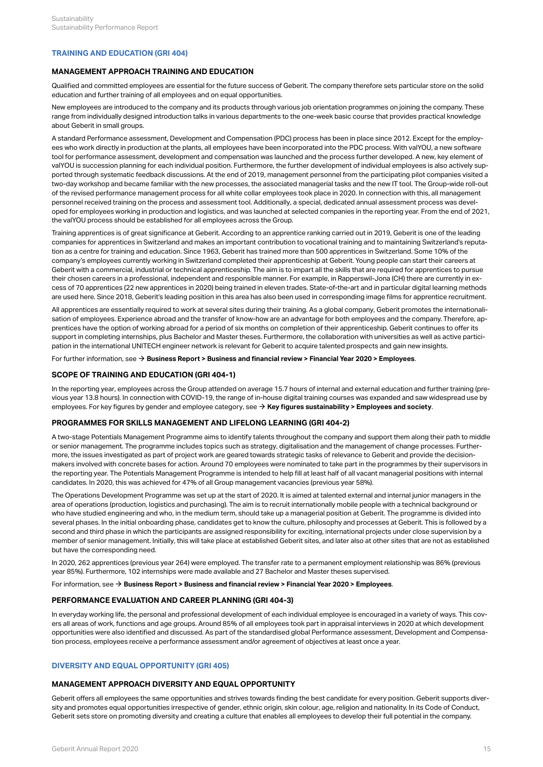## TRAINING AND EDUCATION (GRI 404)

### MANAGEMENT APPROACH TRAINING AND EDUCATION

Qualified and committed employees are essential for the future success of Geberit. The company therefore sets particular store on the solid education and further training of all employees and on equal opportunities.

New employees are introduced to the company and its products through various job orientation programmes on joining the company. These range from individually designed introduction talks in various departments to the one-week basic course that provides practical knowledge about Geberit in small groups.

A standard Performance assessment, Development and Compensation (PDC) process has been in place since 2012. Except for the employees who work directly in production at the plants, all employees have been incorporated into the PDC process. With valYOU, a new software tool for performance assessment, development and compensation was launched and the process further developed. A new, key element of valYOU is succession planning for each individual position. Furthermore, the further development of individual employees is also actively supported through systematic feedback discussions. At the end of 2019, management personnel from the participating pilot companies visited a two-day workshop and became familiar with the new processes, the associated managerial tasks and the new IT tool. The Group-wide roll-out of the revised performance management process for all white collar employees took place in 2020. In connection with this, all management personnel received training on the process and assessment tool. Additionally, a special, dedicated annual assessment process was developed for employees working in production and logistics, and was launched at selected companies in the reporting year. From the end of 2021, the valYOU process should be established for all employees across the Group.

Training apprentices is of great significance at Geberit. According to an apprentice ranking carried out in 2019, Geberit is one of the leading companies for apprentices in Switzerland and makes an important contribution to vocational training and to maintaining Switzerland's reputation as a centre for training and education. Since 1963, Geberit has trained more than 500 apprentices in Switzerland. Some 10% of the company's employees currently working in Switzerland completed their apprenticeship at Geberit. Young people can start their careers at Geberit with a commercial, industrial or technical apprenticeship. The aim is to impart all the skills that are required for apprentices to pursue their chosen careers in a professional, independent and responsible manner. For example, in Rapperswil-Jona (CH) there are currently in excess of 70 apprentices (22 new apprentices in 2020) being trained in eleven trades. State-of-the-art and in particular digital learning methods are used here. Since 2018, Geberit's leading position in this area has also been used in corresponding image films for apprentice recruitment.

All apprentices are essentially required to work at several sites during their training. As a global company, Geberit promotes the internationalisation of employees. Experience abroad and the transfer of know-how are an advantage for both employees and the company. Therefore, apprentices have the option of working abroad for a period of six months on completion of their apprenticeship. Geberit continues to offer its support in completing internships, plus Bachelor and Master theses. Furthermore, the collaboration with universities as well as active participation in the international UNITECH engineer network is relevant for Geberit to acquire talented prospects and gain new insights.

For further information, see → **Business Report > Business and financial review > Financial Year 2020 > Employees**.

### SCOPE OF TRAINING AND EDUCATION (GRI 404-1)

In the reporting year, employees across the Group attended on average 15.7 hours of internal and external education and further training (previous year 13.8 hours). In connection with COVID-19, the range of in-house digital training courses was expanded and saw widespread use by employees. For key figures by gender and employee category, see → **Key figures sustainability > Employees and society**.

### PROGRAMMES FOR SKILLS MANAGEMENT AND LIFELONG LEARNING (GRI 404-2)

A two-stage Potentials Management Programme aims to identify talents throughout the company and support them along their path to middle or senior management. The programme includes topics such as strategy, digitalisation and the management of change processes. Furthermore, the issues investigated as part of project work are geared towards strategic tasks of relevance to Geberit and provide the decision-makers involved with concrete bases for action. Around 70 employees were nominated to take part in the programmes by their supervisors in the reporting year. The Potentials Management Programme is intended to help fill at least half of all vacant managerial positions with internal candidates. In 2020, this was achieved for 47% of all Group management vacancies (previous year 58%).

The Operations Development Programme was set up at the start of 2020. It is aimed at talented external and internal junior managers in the area of operations (production, logistics and purchasing). The aim is to recruit internationally mobile people with a technical background or who have studied engineering and who, in the medium term, should take up a managerial position at Geberit. The programme is divided into several phases. In the initial onboarding phase, candidates get to know the culture, philosophy and processes at Geberit. This is followed by a second and third phase in which the participants are assigned responsibility for exciting, international projects under close supervision by a member of senior management. Initially, this will take place at established Geberit sites, and later also at other sites that are not as established but have the corresponding need.

In 2020, 262 apprentices (previous year 264) were employed. The transfer rate to a permanent employment relationship was 86% (previous year 85%). Furthermore, 102 internships were made available and 27 Bachelor and Master theses supervised.

For information, see → **Business Report > Business and financial review > Financial Year 2020 > Employees**.

### PERFORMANCE EVALUATION AND CAREER PLANNING (GRI 404-3)

In everyday working life, the personal and professional development of each individual employee is encouraged in a variety of ways. This covers all areas of work, functions and age groups. Around 85% of all employees took part in appraisal interviews in 2020 at which development opportunities were also identified and discussed. As part of the standardised global Performance assessment, Development and Compensation process, employees receive a performance assessment and/or agreement of objectives at least once a year.

## DIVERSITY AND EQUAL OPPORTUNITY (GRI 405)

### MANAGEMENT APPROACH DIVERSITY AND EQUAL OPPORTUNITY

Geberit offers all employees the same opportunities and strives towards finding the best candidate for every position. Geberit supports diversity and promotes equal opportunities irrespective of gender, ethnic origin, skin colour, age, religion and nationality. In its Code of Conduct, Geberit sets store on promoting diversity and creating a culture that enables all employees to develop their full potential in the company.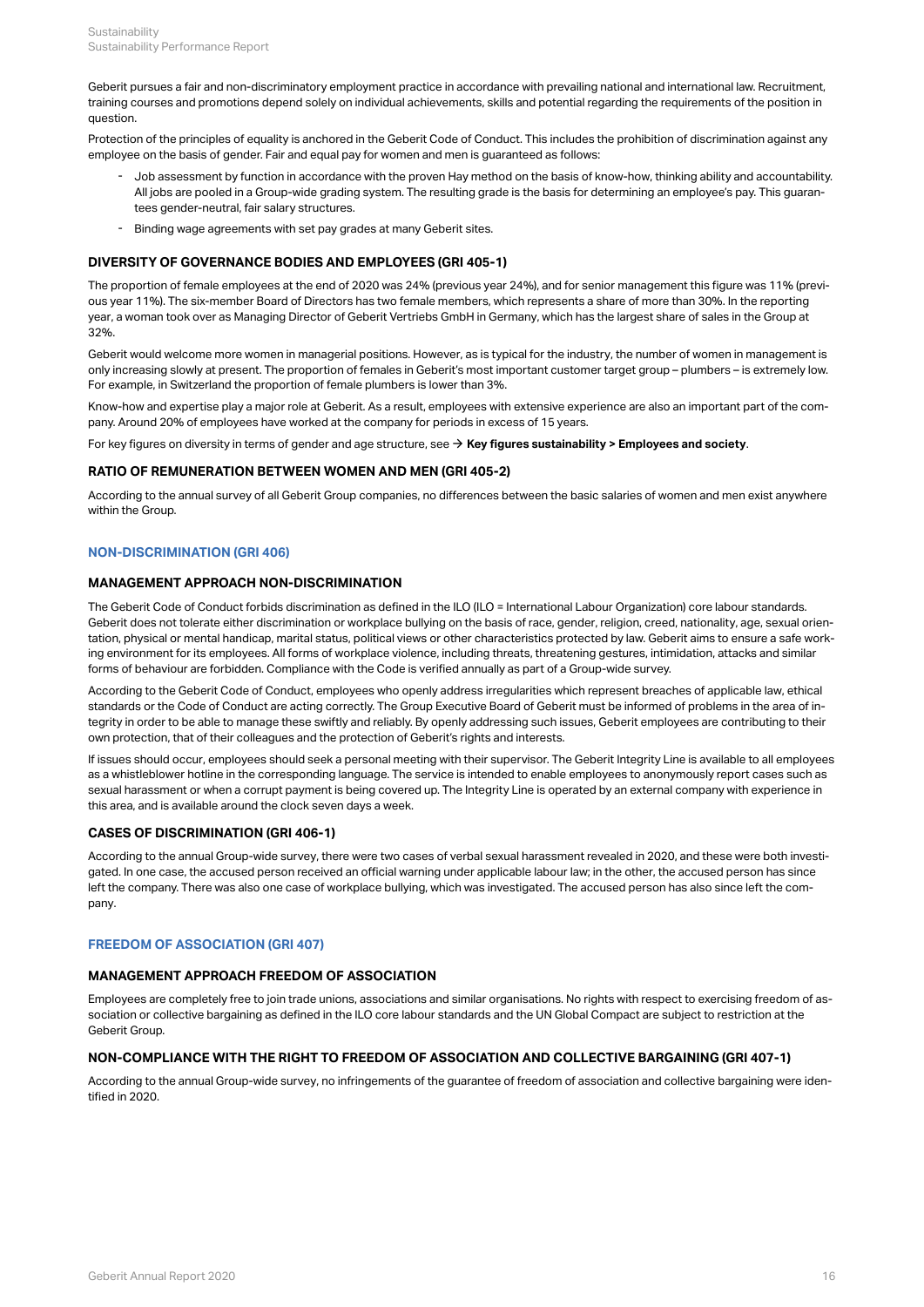Geberit pursues a fair and non-discriminatory employment practice in accordance with prevailing national and international law. Recruitment, training courses and promotions depend solely on individual achievements, skills and potential regarding the requirements of the position in question.

Protection of the principles of equality is anchored in the Geberit Code of Conduct. This includes the prohibition of discrimination against any employee on the basis of gender. Fair and equal pay for women and men is guaranteed as follows:

- Job assessment by function in accordance with the proven Hay method on the basis of know-how, thinking ability and accountability. All jobs are pooled in a Group-wide grading system. The resulting grade is the basis for determining an employee's pay. This guarantees gender-neutral, fair salary structures.
- Binding wage agreements with set pay grades at many Geberit sites.

### DIVERSITY OF GOVERNANCE BODIES AND EMPLOYEES (GRI 405-1)

The proportion of female employees at the end of 2020 was 24% (previous year 24%), and for senior management this figure was 11% (previous year 11%). The six-member Board of Directors has two female members, which represents a share of more than 30%. In the reporting year, a woman took over as Managing Director of Geberit Vertriebs GmbH in Germany, which has the largest share of sales in the Group at 32%.

Geberit would welcome more women in managerial positions. However, as is typical for the industry, the number of women in management is only increasing slowly at present. The proportion of females in Geberit's most important customer target group – plumbers – is extremely low. For example, in Switzerland the proportion of female plumbers is lower than 3%.

Know-how and expertise play a major role at Geberit. As a result, employees with extensive experience are also an important part of the company. Around 20% of employees have worked at the company for periods in excess of 15 years.

For key figures on diversity in terms of gender and age structure, see → **Key figures sustainability > Employees and society**.

### RATIO OF REMUNERATION BETWEEN WOMEN AND MEN (GRI 405-2)

According to the annual survey of all Geberit Group companies, no differences between the basic salaries of women and men exist anywhere within the Group.

## NON-DISCRIMINATION (GRI 406)

### MANAGEMENT APPROACH NON-DISCRIMINATION

The Geberit Code of Conduct forbids discrimination as defined in the ILO (ILO = International Labour Organization) core labour standards. Geberit does not tolerate either discrimination or workplace bullying on the basis of race, gender, religion, creed, nationality, age, sexual orientation, physical or mental handicap, marital status, political views or other characteristics protected by law. Geberit aims to ensure a safe working environment for its employees. All forms of workplace violence, including threats, threatening gestures, intimidation, attacks and similar forms of behaviour are forbidden. Compliance with the Code is verified annually as part of a Group-wide survey.

According to the Geberit Code of Conduct, employees who openly address irregularities which represent breaches of applicable law, ethical standards or the Code of Conduct are acting correctly. The Group Executive Board of Geberit must be informed of problems in the area of integrity in order to be able to manage these swiftly and reliably. By openly addressing such issues, Geberit employees are contributing to their own protection, that of their colleagues and the protection of Geberit's rights and interests.

If issues should occur, employees should seek a personal meeting with their supervisor. The Geberit Integrity Line is available to all employees as a whistleblower hotline in the corresponding language. The service is intended to enable employees to anonymously report cases such as sexual harassment or when a corrupt payment is being covered up. The Integrity Line is operated by an external company with experience in this area, and is available around the clock seven days a week.

### CASES OF DISCRIMINATION (GRI 406-1)

According to the annual Group-wide survey, there were two cases of verbal sexual harassment revealed in 2020, and these were both investigated. In one case, the accused person received an official warning under applicable labour law; in the other, the accused person has since left the company. There was also one case of workplace bullying, which was investigated. The accused person has also since left the company.

## FREEDOM OF ASSOCIATION (GRI 407)

### MANAGEMENT APPROACH FREEDOM OF ASSOCIATION

Employees are completely free to join trade unions, associations and similar organisations. No rights with respect to exercising freedom of association or collective bargaining as defined in the ILO core labour standards and the UN Global Compact are subject to restriction at the Geberit Group.

### NON-COMPLIANCE WITH THE RIGHT TO FREEDOM OF ASSOCIATION AND COLLECTIVE BARGAINING (GRI 407-1)

According to the annual Group-wide survey, no infringements of the guarantee of freedom of association and collective bargaining were identified in 2020.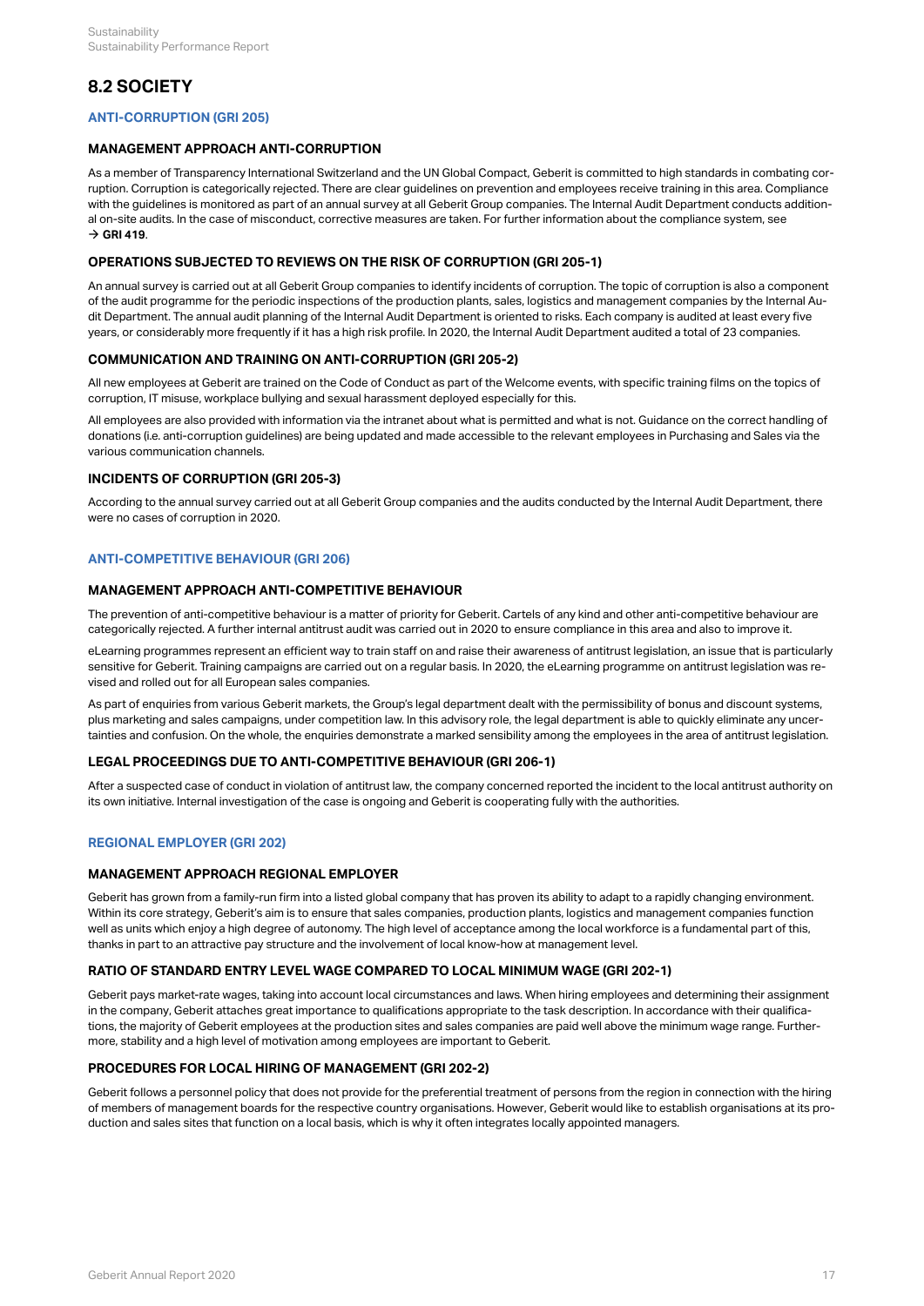## 8.2 SOCIETY

### ANTI-CORRUPTION (GRI 205)

#### MANAGEMENT APPROACH ANTI-CORRUPTION

As a member of Transparency International Switzerland and the UN Global Compact, Geberit is committed to high standards in combating corruption. Corruption is categorically rejected. There are clear guidelines on prevention and employees receive training in this area. Compliance with the guidelines is monitored as part of an annual survey at all Geberit Group companies. The Internal Audit Department conducts additional on-site audits. In the case of misconduct, corrective measures are taken. For further information about the compliance system, see → **GRI 419**.

#### OPERATIONS SUBJECTED TO REVIEWS ON THE RISK OF CORRUPTION (GRI 205-1)

An annual survey is carried out at all Geberit Group companies to identify incidents of corruption. The topic of corruption is also a component of the audit programme for the periodic inspections of the production plants, sales, logistics and management companies by the Internal Audit Department. The annual audit planning of the Internal Audit Department is oriented to risks. Each company is audited at least every five years, or considerably more frequently if it has a high risk profile. In 2020, the Internal Audit Department audited a total of 23 companies.

#### COMMUNICATION AND TRAINING ON ANTI-CORRUPTION (GRI 205-2)

All new employees at Geberit are trained on the Code of Conduct as part of the Welcome events, with specific training films on the topics of corruption, IT misuse, workplace bullying and sexual harassment deployed especially for this.

All employees are also provided with information via the intranet about what is permitted and what is not. Guidance on the correct handling of donations (i.e. anti-corruption guidelines) are being updated and made accessible to the relevant employees in Purchasing and Sales via the various communication channels.

#### INCIDENTS OF CORRUPTION (GRI 205-3)

According to the annual survey carried out at all Geberit Group companies and the audits conducted by the Internal Audit Department, there were no cases of corruption in 2020.

### ANTI-COMPETITIVE BEHAVIOUR (GRI 206)

#### MANAGEMENT APPROACH ANTI-COMPETITIVE BEHAVIOUR

The prevention of anti-competitive behaviour is a matter of priority for Geberit. Cartels of any kind and other anti-competitive behaviour are categorically rejected. A further internal antitrust audit was carried out in 2020 to ensure compliance in this area and also to improve it.

eLearning programmes represent an efficient way to train staff on and raise their awareness of antitrust legislation, an issue that is particularly sensitive for Geberit. Training campaigns are carried out on a regular basis. In 2020, the eLearning programme on antitrust legislation was revised and rolled out for all European sales companies.

As part of enquiries from various Geberit markets, the Group's legal department dealt with the permissibility of bonus and discount systems, plus marketing and sales campaigns, under competition law. In this advisory role, the legal department is able to quickly eliminate any uncertainties and confusion. On the whole, the enquiries demonstrate a marked sensibility among the employees in the area of antitrust legislation.

#### LEGAL PROCEEDINGS DUE TO ANTI-COMPETITIVE BEHAVIOUR (GRI 206-1)

After a suspected case of conduct in violation of antitrust law, the company concerned reported the incident to the local antitrust authority on its own initiative. Internal investigation of the case is ongoing and Geberit is cooperating fully with the authorities.

### REGIONAL EMPLOYER (GRI 202)

#### MANAGEMENT APPROACH REGIONAL EMPLOYER

Geberit has grown from a family-run firm into a listed global company that has proven its ability to adapt to a rapidly changing environment. Within its core strategy, Geberit's aim is to ensure that sales companies, production plants, logistics and management companies function well as units which enjoy a high degree of autonomy. The high level of acceptance among the local workforce is a fundamental part of this, thanks in part to an attractive pay structure and the involvement of local know-how at management level.

#### RATIO OF STANDARD ENTRY LEVEL WAGE COMPARED TO LOCAL MINIMUM WAGE (GRI 202-1)

Geberit pays market-rate wages, taking into account local circumstances and laws. When hiring employees and determining their assignment in the company, Geberit attaches great importance to qualifications appropriate to the task description. In accordance with their qualifications, the majority of Geberit employees at the production sites and sales companies are paid well above the minimum wage range. Furthermore, stability and a high level of motivation among employees are important to Geberit.

#### PROCEDURES FOR LOCAL HIRING OF MANAGEMENT (GRI 202-2)

Geberit follows a personnel policy that does not provide for the preferential treatment of persons from the region in connection with the hiring of members of management boards for the respective country organisations. However, Geberit would like to establish organisations at its production and sales sites that function on a local basis, which is why it often integrates locally appointed managers.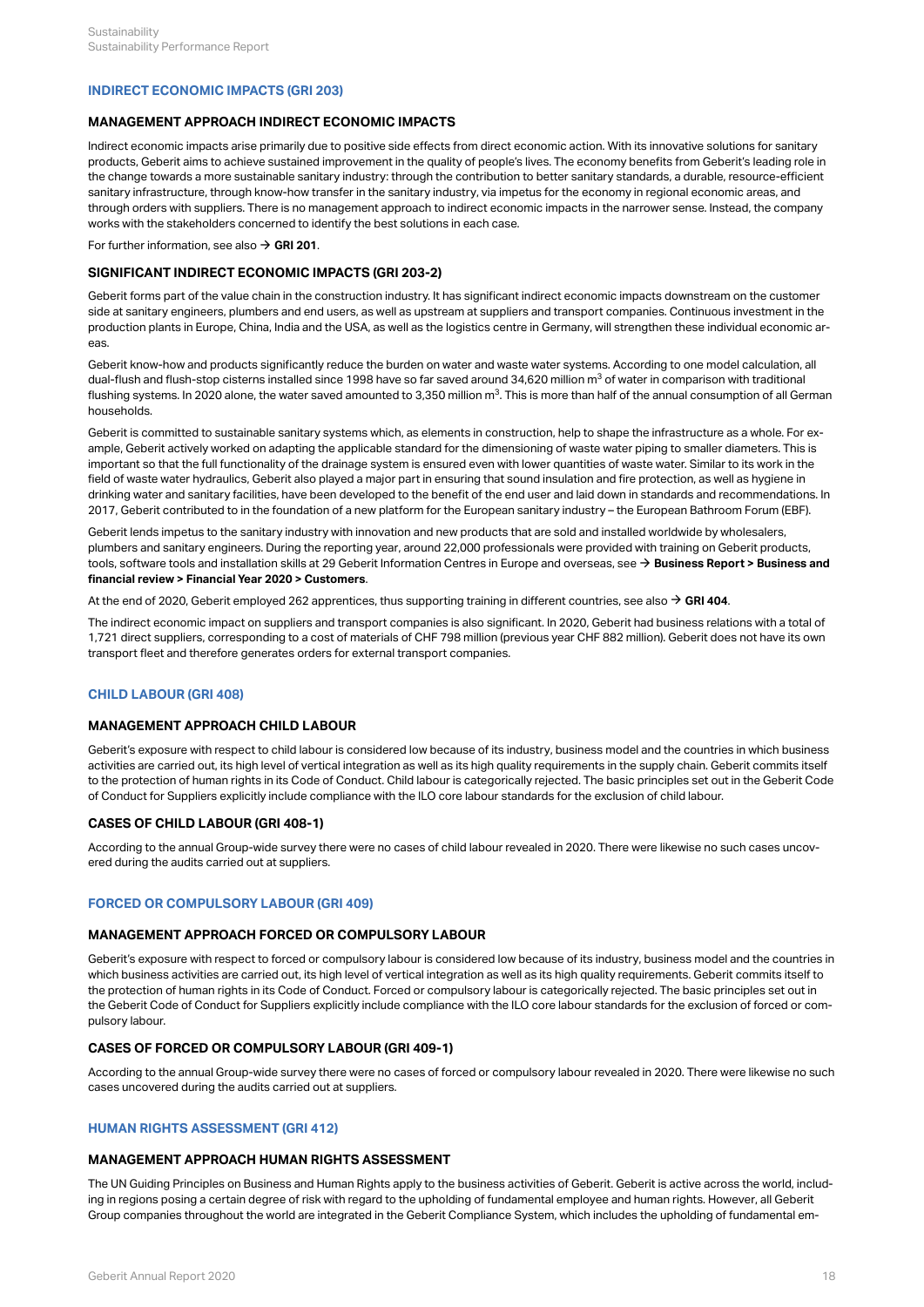## INDIRECT ECONOMIC IMPACTS (GRI 203)

### MANAGEMENT APPROACH INDIRECT ECONOMIC IMPACTS

Indirect economic impacts arise primarily due to positive side effects from direct economic action. With its innovative solutions for sanitary products, Geberit aims to achieve sustained improvement in the quality of people's lives. The economy benefits from Geberit's leading role in the change towards a more sustainable sanitary industry: through the contribution to better sanitary standards, a durable, resource-efficient sanitary infrastructure, through know-how transfer in the sanitary industry, via impetus for the economy in regional economic areas, and through orders with suppliers. There is no management approach to indirect economic impacts in the narrower sense. Instead, the company works with the stakeholders concerned to identify the best solutions in each case.

For further information, see also → **GRI 201**.

### SIGNIFICANT INDIRECT ECONOMIC IMPACTS (GRI 203-2)

Geberit forms part of the value chain in the construction industry. It has significant indirect economic impacts downstream on the customer side at sanitary engineers, plumbers and end users, as well as upstream at suppliers and transport companies. Continuous investment in the production plants in Europe, China, India and the USA, as well as the logistics centre in Germany, will strengthen these individual economic areas.

Geberit know-how and products significantly reduce the burden on water and waste water systems. According to one model calculation, all dual-flush and flush-stop cisterns installed since 1998 have so far saved around 34,620 million $m^3$ of water in comparison with traditional flushing systems. In 2020 alone, the water saved amounted to 3,350 million $m^3$. This is more than half of the annual consumption of all German households.

Geberit is committed to sustainable sanitary systems which, as elements in construction, help to shape the infrastructure as a whole. For example, Geberit actively worked on adapting the applicable standard for the dimensioning of waste water piping to smaller diameters. This is important so that the full functionality of the drainage system is ensured even with lower quantities of waste water. Similar to its work in the field of waste water hydraulics, Geberit also played a major part in ensuring that sound insulation and fire protection, as well as hygiene in drinking water and sanitary facilities, have been developed to the benefit of the end user and laid down in standards and recommendations. In 2017, Geberit contributed to in the foundation of a new platform for the European sanitary industry – the European Bathroom Forum (EBF).

Geberit lends impetus to the sanitary industry with innovation and new products that are sold and installed worldwide by wholesalers, plumbers and sanitary engineers. During the reporting year, around 22,000 professionals were provided with training on Geberit products, tools, software tools and installation skills at 29 Geberit Information Centres in Europe and overseas, see → **Business Report > Business and financial review > Financial Year 2020 > Customers**.

At the end of 2020, Geberit employed 262 apprentices, thus supporting training in different countries, see also → **GRI 404**.

The indirect economic impact on suppliers and transport companies is also significant. In 2020, Geberit had business relations with a total of 1,721 direct suppliers, corresponding to a cost of materials of CHF 798 million (previous year CHF 882 million). Geberit does not have its own transport fleet and therefore generates orders for external transport companies.

## CHILD LABOUR (GRI 408)

### MANAGEMENT APPROACH CHILD LABOUR

Geberit's exposure with respect to child labour is considered low because of its industry, business model and the countries in which business activities are carried out, its high level of vertical integration as well as its high quality requirements in the supply chain. Geberit commits itself to the protection of human rights in its Code of Conduct. Child labour is categorically rejected. The basic principles set out in the Geberit Code of Conduct for Suppliers explicitly include compliance with the ILO core labour standards for the exclusion of child labour.

### CASES OF CHILD LABOUR (GRI 408-1)

According to the annual Group-wide survey there were no cases of child labour revealed in 2020. There were likewise no such cases uncovered during the audits carried out at suppliers.

## FORCED OR COMPULSORY LABOUR (GRI 409)

### MANAGEMENT APPROACH FORCED OR COMPULSORY LABOUR

Geberit's exposure with respect to forced or compulsory labour is considered low because of its industry, business model and the countries in which business activities are carried out, its high level of vertical integration as well as its high quality requirements. Geberit commits itself to the protection of human rights in its Code of Conduct. Forced or compulsory labour is categorically rejected. The basic principles set out in the Geberit Code of Conduct for Suppliers explicitly include compliance with the ILO core labour standards for the exclusion of forced or compulsory labour.

### CASES OF FORCED OR COMPULSORY LABOUR (GRI 409-1)

According to the annual Group-wide survey there were no cases of forced or compulsory labour revealed in 2020. There were likewise no such cases uncovered during the audits carried out at suppliers.

## HUMAN RIGHTS ASSESSMENT (GRI 412)

### MANAGEMENT APPROACH HUMAN RIGHTS ASSESSMENT

The UN Guiding Principles on Business and Human Rights apply to the business activities of Geberit. Geberit is active across the world, including in regions posing a certain degree of risk with regard to the upholding of fundamental employee and human rights. However, all Geberit Group companies throughout the world are integrated in the Geberit Compliance System, which includes the upholding of fundamental em-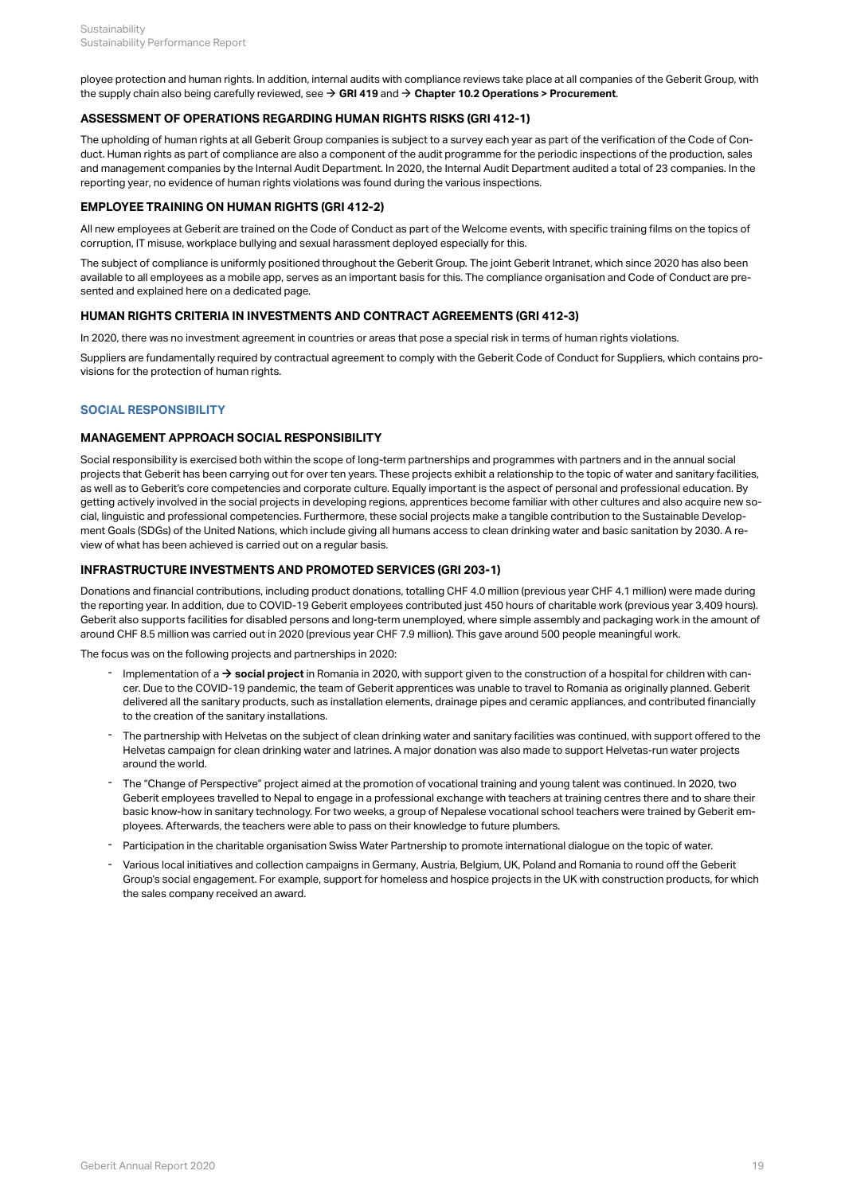ployee protection and human rights. In addition, internal audits with compliance reviews take place at all companies of the Geberit Group, with the supply chain also being carefully reviewed, see → **GRI 419** and → **Chapter 10.2 Operations > Procurement**.

### ASSESSMENT OF OPERATIONS REGARDING HUMAN RIGHTS RISKS (GRI 412-1)

The upholding of human rights at all Geberit Group companies is subject to a survey each year as part of the verification of the Code of Conduct. Human rights as part of compliance are also a component of the audit programme for the periodic inspections of the production, sales and management companies by the Internal Audit Department. In 2020, the Internal Audit Department audited a total of 23 companies. In the reporting year, no evidence of human rights violations was found during the various inspections.

### EMPLOYEE TRAINING ON HUMAN RIGHTS (GRI 412-2)

All new employees at Geberit are trained on the Code of Conduct as part of the Welcome events, with specific training films on the topics of corruption, IT misuse, workplace bullying and sexual harassment deployed especially for this.

The subject of compliance is uniformly positioned throughout the Geberit Group. The joint Geberit Intranet, which since 2020 has also been available to all employees as a mobile app, serves as an important basis for this. The compliance organisation and Code of Conduct are presented and explained here on a dedicated page.

### HUMAN RIGHTS CRITERIA IN INVESTMENTS AND CONTRACT AGREEMENTS (GRI 412-3)

In 2020, there was no investment agreement in countries or areas that pose a special risk in terms of human rights violations.

Suppliers are fundamentally required by contractual agreement to comply with the Geberit Code of Conduct for Suppliers, which contains provisions for the protection of human rights.

## SOCIAL RESPONSIBILITY

### MANAGEMENT APPROACH SOCIAL RESPONSIBILITY

Social responsibility is exercised both within the scope of long-term partnerships and programmes with partners and in the annual social projects that Geberit has been carrying out for over ten years. These projects exhibit a relationship to the topic of water and sanitary facilities, as well as to Geberit's core competencies and corporate culture. Equally important is the aspect of personal and professional education. By getting actively involved in the social projects in developing regions, apprentices become familiar with other cultures and also acquire new social, linguistic and professional competencies. Furthermore, these social projects make a tangible contribution to the Sustainable Development Goals (SDGs) of the United Nations, which include giving all humans access to clean drinking water and basic sanitation by 2030. A review of what has been achieved is carried out on a regular basis.

### INFRASTRUCTURE INVESTMENTS AND PROMOTED SERVICES (GRI 203-1)

Donations and financial contributions, including product donations, totalling CHF 4.0 million (previous year CHF 4.1 million) were made during the reporting year. In addition, due to COVID-19 Geberit employees contributed just 450 hours of charitable work (previous year 3,409 hours). Geberit also supports facilities for disabled persons and long-term unemployed, where simple assembly and packaging work in the amount of around CHF 8.5 million was carried out in 2020 (previous year CHF 7.9 million). This gave around 500 people meaningful work.

The focus was on the following projects and partnerships in 2020:

- Implementation of a → **social project** in Romania in 2020, with support given to the construction of a hospital for children with cancer. Due to the COVID-19 pandemic, the team of Geberit apprentices was unable to travel to Romania as originally planned. Geberit delivered all the sanitary products, such as installation elements, drainage pipes and ceramic appliances, and contributed financially to the creation of the sanitary installations.
- The partnership with Helvetas on the subject of clean drinking water and sanitary facilities was continued, with support offered to the Helvetas campaign for clean drinking water and latrines. A major donation was also made to support Helvetas-run water projects around the world.
- The "Change of Perspective" project aimed at the promotion of vocational training and young talent was continued. In 2020, two Geberit employees travelled to Nepal to engage in a professional exchange with teachers at training centres there and to share their basic know-how in sanitary technology. For two weeks, a group of Nepalese vocational school teachers were trained by Geberit employees. Afterwards, the teachers were able to pass on their knowledge to future plumbers.
- Participation in the charitable organisation Swiss Water Partnership to promote international dialogue on the topic of water.
- Various local initiatives and collection campaigns in Germany, Austria, Belgium, UK, Poland and Romania to round off the Geberit Group's social engagement. For example, support for homeless and hospice projects in the UK with construction products, for which the sales company received an award.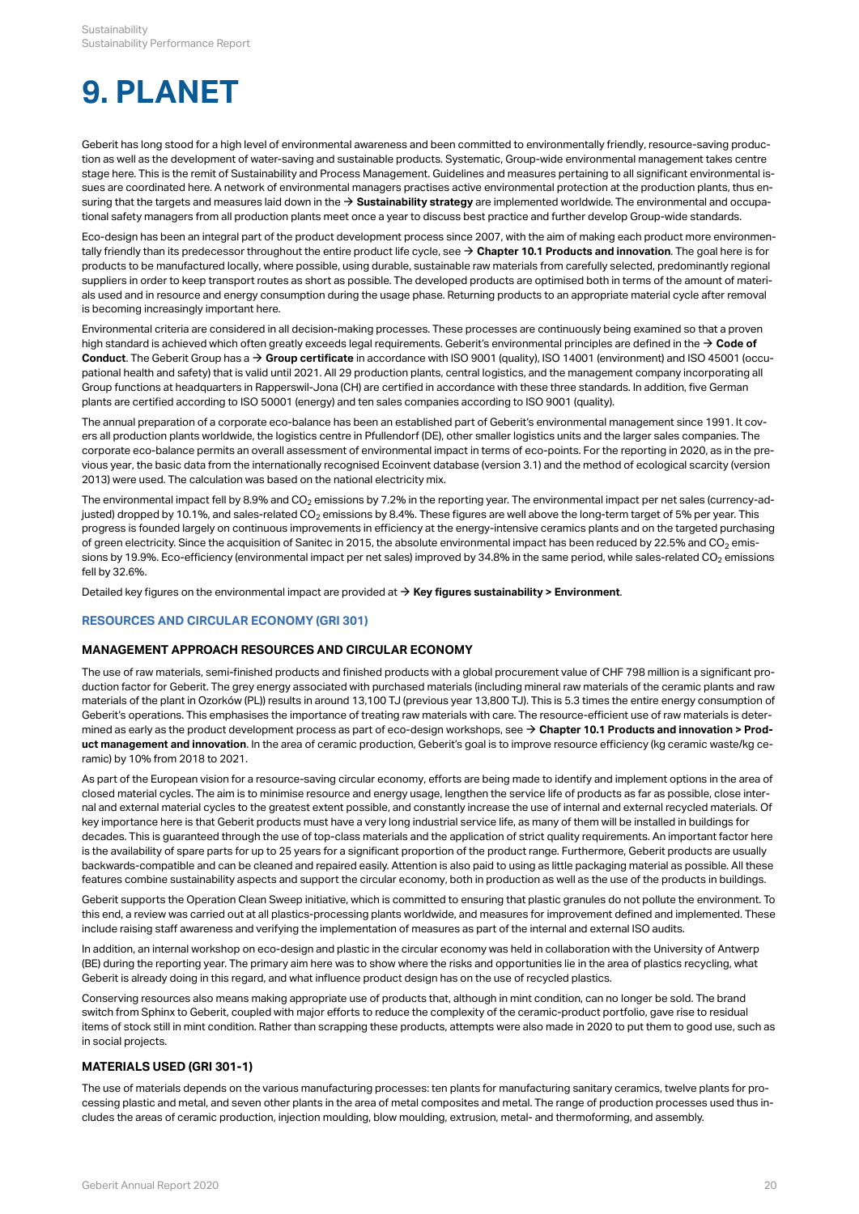# 9. PLANET

Geberit has long stood for a high level of environmental awareness and been committed to environmentally friendly, resource-saving production as well as the development of water-saving and sustainable products. Systematic, Group-wide environmental management takes centre stage here. This is the remit of Sustainability and Process Management. Guidelines and measures pertaining to all significant environmental issues are coordinated here. A network of environmental managers practises active environmental protection at the production plants, thus ensuring that the targets and measures laid down in the → **Sustainability strategy** are implemented worldwide. The environmental and occupational safety managers from all production plants meet once a year to discuss best practice and further develop Group-wide standards.

Eco-design has been an integral part of the product development process since 2007, with the aim of making each product more environmentally friendly than its predecessor throughout the entire product life cycle, see → **Chapter 10.1 Products and innovation**. The goal here is for products to be manufactured locally, where possible, using durable, sustainable raw materials from carefully selected, predominantly regional suppliers in order to keep transport routes as short as possible. The developed products are optimised both in terms of the amount of materials used and in resource and energy consumption during the usage phase. Returning products to an appropriate material cycle after removal is becoming increasingly important here.

Environmental criteria are considered in all decision-making processes. These processes are continuously being examined so that a proven high standard is achieved which often greatly exceeds legal requirements. Geberit's environmental principles are defined in the → **Code of Conduct**. The Geberit Group has a → **Group certificate** in accordance with ISO 9001 (quality), ISO 14001 (environment) and ISO 45001 (occupational health and safety) that is valid until 2021. All 29 production plants, central logistics, and the management company incorporating all Group functions at headquarters in Rapperswil-Jona (CH) are certified in accordance with these three standards. In addition, five German plants are certified according to ISO 50001 (energy) and ten sales companies according to ISO 9001 (quality).

The annual preparation of a corporate eco-balance has been an established part of Geberit's environmental management since 1991. It covers all production plants worldwide, the logistics centre in Pfullendorf (DE), other smaller logistics units and the larger sales companies. The corporate eco-balance permits an overall assessment of environmental impact in terms of eco-points. For the reporting in 2020, as in the previous year, the basic data from the internationally recognised Ecoinvent database (version 3.1) and the method of ecological scarcity (version 2013) were used. The calculation was based on the national electricity mix.

The environmental impact fell by 8.9% and $CO_2$ emissions by 7.2% in the reporting year. The environmental impact per net sales (currency-adjusted) dropped by 10.1%, and sales-related $CO_2$ emissions by 8.4%. These figures are well above the long-term target of 5% per year. This progress is founded largely on continuous improvements in efficiency at the energy-intensive ceramics plants and on the targeted purchasing of green electricity. Since the acquisition of Sanitec in 2015, the absolute environmental impact has been reduced by 22.5% and $CO_2$ emissions by 19.9%. Eco-efficiency (environmental impact per net sales) improved by 34.8% in the same period, while sales-related $CO_2$ emissions fell by 32.6%.

Detailed key figures on the environmental impact are provided at → **Key figures sustainability > Environment**.

## RESOURCES AND CIRCULAR ECONOMY (GRI 301)

### MANAGEMENT APPROACH RESOURCES AND CIRCULAR ECONOMY

The use of raw materials, semi-finished products and finished products with a global procurement value of CHF 798 million is a significant production factor for Geberit. The grey energy associated with purchased materials (including mineral raw materials of the ceramic plants and raw materials of the plant in Ozorków (PL)) results in around 13,100 TJ (previous year 13,800 TJ). This is 5.3 times the entire energy consumption of Geberit's operations. This emphasises the importance of treating raw materials with care. The resource-efficient use of raw materials is determined as early as the product development process as part of eco-design workshops, see → **Chapter 10.1 Products and innovation > Product management and innovation**. In the area of ceramic production, Geberit's goal is to improve resource efficiency (kg ceramic waste/kg ceramic) by 10% from 2018 to 2021.

As part of the European vision for a resource-saving circular economy, efforts are being made to identify and implement options in the area of closed material cycles. The aim is to minimise resource and energy usage, lengthen the service life of products as far as possible, close internal and external material cycles to the greatest extent possible, and constantly increase the use of internal and external recycled materials. Of key importance here is that Geberit products must have a very long industrial service life, as many of them will be installed in buildings for decades. This is guaranteed through the use of top-class materials and the application of strict quality requirements. An important factor here is the availability of spare parts for up to 25 years for a significant proportion of the product range. Furthermore, Geberit products are usually backwards-compatible and can be cleaned and repaired easily. Attention is also paid to using as little packaging material as possible. All these features combine sustainability aspects and support the circular economy, both in production as well as the use of the products in buildings.

Geberit supports the Operation Clean Sweep initiative, which is committed to ensuring that plastic granules do not pollute the environment. To this end, a review was carried out at all plastics-processing plants worldwide, and measures for improvement defined and implemented. These include raising staff awareness and verifying the implementation of measures as part of the internal and external ISO audits.

In addition, an internal workshop on eco-design and plastic in the circular economy was held in collaboration with the University of Antwerp (BE) during the reporting year. The primary aim here was to show where the risks and opportunities lie in the area of plastics recycling, what Geberit is already doing in this regard, and what influence product design has on the use of recycled plastics.

Conserving resources also means making appropriate use of products that, although in mint condition, can no longer be sold. The brand switch from Sphinx to Geberit, coupled with major efforts to reduce the complexity of the ceramic-product portfolio, gave rise to residual items of stock still in mint condition. Rather than scrapping these products, attempts were also made in 2020 to put them to good use, such as in social projects.

### MATERIALS USED (GRI 301-1)

The use of materials depends on the various manufacturing processes: ten plants for manufacturing sanitary ceramics, twelve plants for processing plastic and metal, and seven other plants in the area of metal composites and metal. The range of production processes used thus includes the areas of ceramic production, injection moulding, blow moulding, extrusion, metal- and thermoforming, and assembly.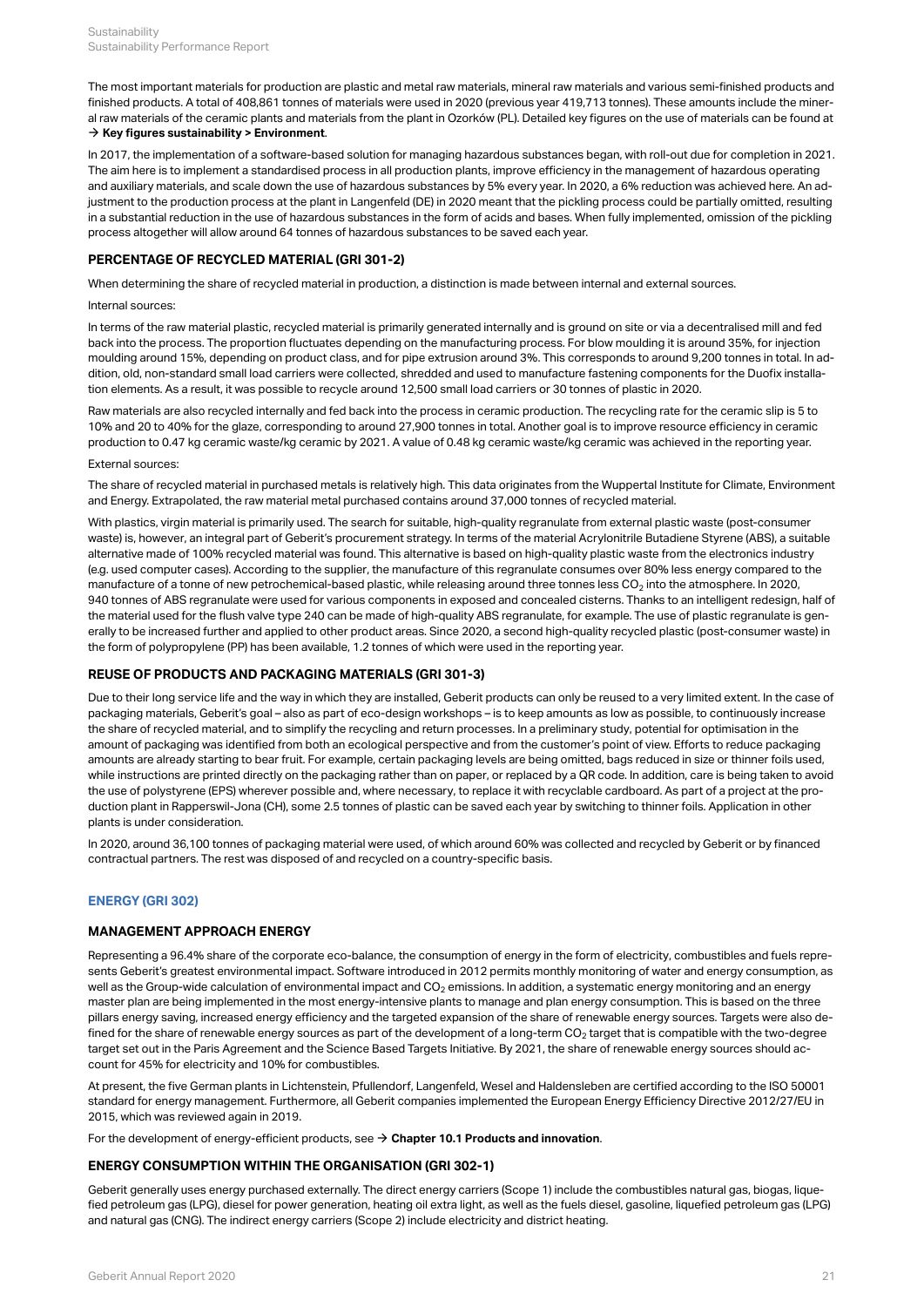The most important materials for production are plastic and metal raw materials, mineral raw materials and various semi-finished products and finished products. A total of 408,861 tonnes of materials were used in 2020 (previous year 419,713 tonnes). These amounts include the mineral raw materials of the ceramic plants and materials from the plant in Ozorków (PL). Detailed key figures on the use of materials can be found at → **Key figures sustainability > Environment**.

In 2017, the implementation of a software-based solution for managing hazardous substances began, with roll-out due for completion in 2021. The aim here is to implement a standardised process in all production plants, improve efficiency in the management of hazardous operating and auxiliary materials, and scale down the use of hazardous substances by 5% every year. In 2020, a 6% reduction was achieved here. An adjustment to the production process at the plant in Langenfeld (DE) in 2020 meant that the pickling process could be partially omitted, resulting in a substantial reduction in the use of hazardous substances in the form of acids and bases. When fully implemented, omission of the pickling process altogether will allow around 64 tonnes of hazardous substances to be saved each year.

### PERCENTAGE OF RECYCLED MATERIAL (GRI 301-2)

When determining the share of recycled material in production, a distinction is made between internal and external sources.

Internal sources:

In terms of the raw material plastic, recycled material is primarily generated internally and is ground on site or via a decentralised mill and fed back into the process. The proportion fluctuates depending on the manufacturing process. For blow moulding it is around 35%, for injection moulding around 15%, depending on product class, and for pipe extrusion around 3%. This corresponds to around 9,200 tonnes in total. In addition, old, non-standard small load carriers were collected, shredded and used to manufacture fastening components for the Duofix installation elements. As a result, it was possible to recycle around 12,500 small load carriers or 30 tonnes of plastic in 2020.

Raw materials are also recycled internally and fed back into the process in ceramic production. The recycling rate for the ceramic slip is 5 to 10% and 20 to 40% for the glaze, corresponding to around 27,900 tonnes in total. Another goal is to improve resource efficiency in ceramic production to 0.47 kg ceramic waste/kg ceramic by 2021. A value of 0.48 kg ceramic waste/kg ceramic was achieved in the reporting year.

External sources:

The share of recycled material in purchased metals is relatively high. This data originates from the Wuppertal Institute for Climate, Environment and Energy. Extrapolated, the raw material metal purchased contains around 37,000 tonnes of recycled material.

With plastics, virgin material is primarily used. The search for suitable, high-quality regranulate from external plastic waste (post-consumer waste) is, however, an integral part of Geberit's procurement strategy. In terms of the material Acrylonitrile Butadiene Styrene (ABS), a suitable alternative made of 100% recycled material was found. This alternative is based on high-quality plastic waste from the electronics industry (e.g. used computer cases). According to the supplier, the manufacture of this regranulate consumes over 80% less energy compared to the manufacture of a tonne of new petrochemical-based plastic, while releasing around three tonnes less $CO_2$ into the atmosphere. In 2020, 940 tonnes of ABS regranulate were used for various components in exposed and concealed cisterns. Thanks to an intelligent redesign, half of the material used for the flush valve type 240 can be made of high-quality ABS regranulate, for example. The use of plastic regranulate is generally to be increased further and applied to other product areas. Since 2020, a second high-quality recycled plastic (post-consumer waste) in the form of polypropylene (PP) has been available, 1.2 tonnes of which were used in the reporting year.

### REUSE OF PRODUCTS AND PACKAGING MATERIALS (GRI 301-3)

Due to their long service life and the way in which they are installed, Geberit products can only be reused to a very limited extent. In the case of packaging materials, Geberit's goal – also as part of eco-design workshops – is to keep amounts as low as possible, to continuously increase the share of recycled material, and to simplify the recycling and return processes. In a preliminary study, potential for optimisation in the amount of packaging was identified from both an ecological perspective and from the customer's point of view. Efforts to reduce packaging amounts are already starting to bear fruit. For example, certain packaging levels are being omitted, bags reduced in size or thinner foils used, while instructions are printed directly on the packaging rather than on paper, or replaced by a QR code. In addition, care is being taken to avoid the use of polystyrene (EPS) wherever possible and, where necessary, to replace it with recyclable cardboard. As part of a project at the production plant in Rapperswil-Jona (CH), some 2.5 tonnes of plastic can be saved each year by switching to thinner foils. Application in other plants is under consideration.

In 2020, around 36,100 tonnes of packaging material were used, of which around 60% was collected and recycled by Geberit or by financed contractual partners. The rest was disposed of and recycled on a country-specific basis.

## ENERGY (GRI 302)

### MANAGEMENT APPROACH ENERGY

Representing a 96.4% share of the corporate eco-balance, the consumption of energy in the form of electricity, combustibles and fuels represents Geberit's greatest environmental impact. Software introduced in 2012 permits monthly monitoring of water and energy consumption, as well as the Group-wide calculation of environmental impact and $CO_2$ emissions. In addition, a systematic energy monitoring and an energy master plan are being implemented in the most energy-intensive plants to manage and plan energy consumption. This is based on the three pillars energy saving, increased energy efficiency and the targeted expansion of the share of renewable energy sources. Targets were also defined for the share of renewable energy sources as part of the development of a long-term $CO_2$ target that is compatible with the two-degree target set out in the Paris Agreement and the Science Based Targets Initiative. By 2021, the share of renewable energy sources should account for 45% for electricity and 10% for combustibles.

At present, the five German plants in Lichtenstein, Pfullendorf, Langenfeld, Wesel and Haldensleben are certified according to the ISO 50001 standard for energy management. Furthermore, all Geberit companies implemented the European Energy Efficiency Directive 2012/27/EU in 2015, which was reviewed again in 2019.

For the development of energy-efficient products, see → **Chapter 10.1 Products and innovation**.

### ENERGY CONSUMPTION WITHIN THE ORGANISATION (GRI 302-1)

Geberit generally uses energy purchased externally. The direct energy carriers (Scope 1) include the combustibles natural gas, biogas, liquefied petroleum gas (LPG), diesel for power generation, heating oil extra light, as well as the fuels diesel, gasoline, liquefied petroleum gas (LPG) and natural gas (CNG). The indirect energy carriers (Scope 2) include electricity and district heating.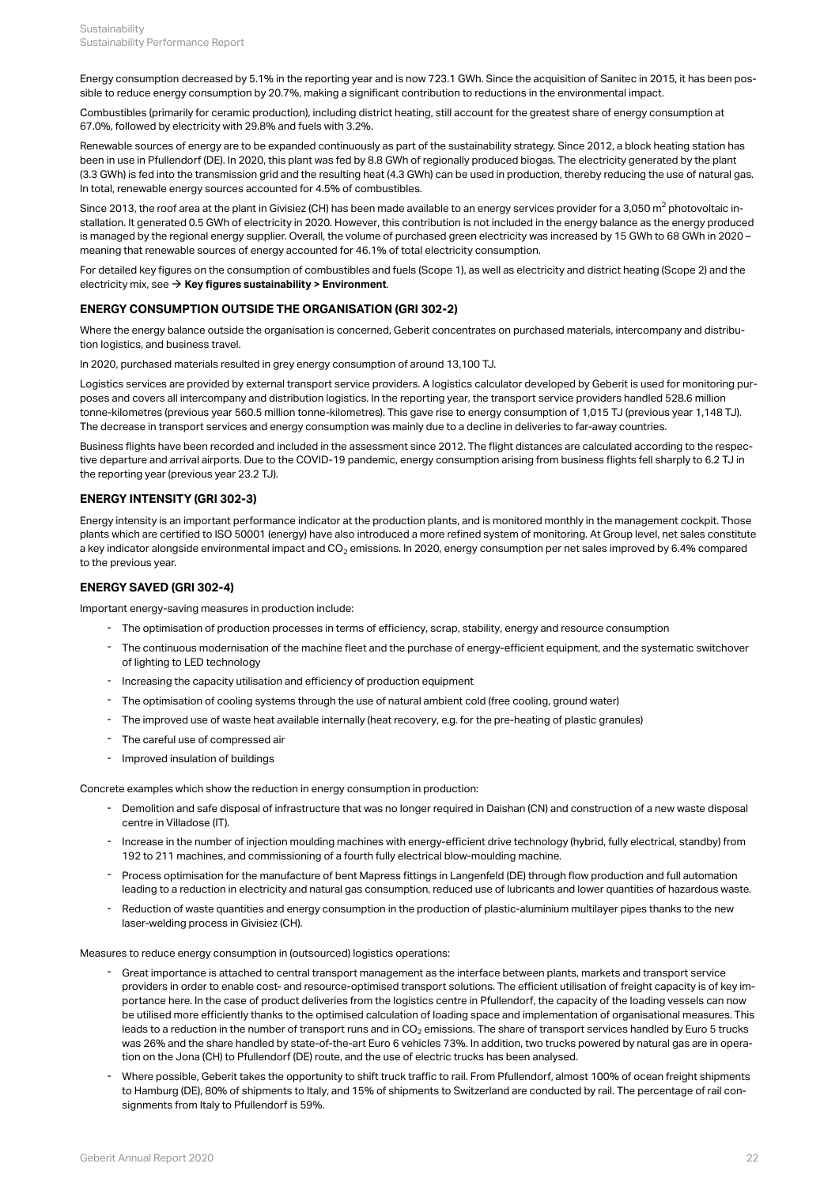Energy consumption decreased by 5.1% in the reporting year and is now 723.1 GWh. Since the acquisition of Sanitec in 2015, it has been possible to reduce energy consumption by 20.7%, making a significant contribution to reductions in the environmental impact.

Combustibles (primarily for ceramic production), including district heating, still account for the greatest share of energy consumption at 67.0%, followed by electricity with 29.8% and fuels with 3.2%.

Renewable sources of energy are to be expanded continuously as part of the sustainability strategy. Since 2012, a block heating station has been in use in Pfullendorf (DE). In 2020, this plant was fed by 8.8 GWh of regionally produced biogas. The electricity generated by the plant (3.3 GWh) is fed into the transmission grid and the resulting heat (4.3 GWh) can be used in production, thereby reducing the use of natural gas. In total, renewable energy sources accounted for 4.5% of combustibles.

Since 2013, the roof area at the plant in Givisiez (CH) has been made available to an energy services provider for a 3,050 $m^2$ photovoltaic installation. It generated 0.5 GWh of electricity in 2020. However, this contribution is not included in the energy balance as the energy produced is managed by the regional energy supplier. Overall, the volume of purchased green electricity was increased by 15 GWh to 68 GWh in 2020 – meaning that renewable sources of energy accounted for 46.1% of total electricity consumption.

For detailed key figures on the consumption of combustibles and fuels (Scope 1), as well as electricity and district heating (Scope 2) and the electricity mix, see → **Key figures sustainability > Environment**.

### ENERGY CONSUMPTION OUTSIDE THE ORGANISATION (GRI 302-2)

Where the energy balance outside the organisation is concerned, Geberit concentrates on purchased materials, intercompany and distribution logistics, and business travel.

In 2020, purchased materials resulted in grey energy consumption of around 13,100 TJ.

Logistics services are provided by external transport service providers. A logistics calculator developed by Geberit is used for monitoring purposes and covers all intercompany and distribution logistics. In the reporting year, the transport service providers handled 528.6 million tonne-kilometres (previous year 560.5 million tonne-kilometres). This gave rise to energy consumption of 1,015 TJ (previous year 1,148 TJ). The decrease in transport services and energy consumption was mainly due to a decline in deliveries to far-away countries.

Business flights have been recorded and included in the assessment since 2012. The flight distances are calculated according to the respective departure and arrival airports. Due to the COVID-19 pandemic, energy consumption arising from business flights fell sharply to 6.2 TJ in the reporting year (previous year 23.2 TJ).

### ENERGY INTENSITY (GRI 302-3)

Energy intensity is an important performance indicator at the production plants, and is monitored monthly in the management cockpit. Those plants which are certified to ISO 50001 (energy) have also introduced a more refined system of monitoring. At Group level, net sales constitute a key indicator alongside environmental impact and $CO_2$ emissions. In 2020, energy consumption per net sales improved by 6.4% compared to the previous year.

### ENERGY SAVED (GRI 302-4)

Important energy-saving measures in production include:

- The optimisation of production processes in terms of efficiency, scrap, stability, energy and resource consumption
- The continuous modernisation of the machine fleet and the purchase of energy-efficient equipment, and the systematic switchover of lighting to LED technology
- Increasing the capacity utilisation and efficiency of production equipment
- The optimisation of cooling systems through the use of natural ambient cold (free cooling, ground water)
- The improved use of waste heat available internally (heat recovery, e.g. for the pre-heating of plastic granules)
- The careful use of compressed air
- Improved insulation of buildings

Concrete examples which show the reduction in energy consumption in production:

- Demolition and safe disposal of infrastructure that was no longer required in Daishan (CN) and construction of a new waste disposal centre in Villadose (IT).
- Increase in the number of injection moulding machines with energy-efficient drive technology (hybrid, fully electrical, standby) from 192 to 211 machines, and commissioning of a fourth fully electrical blow-moulding machine.
- Process optimisation for the manufacture of bent Mapress fittings in Langenfeld (DE) through flow production and full automation leading to a reduction in electricity and natural gas consumption, reduced use of lubricants and lower quantities of hazardous waste.
- Reduction of waste quantities and energy consumption in the production of plastic-aluminium multilayer pipes thanks to the new laser-welding process in Givisiez (CH).

Measures to reduce energy consumption in (outsourced) logistics operations:

- Great importance is attached to central transport management as the interface between plants, markets and transport service providers in order to enable cost- and resource-optimised transport solutions. The efficient utilisation of freight capacity is of key importance here. In the case of product deliveries from the logistics centre in Pfullendorf, the capacity of the loading vessels can now be utilised more efficiently thanks to the optimised calculation of loading space and implementation of organisational measures. This leads to a reduction in the number of transport runs and in $CO_2$ emissions. The share of transport services handled by Euro 5 trucks was 26% and the share handled by state-of-the-art Euro 6 vehicles 73%. In addition, two trucks powered by natural gas are in operation on the Jona (CH) to Pfullendorf (DE) route, and the use of electric trucks has been analysed.
- Where possible, Geberit takes the opportunity to shift truck traffic to rail. From Pfullendorf, almost 100% of ocean freight shipments to Hamburg (DE), 80% of shipments to Italy, and 15% of shipments to Switzerland are conducted by rail. The percentage of rail consignments from Italy to Pfullendorf is 59%.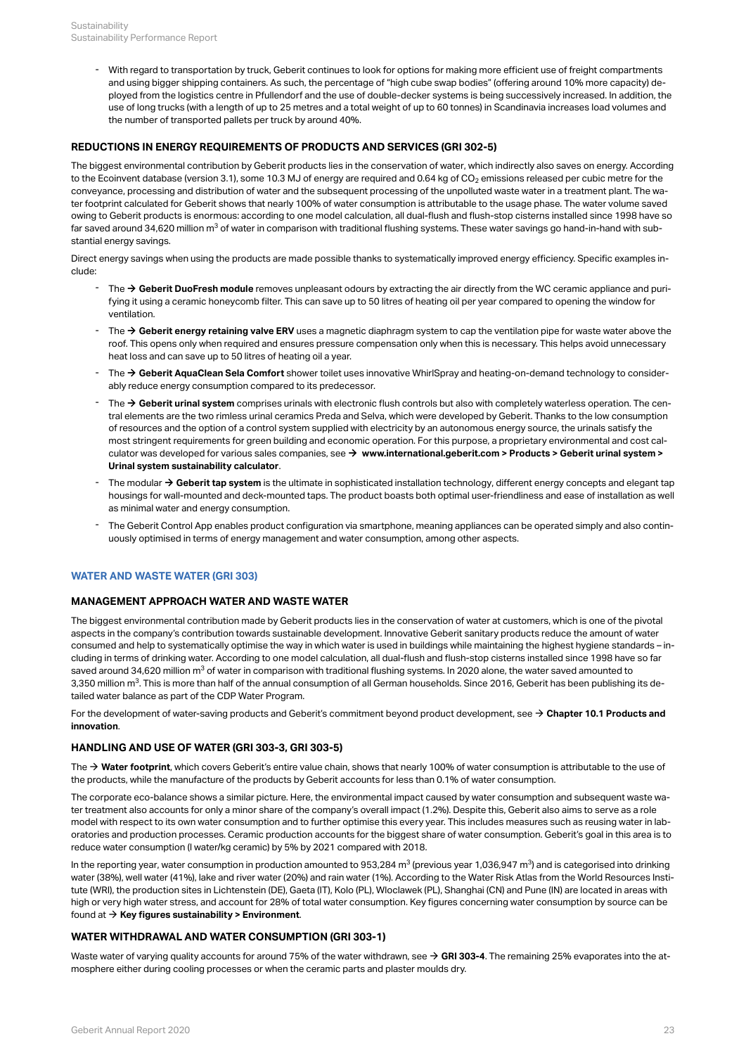- With regard to transportation by truck, Geberit continues to look for options for making more efficient use of freight compartments and using bigger shipping containers. As such, the percentage of "high cube swap bodies" (offering around 10% more capacity) deployed from the logistics centre in Pfullendorf and the use of double-decker systems is being successively increased. In addition, the use of long trucks (with a length of up to 25 metres and a total weight of up to 60 tonnes) in Scandinavia increases load volumes and the number of transported pallets per truck by around 40%.

### REDUCTIONS IN ENERGY REQUIREMENTS OF PRODUCTS AND SERVICES (GRI 302-5)

The biggest environmental contribution by Geberit products lies in the conservation of water, which indirectly also saves on energy. According to the Ecoinvent database (version 3.1), some 10.3 MJ of energy are required and 0.64 kg of $CO_2$ emissions released per cubic metre for the conveyance, processing and distribution of water and the subsequent processing of the unpolluted waste water in a treatment plant. The water footprint calculated for Geberit shows that nearly 100% of water consumption is attributable to the usage phase. The water volume saved owing to Geberit products is enormous: according to one model calculation, all dual-flush and flush-stop cisterns installed since 1998 have so far saved around 34,620 million $m^3$ of water in comparison with traditional flushing systems. These water savings go hand-in-hand with substantial energy savings.

Direct energy savings when using the products are made possible thanks to systematically improved energy efficiency. Specific examples include:

- The → **Geberit DuoFresh module** removes unpleasant odours by extracting the air directly from the WC ceramic appliance and purifying it using a ceramic honeycomb filter. This can save up to 50 litres of heating oil per year compared to opening the window for ventilation.
- The → **Geberit energy retaining valve ERV** uses a magnetic diaphragm system to cap the ventilation pipe for waste water above the roof. This opens only when required and ensures pressure compensation only when this is necessary. This helps avoid unnecessary heat loss and can save up to 50 litres of heating oil a year.
- The → **Geberit AquaClean Sela Comfort** shower toilet uses innovative WhirlSpray and heating-on-demand technology to considerably reduce energy consumption compared to its predecessor.
- The → **Geberit urinal system** comprises urinals with electronic flush controls but also with completely waterless operation. The central elements are the two rimless urinal ceramics Preda and Selva, which were developed by Geberit. Thanks to the low consumption of resources and the option of a control system supplied with electricity by an autonomous energy source, the urinals satisfy the most stringent requirements for green building and economic operation. For this purpose, a proprietary environmental and cost calculator was developed for various sales companies, see → **www.international.geberit.com > Products > Geberit urinal system > Urinal system sustainability calculator**.
- The modular → **Geberit tap system** is the ultimate in sophisticated installation technology, different energy concepts and elegant tap housings for wall-mounted and deck-mounted taps. The product boasts both optimal user-friendliness and ease of installation as well as minimal water and energy consumption.
- The Geberit Control App enables product configuration via smartphone, meaning appliances can be operated simply and also continuously optimised in terms of energy management and water consumption, among other aspects.

## WATER AND WASTE WATER (GRI 303)

### MANAGEMENT APPROACH WATER AND WASTE WATER

The biggest environmental contribution made by Geberit products lies in the conservation of water at customers, which is one of the pivotal aspects in the company's contribution towards sustainable development. Innovative Geberit sanitary products reduce the amount of water consumed and help to systematically optimise the way in which water is used in buildings while maintaining the highest hygiene standards – including in terms of drinking water. According to one model calculation, all dual-flush and flush-stop cisterns installed since 1998 have so far saved around 34,620 million $m^3$ of water in comparison with traditional flushing systems. In 2020 alone, the water saved amounted to 3,350 million $m^3$. This is more than half of the annual consumption of all German households. Since 2016, Geberit has been publishing its detailed water balance as part of the CDP Water Program.

For the development of water-saving products and Geberit's commitment beyond product development, see → **Chapter 10.1 Products and innovation**.

### HANDLING AND USE OF WATER (GRI 303-3, GRI 303-5)

The → **Water footprint**, which covers Geberit's entire value chain, shows that nearly 100% of water consumption is attributable to the use of the products, while the manufacture of the products by Geberit accounts for less than 0.1% of water consumption.

The corporate eco-balance shows a similar picture. Here, the environmental impact caused by water consumption and subsequent waste water treatment also accounts for only a minor share of the company's overall impact (1.2%). Despite this, Geberit also aims to serve as a role model with respect to its own water consumption and to further optimise this every year. This includes measures such as reusing water in laboratories and production processes. Ceramic production accounts for the biggest share of water consumption. Geberit's goal in this area is to reduce water consumption (l water/kg ceramic) by 5% by 2021 compared with 2018.

In the reporting year, water consumption in production amounted to 953,284 $m^3$ (previous year 1,036,947 $m^3$) and is categorised into drinking water (38%), well water (41%), lake and river water (20%) and rain water (1%). According to the Water Risk Atlas from the World Resources Institute (WRI), the production sites in Lichtenstein (DE), Gaeta (IT), Kolo (PL), Wloclawek (PL), Shanghai (CN) and Pune (IN) are located in areas with high or very high water stress, and account for 28% of total water consumption. Key figures concerning water consumption by source can be found at → **Key figures sustainability > Environment**.

### WATER WITHDRAWAL AND WATER CONSUMPTION (GRI 303-1)

Waste water of varying quality accounts for around 75% of the water withdrawn, see → **GRI 303-4**. The remaining 25% evaporates into the atmosphere either during cooling processes or when the ceramic parts and plaster moulds dry.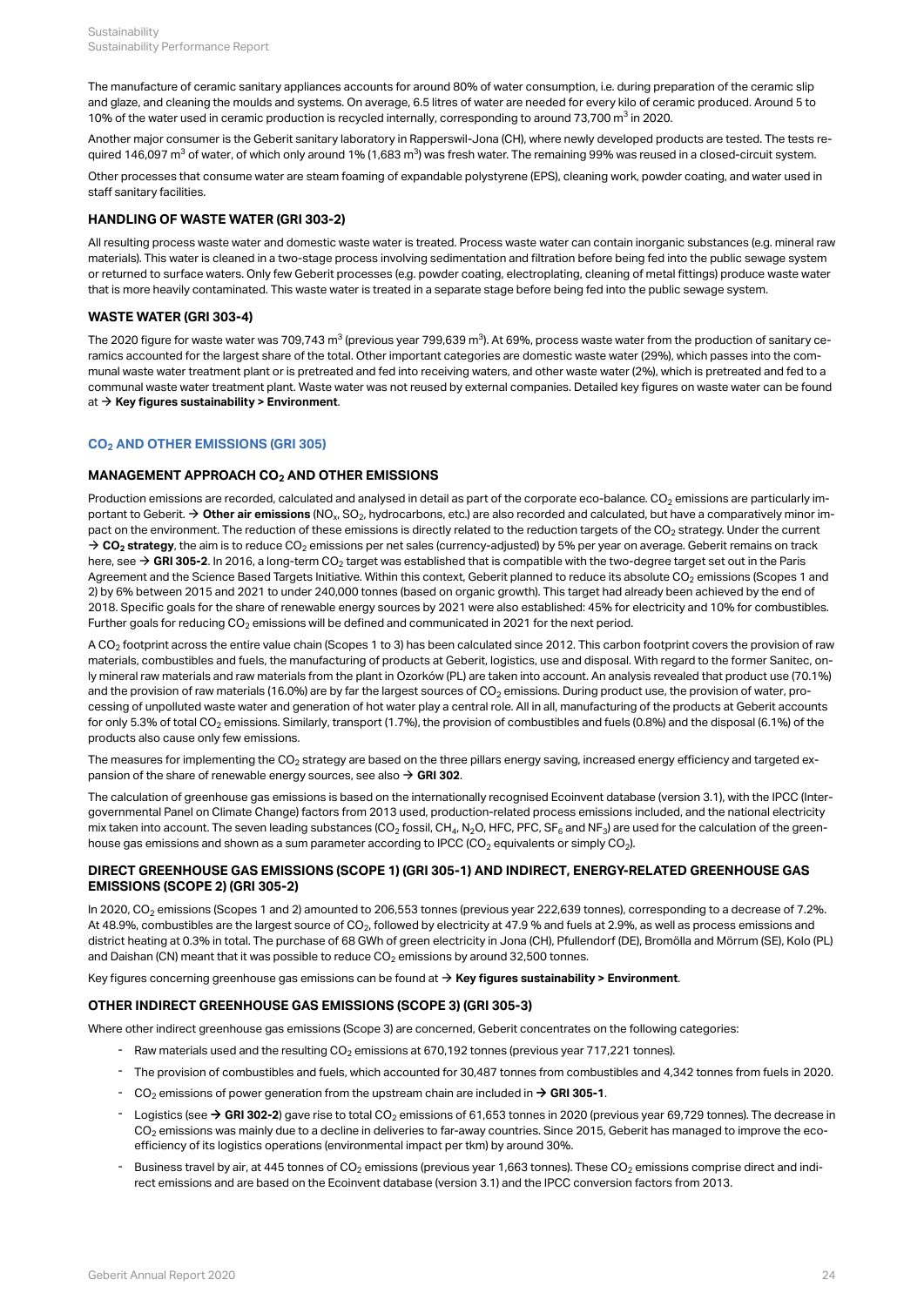The manufacture of ceramic sanitary appliances accounts for around 80% of water consumption, i.e. during preparation of the ceramic slip and glaze, and cleaning the moulds and systems. On average, 6.5 litres of water are needed for every kilo of ceramic produced. Around 5 to 10% of the water used in ceramic production is recycled internally, corresponding to around 73,700 $m^3$ in 2020.

Another major consumer is the Geberit sanitary laboratory in Rapperswil-Jona (CH), where newly developed products are tested. The tests required 146,097 $m^3$ of water, of which only around 1% (1,683 $m^3$) was fresh water. The remaining 99% was reused in a closed-circuit system.

Other processes that consume water are steam foaming of expandable polystyrene (EPS), cleaning work, powder coating, and water used in staff sanitary facilities.

### HANDLING OF WASTE WATER (GRI 303-2)

All resulting process waste water and domestic waste water is treated. Process waste water can contain inorganic substances (e.g. mineral raw materials). This water is cleaned in a two-stage process involving sedimentation and filtration before being fed into the public sewage system or returned to surface waters. Only few Geberit processes (e.g. powder coating, electroplating, cleaning of metal fittings) produce waste water that is more heavily contaminated. This waste water is treated in a separate stage before being fed into the public sewage system.

### WASTE WATER (GRI 303-4)

The 2020 figure for waste water was 709,743 $m^3$ (previous year 799,639 $m^3$). At 69%, process waste water from the production of sanitary ceramics accounted for the largest share of the total. Other important categories are domestic waste water (29%), which passes into the communal waste water treatment plant or is pretreated and fed into receiving waters, and other waste water (2%), which is pretreated and fed to a communal waste water treatment plant. Waste water was not reused by external companies. Detailed key figures on waste water can be found at → **Key figures sustainability > Environment**.

## $CO_2$ AND OTHER EMISSIONS (GRI 305)

### MANAGEMENT APPROACH $CO_2$ AND OTHER EMISSIONS

Production emissions are recorded, calculated and analysed in detail as part of the corporate eco-balance. $CO_2$ emissions are particularly important to Geberit. → **Other air emissions** ($NO_x$, $SO_2$, hydrocarbons, etc.) are also recorded and calculated, but have a comparatively minor impact on the environment. The reduction of these emissions is directly related to the reduction targets of the $CO_2$ strategy. Under the current → **$CO_2$ strategy**, the aim is to reduce $CO_2$ emissions per net sales (currency-adjusted) by 5% per year on average. Geberit remains on track here, see → **GRI 305-2**. In 2016, a long-term $CO_2$ target was established that is compatible with the two-degree target set out in the Paris Agreement and the Science Based Targets Initiative. Within this context, Geberit planned to reduce its absolute $CO_2$ emissions (Scopes 1 and 2) by 6% between 2015 and 2021 to under 240,000 tonnes (based on organic growth). This target had already been achieved by the end of 2018. Specific goals for the share of renewable energy sources by 2021 were also established: 45% for electricity and 10% for combustibles. Further goals for reducing $CO_2$ emissions will be defined and communicated in 2021 for the next period.

A $CO_2$ footprint across the entire value chain (Scopes 1 to 3) has been calculated since 2012. This carbon footprint covers the provision of raw materials, combustibles and fuels, the manufacturing of products at Geberit, logistics, use and disposal. With regard to the former Sanitec, only mineral raw materials and raw materials from the plant in Ozorków (PL) are taken into account. An analysis revealed that product use (70.1%) and the provision of raw materials (16.0%) are by far the largest sources of $CO_2$ emissions. During product use, the provision of water, processing of unpolluted waste water and generation of hot water play a central role. All in all, manufacturing of the products at Geberit accounts for only 5.3% of total $CO_2$ emissions. Similarly, transport (1.7%), the provision of combustibles and fuels (0.8%) and the disposal (6.1%) of the products also cause only few emissions.

The measures for implementing the $CO_2$ strategy are based on the three pillars energy saving, increased energy efficiency and targeted expansion of the share of renewable energy sources, see also → **GRI 302**.

The calculation of greenhouse gas emissions is based on the internationally recognised Ecoinvent database (version 3.1), with the IPCC (Intergovernmental Panel on Climate Change) factors from 2013 used, production-related process emissions included, and the national electricity mix taken into account. The seven leading substances ($CO_2$ fossil, $CH_4$, $N_2O$, HFC, PFC, $SF_6$ and $NF_3$) are used for the calculation of the greenhouse gas emissions and shown as a sum parameter according to IPCC ($CO_2$ equivalents or simply $CO_2$).

### DIRECT GREENHOUSE GAS EMISSIONS (SCOPE 1) (GRI 305-1) AND INDIRECT, ENERGY-RELATED GREENHOUSE GAS EMISSIONS (SCOPE 2) (GRI 305-2)

In 2020, $CO_2$ emissions (Scopes 1 and 2) amounted to 206,553 tonnes (previous year 222,639 tonnes), corresponding to a decrease of 7.2%. At 48.9%, combustibles are the largest source of $CO_2$, followed by electricity at 47.9 % and fuels at 2.9%, as well as process emissions and district heating at 0.3% in total. The purchase of 68 GWh of green electricity in Jona (CH), Pfullendorf (DE), Bromölla and Mörrum (SE), Kolo (PL) and Daishan (CN) meant that it was possible to reduce $CO_2$ emissions by around 32,500 tonnes.

Key figures concerning greenhouse gas emissions can be found at → **Key figures sustainability > Environment**.

### OTHER INDIRECT GREENHOUSE GAS EMISSIONS (SCOPE 3) (GRI 305-3)

Where other indirect greenhouse gas emissions (Scope 3) are concerned, Geberit concentrates on the following categories:

- Raw materials used and the resulting $CO_2$ emissions at 670,192 tonnes (previous year 717,221 tonnes).
- The provision of combustibles and fuels, which accounted for 30,487 tonnes from combustibles and 4,342 tonnes from fuels in 2020.
- $CO_2$ emissions of power generation from the upstream chain are included in → **GRI 305-1**.
- Logistics (see → **GRI 302-2**) gave rise to total $CO_2$ emissions of 61,653 tonnes in 2020 (previous year 69,729 tonnes). The decrease in $CO_2$ emissions was mainly due to a decline in deliveries to far-away countries. Since 2015, Geberit has managed to improve the eco-efficiency of its logistics operations (environmental impact per tkm) by around 30%.
- Business travel by air, at 445 tonnes of $CO_2$ emissions (previous year 1,663 tonnes). These $CO_2$ emissions comprise direct and indirect emissions and are based on the Ecoinvent database (version 3.1) and the IPCC conversion factors from 2013.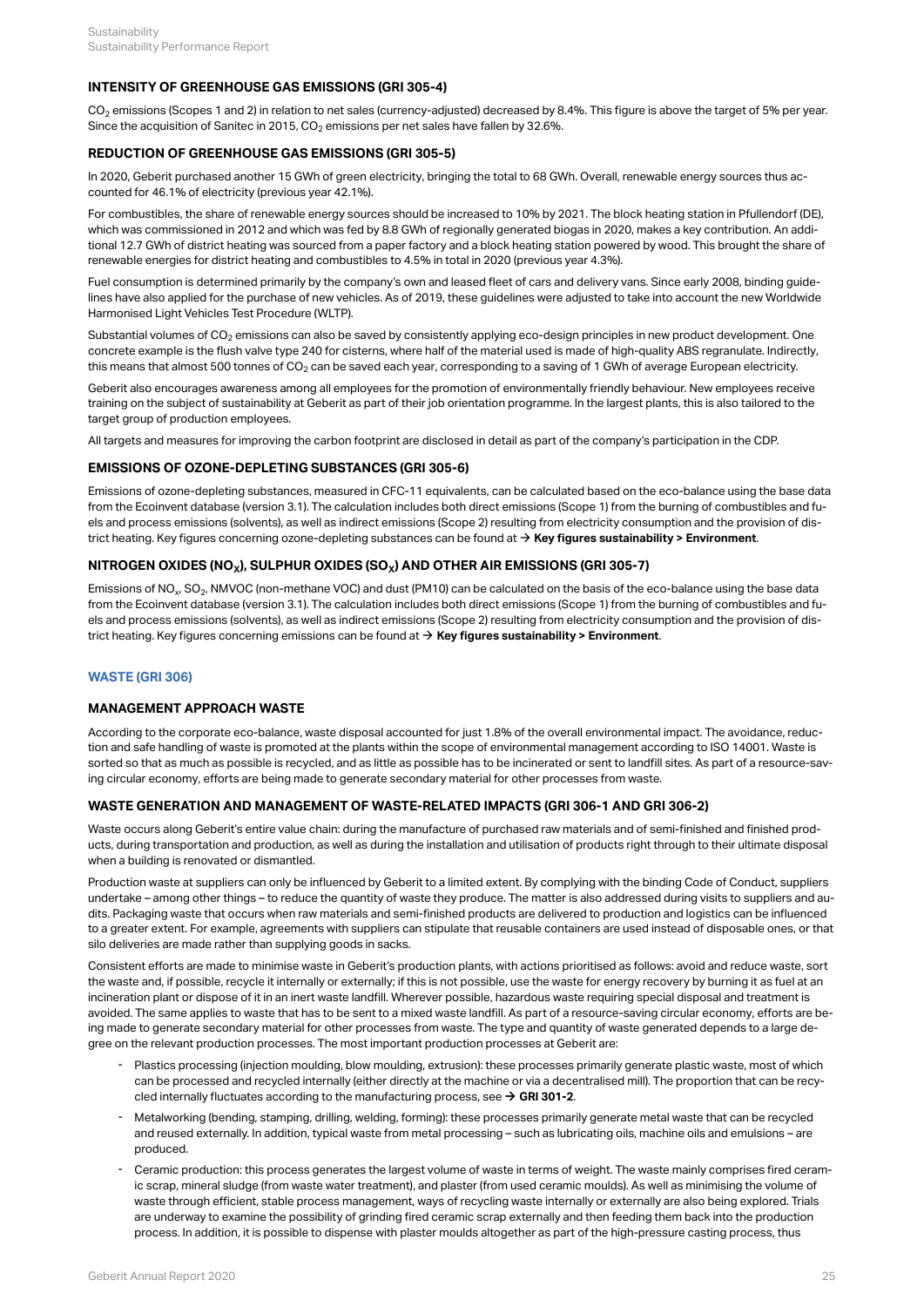### INTENSITY OF GREENHOUSE GAS EMISSIONS (GRI 305-4)

$CO_2$ emissions (Scopes 1 and 2) in relation to net sales (currency-adjusted) decreased by 8.4%. This figure is above the target of 5% per year. Since the acquisition of Sanitec in 2015, $CO_2$ emissions per net sales have fallen by 32.6%.

### REDUCTION OF GREENHOUSE GAS EMISSIONS (GRI 305-5)

In 2020, Geberit purchased another 15 GWh of green electricity, bringing the total to 68 GWh. Overall, renewable energy sources thus accounted for 46.1% of electricity (previous year 42.1%).

For combustibles, the share of renewable energy sources should be increased to 10% by 2021. The block heating station in Pfullendorf (DE), which was commissioned in 2012 and which was fed by 8.8 GWh of regionally generated biogas in 2020, makes a key contribution. An additional 12.7 GWh of district heating was sourced from a paper factory and a block heating station powered by wood. This brought the share of renewable energies for district heating and combustibles to 4.5% in total in 2020 (previous year 4.3%).

Fuel consumption is determined primarily by the company's own and leased fleet of cars and delivery vans. Since early 2008, binding guidelines have also applied for the purchase of new vehicles. As of 2019, these guidelines were adjusted to take into account the new Worldwide Harmonised Light Vehicles Test Procedure (WLTP).

Substantial volumes of $CO_2$ emissions can also be saved by consistently applying eco-design principles in new product development. One concrete example is the flush valve type 240 for cisterns, where half of the material used is made of high-quality ABS regranulate. Indirectly, this means that almost 500 tonnes of $CO_2$ can be saved each year, corresponding to a saving of 1 GWh of average European electricity.

Geberit also encourages awareness among all employees for the promotion of environmentally friendly behaviour. New employees receive training on the subject of sustainability at Geberit as part of their job orientation programme. In the largest plants, this is also tailored to the target group of production employees.

All targets and measures for improving the carbon footprint are disclosed in detail as part of the company's participation in the CDP.

### EMISSIONS OF OZONE-DEPLETING SUBSTANCES (GRI 305-6)

Emissions of ozone-depleting substances, measured in CFC-11 equivalents, can be calculated based on the eco-balance using the base data from the Ecoinvent database (version 3.1). The calculation includes both direct emissions (Scope 1) from the burning of combustibles and fuels and process emissions (solvents), as well as indirect emissions (Scope 2) resulting from electricity consumption and the provision of district heating. Key figures concerning ozone-depleting substances can be found at → **Key figures sustainability > Environment**.

### NITROGEN OXIDES ($NO_X$), SULPHUR OXIDES ($SO_X$) AND OTHER AIR EMISSIONS (GRI 305-7)

Emissions of $NO_x$, $SO_2$, NMVOC (non-methane VOC) and dust (PM10) can be calculated on the basis of the eco-balance using the base data from the Ecoinvent database (version 3.1). The calculation includes both direct emissions (Scope 1) from the burning of combustibles and fuels and process emissions (solvents), as well as indirect emissions (Scope 2) resulting from electricity consumption and the provision of district heating. Key figures concerning emissions can be found at → **Key figures sustainability > Environment**.

## WASTE (GRI 306)

### MANAGEMENT APPROACH WASTE

According to the corporate eco-balance, waste disposal accounted for just 1.8% of the overall environmental impact. The avoidance, reduction and safe handling of waste is promoted at the plants within the scope of environmental management according to ISO 14001. Waste is sorted so that as much as possible is recycled, and as little as possible has to be incinerated or sent to landfill sites. As part of a resource-saving circular economy, efforts are being made to generate secondary material for other processes from waste.

### WASTE GENERATION AND MANAGEMENT OF WASTE-RELATED IMPACTS (GRI 306-1 AND GRI 306-2)

Waste occurs along Geberit's entire value chain: during the manufacture of purchased raw materials and of semi-finished and finished products, during transportation and production, as well as during the installation and utilisation of products right through to their ultimate disposal when a building is renovated or dismantled.

Production waste at suppliers can only be influenced by Geberit to a limited extent. By complying with the binding Code of Conduct, suppliers undertake – among other things – to reduce the quantity of waste they produce. The matter is also addressed during visits to suppliers and audits. Packaging waste that occurs when raw materials and semi-finished products are delivered to production and logistics can be influenced to a greater extent. For example, agreements with suppliers can stipulate that reusable containers are used instead of disposable ones, or that silo deliveries are made rather than supplying goods in sacks.

Consistent efforts are made to minimise waste in Geberit's production plants, with actions prioritised as follows: avoid and reduce waste, sort the waste and, if possible, recycle it internally or externally; if this is not possible, use the waste for energy recovery by burning it as fuel at an incineration plant or dispose of it in an inert waste landfill. Wherever possible, hazardous waste requiring special disposal and treatment is avoided. The same applies to waste that has to be sent to a mixed waste landfill. As part of a resource-saving circular economy, efforts are being made to generate secondary material for other processes from waste. The type and quantity of waste generated depends to a large degree on the relevant production processes. The most important production processes at Geberit are:

- Plastics processing (injection moulding, blow moulding, extrusion): these processes primarily generate plastic waste, most of which can be processed and recycled internally (either directly at the machine or via a decentralised mill). The proportion that can be recycled internally fluctuates according to the manufacturing process, see → **GRI 301-2**.
- Metalworking (bending, stamping, drilling, welding, forming): these processes primarily generate metal waste that can be recycled and reused externally. In addition, typical waste from metal processing – such as lubricating oils, machine oils and emulsions – are produced.
- Ceramic production: this process generates the largest volume of waste in terms of weight. The waste mainly comprises fired ceramic scrap, mineral sludge (from waste water treatment), and plaster (from used ceramic moulds). As well as minimising the volume of waste through efficient, stable process management, ways of recycling waste internally or externally are also being explored. Trials are underway to examine the possibility of grinding fired ceramic scrap externally and then feeding them back into the production process. In addition, it is possible to dispense with plaster moulds altogether as part of the high-pressure casting process, thus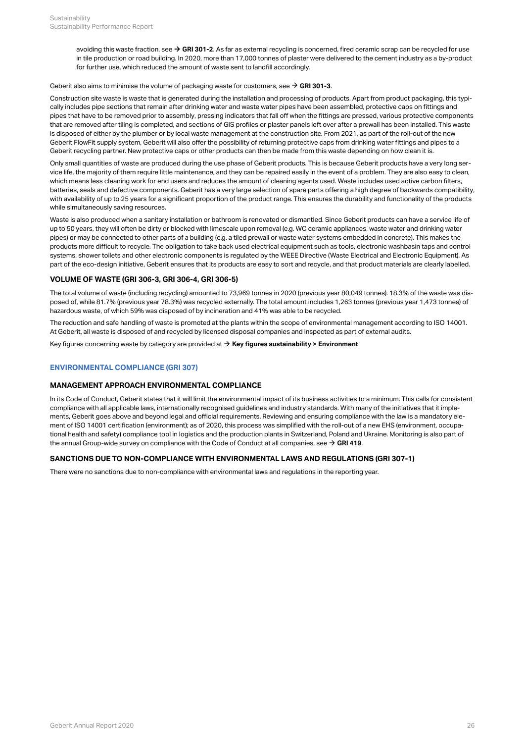avoiding this waste fraction, see → **GRI 301-2**. As far as external recycling is concerned, fired ceramic scrap can be recycled for use in tile production or road building. In 2020, more than 17,000 tonnes of plaster were delivered to the cement industry as a by-product for further use, which reduced the amount of waste sent to landfill accordingly.

Geberit also aims to minimise the volume of packaging waste for customers, see → **GRI 301-3**.

Construction site waste is waste that is generated during the installation and processing of products. Apart from product packaging, this typically includes pipe sections that remain after drinking water and waste water pipes have been assembled, protective caps on fittings and pipes that have to be removed prior to assembly, pressing indicators that fall off when the fittings are pressed, various protective components that are removed after tiling is completed, and sections of GIS profiles or plaster panels left over after a prewall has been installed. This waste is disposed of either by the plumber or by local waste management at the construction site. From 2021, as part of the roll-out of the new Geberit FlowFit supply system, Geberit will also offer the possibility of returning protective caps from drinking water fittings and pipes to a Geberit recycling partner. New protective caps or other products can then be made from this waste depending on how clean it is.

Only small quantities of waste are produced during the use phase of Geberit products. This is because Geberit products have a very long service life, the majority of them require little maintenance, and they can be repaired easily in the event of a problem. They are also easy to clean, which means less cleaning work for end users and reduces the amount of cleaning agents used. Waste includes used active carbon filters, batteries, seals and defective components. Geberit has a very large selection of spare parts offering a high degree of backwards compatibility, with availability of up to 25 years for a significant proportion of the product range. This ensures the durability and functionality of the products while simultaneously saving resources.

Waste is also produced when a sanitary installation or bathroom is renovated or dismantled. Since Geberit products can have a service life of up to 50 years, they will often be dirty or blocked with limescale upon removal (e.g. WC ceramic appliances, waste water and drinking water pipes) or may be connected to other parts of a building (e.g. a tiled prewall or waste water systems embedded in concrete). This makes the products more difficult to recycle. The obligation to take back used electrical equipment such as tools, electronic washbasin taps and control systems, shower toilets and other electronic components is regulated by the WEEE Directive (Waste Electrical and Electronic Equipment). As part of the eco-design initiative, Geberit ensures that its products are easy to sort and recycle, and that product materials are clearly labelled.

### VOLUME OF WASTE (GRI 306-3, GRI 306-4, GRI 306-5)

The total volume of waste (including recycling) amounted to 73,969 tonnes in 2020 (previous year 80,049 tonnes). 18.3% of the waste was disposed of, while 81.7% (previous year 78.3%) was recycled externally. The total amount includes 1,263 tonnes (previous year 1,473 tonnes) of hazardous waste, of which 59% was disposed of by incineration and 41% was able to be recycled.

The reduction and safe handling of waste is promoted at the plants within the scope of environmental management according to ISO 14001. At Geberit, all waste is disposed of and recycled by licensed disposal companies and inspected as part of external audits.

Key figures concerning waste by category are provided at → **Key figures sustainability > Environment**.

## ENVIRONMENTAL COMPLIANCE (GRI 307)

### MANAGEMENT APPROACH ENVIRONMENTAL COMPLIANCE

In its Code of Conduct, Geberit states that it will limit the environmental impact of its business activities to a minimum. This calls for consistent compliance with all applicable laws, internationally recognised guidelines and industry standards. With many of the initiatives that it implements, Geberit goes above and beyond legal and official requirements. Reviewing and ensuring compliance with the law is a mandatory element of ISO 14001 certification (environment); as of 2020, this process was simplified with the roll-out of a new EHS (environment, occupational health and safety) compliance tool in logistics and the production plants in Switzerland, Poland and Ukraine. Monitoring is also part of the annual Group-wide survey on compliance with the Code of Conduct at all companies, see → **GRI 419**.

### SANCTIONS DUE TO NON-COMPLIANCE WITH ENVIRONMENTAL LAWS AND REGULATIONS (GRI 307-1)

There were no sanctions due to non-compliance with environmental laws and regulations in the reporting year.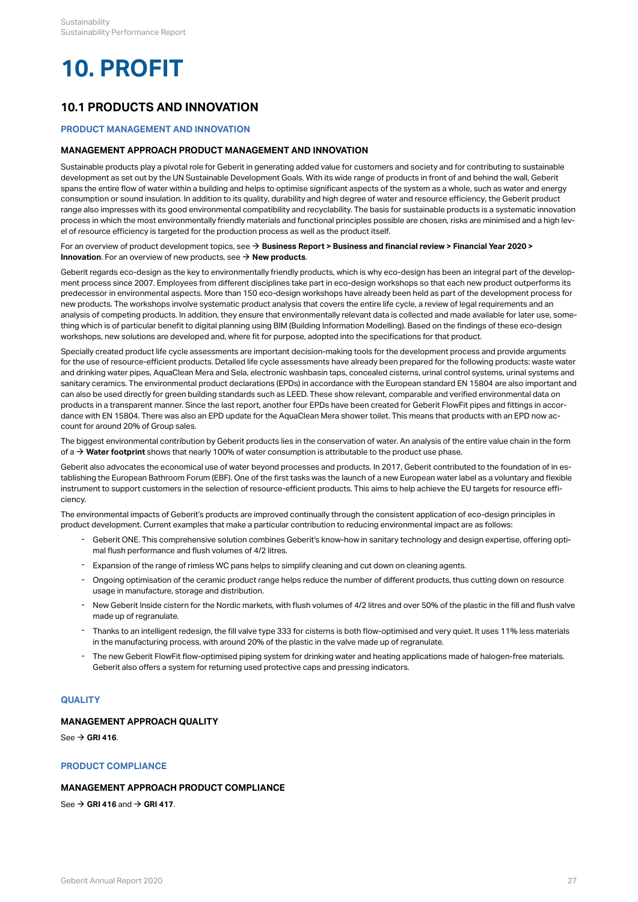# 10. PROFIT

## 10.1 PRODUCTS AND INNOVATION

### PRODUCT MANAGEMENT AND INNOVATION

#### MANAGEMENT APPROACH PRODUCT MANAGEMENT AND INNOVATION

Sustainable products play a pivotal role for Geberit in generating added value for customers and society and for contributing to sustainable development as set out by the UN Sustainable Development Goals. With its wide range of products in front of and behind the wall, Geberit spans the entire flow of water within a building and helps to optimise significant aspects of the system as a whole, such as water and energy consumption or sound insulation. In addition to its quality, durability and high degree of water and resource efficiency, the Geberit product range also impresses with its good environmental compatibility and recyclability. The basis for sustainable products is a systematic innovation process in which the most environmentally friendly materials and functional principles possible are chosen, risks are minimised and a high level of resource efficiency is targeted for the production process as well as the product itself.

For an overview of product development topics, see → **Business Report > Business and financial review > Financial Year 2020 > Innovation**. For an overview of new products, see → **New products**.

Geberit regards eco-design as the key to environmentally friendly products, which is why eco-design has been an integral part of the development process since 2007. Employees from different disciplines take part in eco-design workshops so that each new product outperforms its predecessor in environmental aspects. More than 150 eco-design workshops have already been held as part of the development process for new products. The workshops involve systematic product analysis that covers the entire life cycle, a review of legal requirements and an analysis of competing products. In addition, they ensure that environmentally relevant data is collected and made available for later use, something which is of particular benefit to digital planning using BIM (Building Information Modelling). Based on the findings of these eco-design workshops, new solutions are developed and, where fit for purpose, adopted into the specifications for that product.

Specially created product life cycle assessments are important decision-making tools for the development process and provide arguments for the use of resource-efficient products. Detailed life cycle assessments have already been prepared for the following products: waste water and drinking water pipes, AquaClean Mera and Sela, electronic washbasin taps, concealed cisterns, urinal control systems, urinal systems and sanitary ceramics. The environmental product declarations (EPDs) in accordance with the European standard EN 15804 are also important and can also be used directly for green building standards such as LEED. These show relevant, comparable and verified environmental data on products in a transparent manner. Since the last report, another four EPDs have been created for Geberit FlowFit pipes and fittings in accordance with EN 15804. There was also an EPD update for the AquaClean Mera shower toilet. This means that products with an EPD now account for around 20% of Group sales.

The biggest environmental contribution by Geberit products lies in the conservation of water. An analysis of the entire value chain in the form of a → **Water footprint** shows that nearly 100% of water consumption is attributable to the product use phase.

Geberit also advocates the economical use of water beyond processes and products. In 2017, Geberit contributed to the foundation of in establishing the European Bathroom Forum (EBF). One of the first tasks was the launch of a new European water label as a voluntary and flexible instrument to support customers in the selection of resource-efficient products. This aims to help achieve the EU targets for resource efficiency.

The environmental impacts of Geberit's products are improved continually through the consistent application of eco-design principles in product development. Current examples that make a particular contribution to reducing environmental impact are as follows:

- Geberit ONE. This comprehensive solution combines Geberit's know-how in sanitary technology and design expertise, offering optimal flush performance and flush volumes of 4/2 litres.
- Expansion of the range of rimless WC pans helps to simplify cleaning and cut down on cleaning agents.
- Ongoing optimisation of the ceramic product range helps reduce the number of different products, thus cutting down on resource usage in manufacture, storage and distribution.
- New Geberit Inside cistern for the Nordic markets, with flush volumes of 4/2 litres and over 50% of the plastic in the fill and flush valve made up of regranulate.
- Thanks to an intelligent redesign, the fill valve type 333 for cisterns is both flow-optimised and very quiet. It uses 11% less materials in the manufacturing process, with around 20% of the plastic in the valve made up of regranulate.
- The new Geberit FlowFit flow-optimised piping system for drinking water and heating applications made of halogen-free materials. Geberit also offers a system for returning used protective caps and pressing indicators.

### QUALITY

#### MANAGEMENT APPROACH QUALITY

See → **GRI 416**.

### PRODUCT COMPLIANCE

#### MANAGEMENT APPROACH PRODUCT COMPLIANCE

See → **GRI 416** and → **GRI 417**.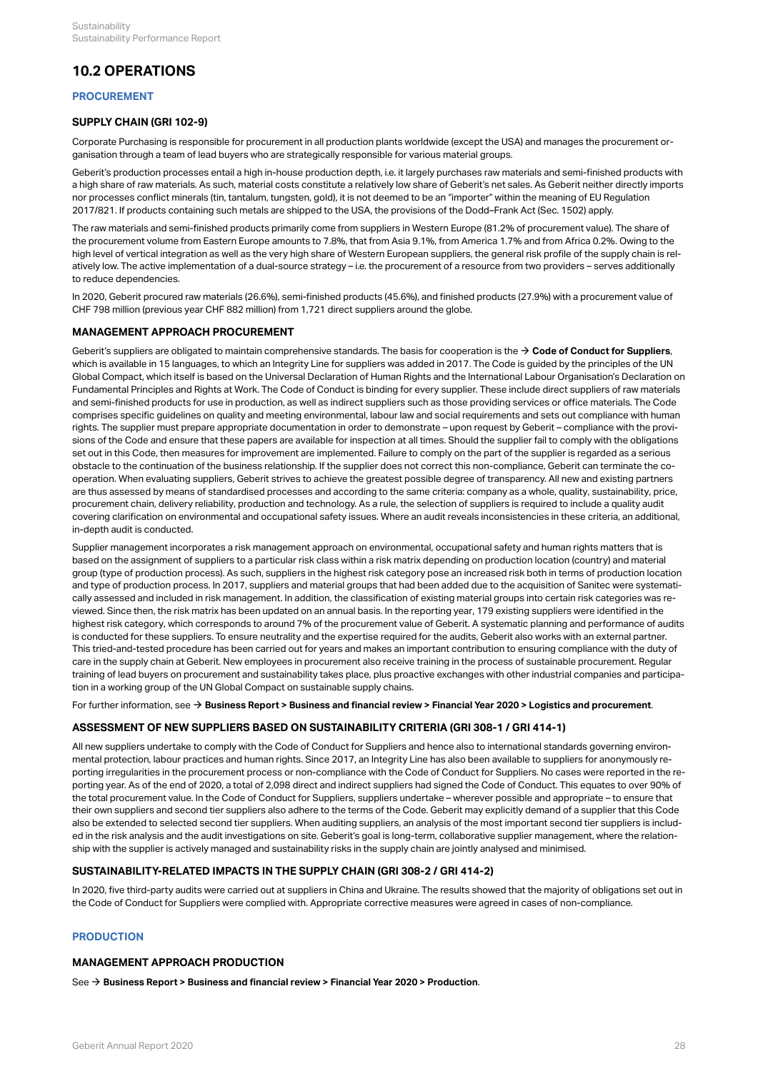## 10.2 OPERATIONS

### PROCUREMENT

#### SUPPLY CHAIN (GRI 102-9)

Corporate Purchasing is responsible for procurement in all production plants worldwide (except the USA) and manages the procurement organisation through a team of lead buyers who are strategically responsible for various material groups.

Geberit's production processes entail a high in-house production depth, i.e. it largely purchases raw materials and semi-finished products with a high share of raw materials. As such, material costs constitute a relatively low share of Geberit's net sales. As Geberit neither directly imports nor processes conflict minerals (tin, tantalum, tungsten, gold), it is not deemed to be an "importer" within the meaning of EU Regulation 2017/821. If products containing such metals are shipped to the USA, the provisions of the Dodd–Frank Act (Sec. 1502) apply.

The raw materials and semi-finished products primarily come from suppliers in Western Europe (81.2% of procurement value). The share of the procurement volume from Eastern Europe amounts to 7.8%, that from Asia 9.1%, from America 1.7% and from Africa 0.2%. Owing to the high level of vertical integration as well as the very high share of Western European suppliers, the general risk profile of the supply chain is relatively low. The active implementation of a dual-source strategy – i.e. the procurement of a resource from two providers – serves additionally to reduce dependencies.

In 2020, Geberit procured raw materials (26.6%), semi-finished products (45.6%), and finished products (27.9%) with a procurement value of CHF 798 million (previous year CHF 882 million) from 1,721 direct suppliers around the globe.

#### MANAGEMENT APPROACH PROCUREMENT

Geberit's suppliers are obligated to maintain comprehensive standards. The basis for cooperation is the → **Code of Conduct for Suppliers**, which is available in 15 languages, to which an Integrity Line for suppliers was added in 2017. The Code is guided by the principles of the UN Global Compact, which itself is based on the Universal Declaration of Human Rights and the International Labour Organisation's Declaration on Fundamental Principles and Rights at Work. The Code of Conduct is binding for every supplier. These include direct suppliers of raw materials and semi-finished products for use in production, as well as indirect suppliers such as those providing services or office materials. The Code comprises specific guidelines on quality and meeting environmental, labour law and social requirements and sets out compliance with human rights. The supplier must prepare appropriate documentation in order to demonstrate – upon request by Geberit – compliance with the provisions of the Code and ensure that these papers are available for inspection at all times. Should the supplier fail to comply with the obligations set out in this Code, then measures for improvement are implemented. Failure to comply on the part of the supplier is regarded as a serious obstacle to the continuation of the business relationship. If the supplier does not correct this non-compliance, Geberit can terminate the cooperation. When evaluating suppliers, Geberit strives to achieve the greatest possible degree of transparency. All new and existing partners are thus assessed by means of standardised processes and according to the same criteria: company as a whole, quality, sustainability, price, procurement chain, delivery reliability, production and technology. As a rule, the selection of suppliers is required to include a quality audit covering clarification on environmental and occupational safety issues. Where an audit reveals inconsistencies in these criteria, an additional, in-depth audit is conducted.

Supplier management incorporates a risk management approach on environmental, occupational safety and human rights matters that is based on the assignment of suppliers to a particular risk class within a risk matrix depending on production location (country) and material group (type of production process). As such, suppliers in the highest risk category pose an increased risk both in terms of production location and type of production process. In 2017, suppliers and material groups that had been added due to the acquisition of Sanitec were systematically assessed and included in risk management. In addition, the classification of existing material groups into certain risk categories was reviewed. Since then, the risk matrix has been updated on an annual basis. In the reporting year, 179 existing suppliers were identified in the highest risk category, which corresponds to around 7% of the procurement value of Geberit. A systematic planning and performance of audits is conducted for these suppliers. To ensure neutrality and the expertise required for the audits, Geberit also works with an external partner. This tried-and-tested procedure has been carried out for years and makes an important contribution to ensuring compliance with the duty of care in the supply chain at Geberit. New employees in procurement also receive training in the process of sustainable procurement. Regular training of lead buyers on procurement and sustainability takes place, plus proactive exchanges with other industrial companies and participation in a working group of the UN Global Compact on sustainable supply chains.

For further information, see → **Business Report > Business and financial review > Financial Year 2020 > Logistics and procurement**.

#### ASSESSMENT OF NEW SUPPLIERS BASED ON SUSTAINABILITY CRITERIA (GRI 308-1 / GRI 414-1)

All new suppliers undertake to comply with the Code of Conduct for Suppliers and hence also to international standards governing environmental protection, labour practices and human rights. Since 2017, an Integrity Line has also been available to suppliers for anonymously reporting irregularities in the procurement process or non-compliance with the Code of Conduct for Suppliers. No cases were reported in the reporting year. As of the end of 2020, a total of 2,098 direct and indirect suppliers had signed the Code of Conduct. This equates to over 90% of the total procurement value. In the Code of Conduct for Suppliers, suppliers undertake – wherever possible and appropriate – to ensure that their own suppliers and second tier suppliers also adhere to the terms of the Code. Geberit may explicitly demand of a supplier that this Code also be extended to selected second tier suppliers. When auditing suppliers, an analysis of the most important second tier suppliers is included in the risk analysis and the audit investigations on site. Geberit's goal is long-term, collaborative supplier management, where the relationship with the supplier is actively managed and sustainability risks in the supply chain are jointly analysed and minimised.

#### SUSTAINABILITY-RELATED IMPACTS IN THE SUPPLY CHAIN (GRI 308-2 / GRI 414-2)

In 2020, five third-party audits were carried out at suppliers in China and Ukraine. The results showed that the majority of obligations set out in the Code of Conduct for Suppliers were complied with. Appropriate corrective measures were agreed in cases of non-compliance.

### PRODUCTION

#### MANAGEMENT APPROACH PRODUCTION

See → **Business Report > Business and financial review > Financial Year 2020 > Production**.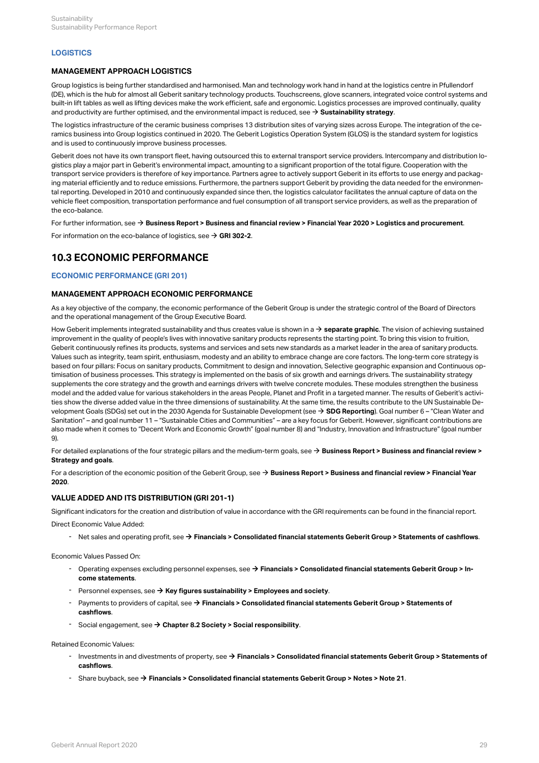### LOGISTICS

#### MANAGEMENT APPROACH LOGISTICS

Group logistics is being further standardised and harmonised. Man and technology work hand in hand at the logistics centre in Pfullendorf (DE), which is the hub for almost all Geberit sanitary technology products. Touchscreens, glove scanners, integrated voice control systems and built-in lift tables as well as lifting devices make the work efficient, safe and ergonomic. Logistics processes are improved continually, quality and productivity are further optimised, and the environmental impact is reduced, see → **Sustainability strategy**.

The logistics infrastructure of the ceramic business comprises 13 distribution sites of varying sizes across Europe. The integration of the ceramics business into Group logistics continued in 2020. The Geberit Logistics Operation System (GLOS) is the standard system for logistics and is used to continuously improve business processes.

Geberit does not have its own transport fleet, having outsourced this to external transport service providers. Intercompany and distribution logistics play a major part in Geberit's environmental impact, amounting to a significant proportion of the total figure. Cooperation with the transport service providers is therefore of key importance. Partners agree to actively support Geberit in its efforts to use energy and packaging material efficiently and to reduce emissions. Furthermore, the partners support Geberit by providing the data needed for the environmental reporting. Developed in 2010 and continuously expanded since then, the logistics calculator facilitates the annual capture of data on the vehicle fleet composition, transportation performance and fuel consumption of all transport service providers, as well as the preparation of the eco-balance.

For further information, see → **Business Report > Business and financial review > Financial Year 2020 > Logistics and procurement**.

For information on the eco-balance of logistics, see → **GRI 302-2**.

## 10.3 ECONOMIC PERFORMANCE

### ECONOMIC PERFORMANCE (GRI 201)

#### MANAGEMENT APPROACH ECONOMIC PERFORMANCE

As a key objective of the company, the economic performance of the Geberit Group is under the strategic control of the Board of Directors and the operational management of the Group Executive Board.

How Geberit implements integrated sustainability and thus creates value is shown in a → **separate graphic**. The vision of achieving sustained improvement in the quality of people's lives with innovative sanitary products represents the starting point. To bring this vision to fruition, Geberit continuously refines its products, systems and services and sets new standards as a market leader in the area of sanitary products. Values such as integrity, team spirit, enthusiasm, modesty and an ability to embrace change are core factors. The long-term core strategy is based on four pillars: Focus on sanitary products, Commitment to design and innovation, Selective geographic expansion and Continuous optimisation of business processes. This strategy is implemented on the basis of six growth and earnings drivers. The sustainability strategy supplements the core strategy and the growth and earnings drivers with twelve concrete modules. These modules strengthen the business model and the added value for various stakeholders in the areas People, Planet and Profit in a targeted manner. The results of Geberit's activities show the diverse added value in the three dimensions of sustainability. At the same time, the results contribute to the UN Sustainable Development Goals (SDGs) set out in the 2030 Agenda for Sustainable Development (see → **SDG Reporting**). Goal number 6 – "Clean Water and Sanitation" – and goal number 11 – "Sustainable Cities and Communities" – are a key focus for Geberit. However, significant contributions are also made when it comes to "Decent Work and Economic Growth" (goal number 8) and "Industry, Innovation and Infrastructure" (goal number 9).

For detailed explanations of the four strategic pillars and the medium-term goals, see → **Business Report > Business and financial review > Strategy and goals**.

For a description of the economic position of the Geberit Group, see → **Business Report > Business and financial review > Financial Year 2020**.

#### VALUE ADDED AND ITS DISTRIBUTION (GRI 201-1)

Significant indicators for the creation and distribution of value in accordance with the GRI requirements can be found in the financial report.

Direct Economic Value Added:

- Net sales and operating profit, see → **Financials > Consolidated financial statements Geberit Group > Statements of cashflows**.

Economic Values Passed On:

- Operating expenses excluding personnel expenses, see → **Financials > Consolidated financial statements Geberit Group > Income statements**.
- Personnel expenses, see → **Key figures sustainability > Employees and society**.
- Payments to providers of capital, see → **Financials > Consolidated financial statements Geberit Group > Statements of cashflows**.
- Social engagement, see → **Chapter 8.2 Society > Social responsibility**.

Retained Economic Values:

- Investments in and divestments of property, see → **Financials > Consolidated financial statements Geberit Group > Statements of cashflows**.
- Share buyback, see → **Financials > Consolidated financial statements Geberit Group > Notes > Note 21**.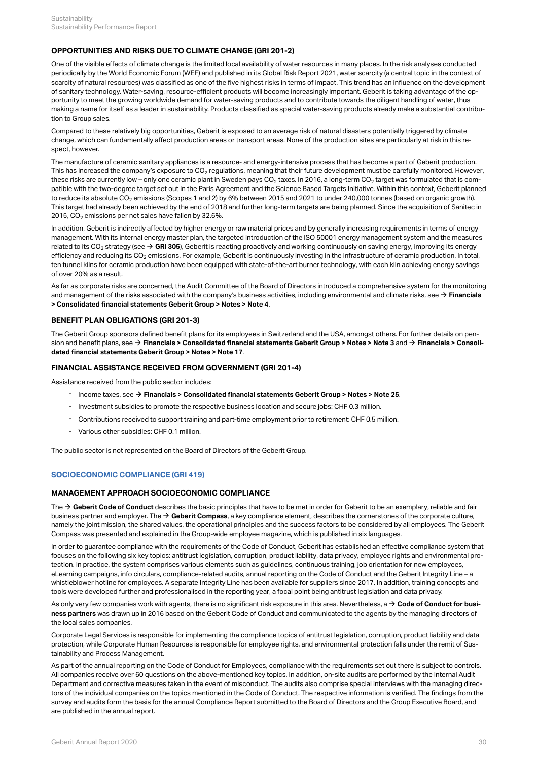### OPPORTUNITIES AND RISKS DUE TO CLIMATE CHANGE (GRI 201-2)

One of the visible effects of climate change is the limited local availability of water resources in many places. In the risk analyses conducted periodically by the World Economic Forum (WEF) and published in its Global Risk Report 2021, water scarcity (a central topic in the context of scarcity of natural resources) was classified as one of the five highest risks in terms of impact. This trend has an influence on the development of sanitary technology. Water-saving, resource-efficient products will become increasingly important. Geberit is taking advantage of the opportunity to meet the growing worldwide demand for water-saving products and to contribute towards the diligent handling of water, thus making a name for itself as a leader in sustainability. Products classified as special water-saving products already make a substantial contribution to Group sales.

Compared to these relatively big opportunities, Geberit is exposed to an average risk of natural disasters potentially triggered by climate change, which can fundamentally affect production areas or transport areas. None of the production sites are particularly at risk in this respect, however.

The manufacture of ceramic sanitary appliances is a resource- and energy-intensive process that has become a part of Geberit production. This has increased the company's exposure to $CO_2$ regulations, meaning that their future development must be carefully monitored. However, these risks are currently low – only one ceramic plant in Sweden pays $CO_2$ taxes. In 2016, a long-term $CO_2$ target was formulated that is compatible with the two-degree target set out in the Paris Agreement and the Science Based Targets Initiative. Within this context, Geberit planned to reduce its absolute $CO_2$ emissions (Scopes 1 and 2) by 6% between 2015 and 2021 to under 240,000 tonnes (based on organic growth). This target had already been achieved by the end of 2018 and further long-term targets are being planned. Since the acquisition of Sanitec in 2015, $CO_2$ emissions per net sales have fallen by 32.6%.

In addition, Geberit is indirectly affected by higher energy or raw material prices and by generally increasing requirements in terms of energy management. With its internal energy master plan, the targeted introduction of the ISO 50001 energy management system and the measures related to its $CO_2$ strategy (see → **GRI 305**), Geberit is reacting proactively and working continuously on saving energy, improving its energy efficiency and reducing its $CO_2$ emissions. For example, Geberit is continuously investing in the infrastructure of ceramic production. In total, ten tunnel kilns for ceramic production have been equipped with state-of-the-art burner technology, with each kiln achieving energy savings of over 20% as a result.

As far as corporate risks are concerned, the Audit Committee of the Board of Directors introduced a comprehensive system for the monitoring and management of the risks associated with the company's business activities, including environmental and climate risks, see → **Financials > Consolidated financial statements Geberit Group > Notes > Note 4**.

### BENEFIT PLAN OBLIGATIONS (GRI 201-3)

The Geberit Group sponsors defined benefit plans for its employees in Switzerland and the USA, amongst others. For further details on pension and benefit plans, see → **Financials > Consolidated financial statements Geberit Group > Notes > Note 3** and → **Financials > Consolidated financial statements Geberit Group > Notes > Note 17**.

### FINANCIAL ASSISTANCE RECEIVED FROM GOVERNMENT (GRI 201-4)

Assistance received from the public sector includes:

- Income taxes, see → **Financials > Consolidated financial statements Geberit Group > Notes > Note 25**.
- Investment subsidies to promote the respective business location and secure jobs: CHF 0.3 million.
- Contributions received to support training and part-time employment prior to retirement: CHF 0.5 million.
- Various other subsidies: CHF 0.1 million.

The public sector is not represented on the Board of Directors of the Geberit Group.

## SOCIOECONOMIC COMPLIANCE (GRI 419)

### MANAGEMENT APPROACH SOCIOECONOMIC COMPLIANCE

The → **Geberit Code of Conduct** describes the basic principles that have to be met in order for Geberit to be an exemplary, reliable and fair business partner and employer. The → **Geberit Compass**, a key compliance element, describes the cornerstones of the corporate culture, namely the joint mission, the shared values, the operational principles and the success factors to be considered by all employees. The Geberit Compass was presented and explained in the Group-wide employee magazine, which is published in six languages.

In order to guarantee compliance with the requirements of the Code of Conduct, Geberit has established an effective compliance system that focuses on the following six key topics: antitrust legislation, corruption, product liability, data privacy, employee rights and environmental protection. In practice, the system comprises various elements such as guidelines, continuous training, job orientation for new employees, eLearning campaigns, info circulars, compliance-related audits, annual reporting on the Code of Conduct and the Geberit Integrity Line – a whistleblower hotline for employees. A separate Integrity Line has been available for suppliers since 2017. In addition, training concepts and tools were developed further and professionalised in the reporting year, a focal point being antitrust legislation and data privacy.

As only very few companies work with agents, there is no significant risk exposure in this area. Nevertheless, a → **Code of Conduct for business partners** was drawn up in 2016 based on the Geberit Code of Conduct and communicated to the agents by the managing directors of the local sales companies.

Corporate Legal Services is responsible for implementing the compliance topics of antitrust legislation, corruption, product liability and data protection, while Corporate Human Resources is responsible for employee rights, and environmental protection falls under the remit of Sustainability and Process Management.

As part of the annual reporting on the Code of Conduct for Employees, compliance with the requirements set out there is subject to controls. All companies receive over 60 questions on the above-mentioned key topics. In addition, on-site audits are performed by the Internal Audit Department and corrective measures taken in the event of misconduct. The audits also comprise special interviews with the managing directors of the individual companies on the topics mentioned in the Code of Conduct. The respective information is verified. The findings from the survey and audits form the basis for the annual Compliance Report submitted to the Board of Directors and the Group Executive Board, and are published in the annual report.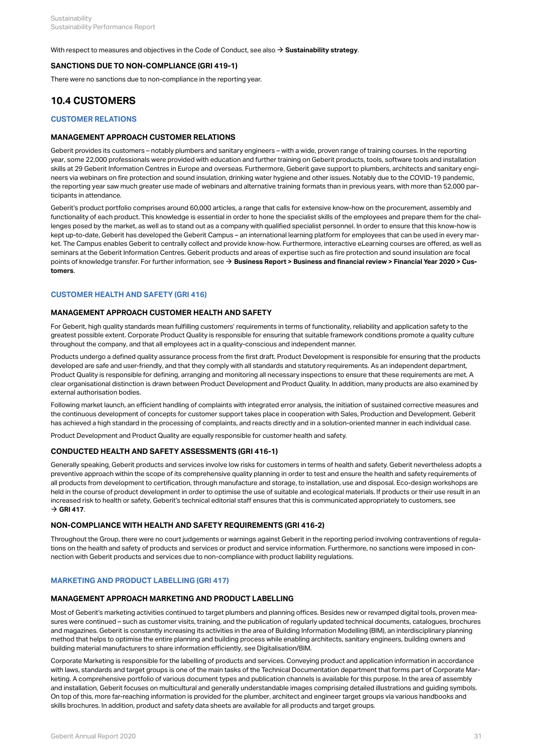With respect to measures and objectives in the Code of Conduct, see also → **Sustainability strategy**.

### SANCTIONS DUE TO NON-COMPLIANCE (GRI 419-1)

There were no sanctions due to non-compliance in the reporting year.

## 10.4 CUSTOMERS

### CUSTOMER RELATIONS

### MANAGEMENT APPROACH CUSTOMER RELATIONS

Geberit provides its customers – notably plumbers and sanitary engineers – with a wide, proven range of training courses. In the reporting year, some 22,000 professionals were provided with education and further training on Geberit products, tools, software tools and installation skills at 29 Geberit Information Centres in Europe and overseas. Furthermore, Geberit gave support to plumbers, architects and sanitary engineers via webinars on fire protection and sound insulation, drinking water hygiene and other issues. Notably due to the COVID-19 pandemic, the reporting year saw much greater use made of webinars and alternative training formats than in previous years, with more than 52,000 participants in attendance.

Geberit's product portfolio comprises around 60,000 articles, a range that calls for extensive know-how on the procurement, assembly and functionality of each product. This knowledge is essential in order to hone the specialist skills of the employees and prepare them for the challenges posed by the market, as well as to stand out as a company with qualified specialist personnel. In order to ensure that this know-how is kept up-to-date, Geberit has developed the Geberit Campus – an international learning platform for employees that can be used in every market. The Campus enables Geberit to centrally collect and provide know-how. Furthermore, interactive eLearning courses are offered, as well as seminars at the Geberit Information Centres. Geberit products and areas of expertise such as fire protection and sound insulation are focal points of knowledge transfer. For further information, see → **Business Report > Business and financial review > Financial Year 2020 > Customers**.

### CUSTOMER HEALTH AND SAFETY (GRI 416)

### MANAGEMENT APPROACH CUSTOMER HEALTH AND SAFETY

For Geberit, high quality standards mean fulfilling customers' requirements in terms of functionality, reliability and application safety to the greatest possible extent. Corporate Product Quality is responsible for ensuring that suitable framework conditions promote a quality culture throughout the company, and that all employees act in a quality-conscious and independent manner.

Products undergo a defined quality assurance process from the first draft. Product Development is responsible for ensuring that the products developed are safe and user-friendly, and that they comply with all standards and statutory requirements. As an independent department, Product Quality is responsible for defining, arranging and monitoring all necessary inspections to ensure that these requirements are met. A clear organisational distinction is drawn between Product Development and Product Quality. In addition, many products are also examined by external authorisation bodies.

Following market launch, an efficient handling of complaints with integrated error analysis, the initiation of sustained corrective measures and the continuous development of concepts for customer support takes place in cooperation with Sales, Production and Development. Geberit has achieved a high standard in the processing of complaints, and reacts directly and in a solution-oriented manner in each individual case.

Product Development and Product Quality are equally responsible for customer health and safety.

### CONDUCTED HEALTH AND SAFETY ASSESSMENTS (GRI 416-1)

Generally speaking, Geberit products and services involve low risks for customers in terms of health and safety. Geberit nevertheless adopts a preventive approach within the scope of its comprehensive quality planning in order to test and ensure the health and safety requirements of all products from development to certification, through manufacture and storage, to installation, use and disposal. Eco-design workshops are held in the course of product development in order to optimise the use of suitable and ecological materials. If products or their use result in an increased risk to health or safety, Geberit's technical editorial staff ensures that this is communicated appropriately to customers, see → **GRI 417**.

### NON-COMPLIANCE WITH HEALTH AND SAFETY REQUIREMENTS (GRI 416-2)

Throughout the Group, there were no court judgements or warnings against Geberit in the reporting period involving contraventions of regulations on the health and safety of products and services or product and service information. Furthermore, no sanctions were imposed in connection with Geberit products and services due to non-compliance with product liability regulations.

### MARKETING AND PRODUCT LABELLING (GRI 417)

### MANAGEMENT APPROACH MARKETING AND PRODUCT LABELLING

Most of Geberit's marketing activities continued to target plumbers and planning offices. Besides new or revamped digital tools, proven measures were continued – such as customer visits, training, and the publication of regularly updated technical documents, catalogues, brochures and magazines. Geberit is constantly increasing its activities in the area of Building Information Modelling (BIM), an interdisciplinary planning method that helps to optimise the entire planning and building process while enabling architects, sanitary engineers, building owners and building material manufacturers to share information efficiently, see Digitalisation/BIM.

Corporate Marketing is responsible for the labelling of products and services. Conveying product and application information in accordance with laws, standards and target groups is one of the main tasks of the Technical Documentation department that forms part of Corporate Marketing. A comprehensive portfolio of various document types and publication channels is available for this purpose. In the area of assembly and installation, Geberit focuses on multicultural and generally understandable images comprising detailed illustrations and guiding symbols. On top of this, more far-reaching information is provided for the plumber, architect and engineer target groups via various handbooks and skills brochures. In addition, product and safety data sheets are available for all products and target groups.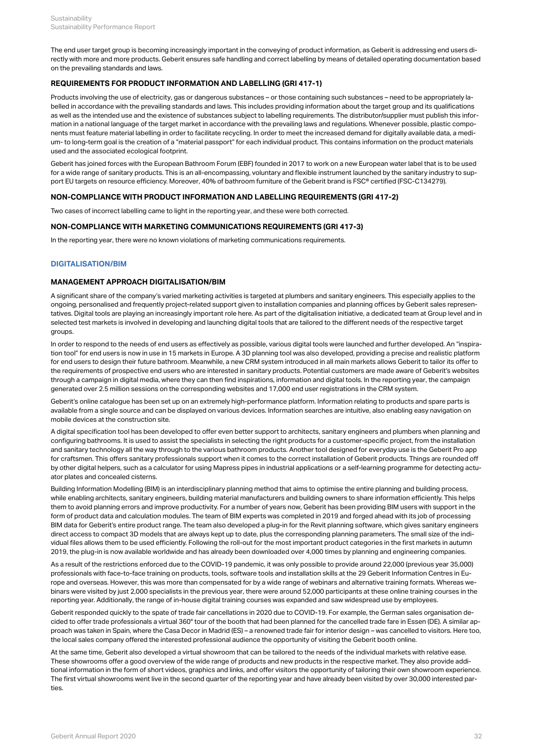The end user target group is becoming increasingly important in the conveying of product information, as Geberit is addressing end users directly with more and more products. Geberit ensures safe handling and correct labelling by means of detailed operating documentation based on the prevailing standards and laws.

### REQUIREMENTS FOR PRODUCT INFORMATION AND LABELLING (GRI 417-1)

Products involving the use of electricity, gas or dangerous substances – or those containing such substances – need to be appropriately labelled in accordance with the prevailing standards and laws. This includes providing information about the target group and its qualifications as well as the intended use and the existence of substances subject to labelling requirements. The distributor/supplier must publish this information in a national language of the target market in accordance with the prevailing laws and regulations. Whenever possible, plastic components must feature material labelling in order to facilitate recycling. In order to meet the increased demand for digitally available data, a medium- to long-term goal is the creation of a "material passport" for each individual product. This contains information on the product materials used and the associated ecological footprint.

Geberit has joined forces with the European Bathroom Forum (EBF) founded in 2017 to work on a new European water label that is to be used for a wide range of sanitary products. This is an all-encompassing, voluntary and flexible instrument launched by the sanitary industry to support EU targets on resource efficiency. Moreover, 40% of bathroom furniture of the Geberit brand is FSC® certified (FSC-C134279).

### NON-COMPLIANCE WITH PRODUCT INFORMATION AND LABELLING REQUIREMENTS (GRI 417-2)

Two cases of incorrect labelling came to light in the reporting year, and these were both corrected.

### NON-COMPLIANCE WITH MARKETING COMMUNICATIONS REQUIREMENTS (GRI 417-3)

In the reporting year, there were no known violations of marketing communications requirements.

## DIGITALISATION/BIM

### MANAGEMENT APPROACH DIGITALISATION/BIM

A significant share of the company's varied marketing activities is targeted at plumbers and sanitary engineers. This especially applies to the ongoing, personalised and frequently project-related support given to installation companies and planning offices by Geberit sales representatives. Digital tools are playing an increasingly important role here. As part of the digitalisation initiative, a dedicated team at Group level and in selected test markets is involved in developing and launching digital tools that are tailored to the different needs of the respective target groups.

In order to respond to the needs of end users as effectively as possible, various digital tools were launched and further developed. An "inspiration tool" for end users is now in use in 15 markets in Europe. A 3D planning tool was also developed, providing a precise and realistic platform for end users to design their future bathroom. Meanwhile, a new CRM system introduced in all main markets allows Geberit to tailor its offer to the requirements of prospective end users who are interested in sanitary products. Potential customers are made aware of Geberit's websites through a campaign in digital media, where they can then find inspirations, information and digital tools. In the reporting year, the campaign generated over 2.5 million sessions on the corresponding websites and 17,000 end user registrations in the CRM system.

Geberit's online catalogue has been set up on an extremely high-performance platform. Information relating to products and spare parts is available from a single source and can be displayed on various devices. Information searches are intuitive, also enabling easy navigation on mobile devices at the construction site.

A digital specification tool has been developed to offer even better support to architects, sanitary engineers and plumbers when planning and configuring bathrooms. It is used to assist the specialists in selecting the right products for a customer-specific project, from the installation and sanitary technology all the way through to the various bathroom products. Another tool designed for everyday use is the Geberit Pro app for craftsmen. This offers sanitary professionals support when it comes to the correct installation of Geberit products. Things are rounded off by other digital helpers, such as a calculator for using Mapress pipes in industrial applications or a self-learning programme for detecting actuator plates and concealed cisterns.

Building Information Modelling (BIM) is an interdisciplinary planning method that aims to optimise the entire planning and building process, while enabling architects, sanitary engineers, building material manufacturers and building owners to share information efficiently. This helps them to avoid planning errors and improve productivity. For a number of years now, Geberit has been providing BIM users with support in the form of product data and calculation modules. The team of BIM experts was completed in 2019 and forged ahead with its job of processing BIM data for Geberit's entire product range. The team also developed a plug-in for the Revit planning software, which gives sanitary engineers direct access to compact 3D models that are always kept up to date, plus the corresponding planning parameters. The small size of the individual files allows them to be used efficiently. Following the roll-out for the most important product categories in the first markets in autumn 2019, the plug-in is now available worldwide and has already been downloaded over 4,000 times by planning and engineering companies.

As a result of the restrictions enforced due to the COVID-19 pandemic, it was only possible to provide around 22,000 (previous year 35,000) professionals with face-to-face training on products, tools, software tools and installation skills at the 29 Geberit Information Centres in Europe and overseas. However, this was more than compensated for by a wide range of webinars and alternative training formats. Whereas webinars were visited by just 2,000 specialists in the previous year, there were around 52,000 participants at these online training courses in the reporting year. Additionally, the range of in-house digital training courses was expanded and saw widespread use by employees.

Geberit responded quickly to the spate of trade fair cancellations in 2020 due to COVID-19. For example, the German sales organisation decided to offer trade professionals a virtual 360° tour of the booth that had been planned for the cancelled trade fare in Essen (DE). A similar approach was taken in Spain, where the Casa Decor in Madrid (ES) – a renowned trade fair for interior design – was cancelled to visitors. Here too, the local sales company offered the interested professional audience the opportunity of visiting the Geberit booth online.

At the same time, Geberit also developed a virtual showroom that can be tailored to the needs of the individual markets with relative ease. These showrooms offer a good overview of the wide range of products and new products in the respective market. They also provide additional information in the form of short videos, graphics and links, and offer visitors the opportunity of tailoring their own showroom experience. The first virtual showrooms went live in the second quarter of the reporting year and have already been visited by over 30,000 interested parties.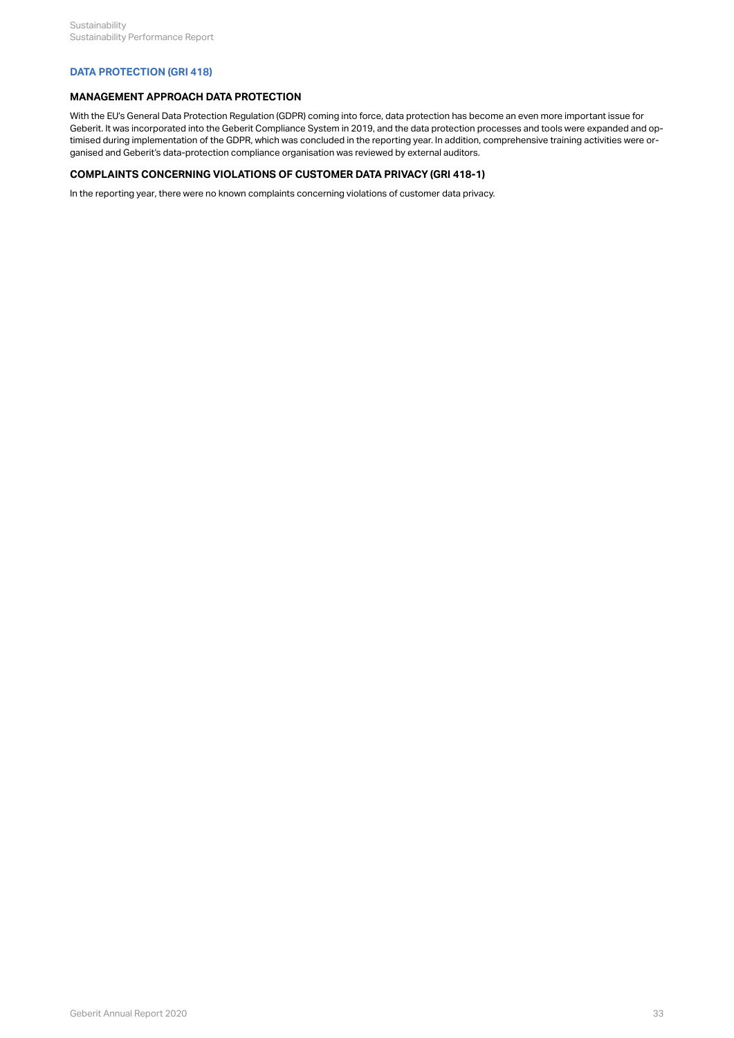## DATA PROTECTION (GRI 418)

### MANAGEMENT APPROACH DATA PROTECTION

With the EU's General Data Protection Regulation (GDPR) coming into force, data protection has become an even more important issue for Geberit. It was incorporated into the Geberit Compliance System in 2019, and the data protection processes and tools were expanded and optimised during implementation of the GDPR, which was concluded in the reporting year. In addition, comprehensive training activities were organised and Geberit's data-protection compliance organisation was reviewed by external auditors.

### COMPLAINTS CONCERNING VIOLATIONS OF CUSTOMER DATA PRIVACY (GRI 418-1)

In the reporting year, there were no known complaints concerning violations of customer data privacy.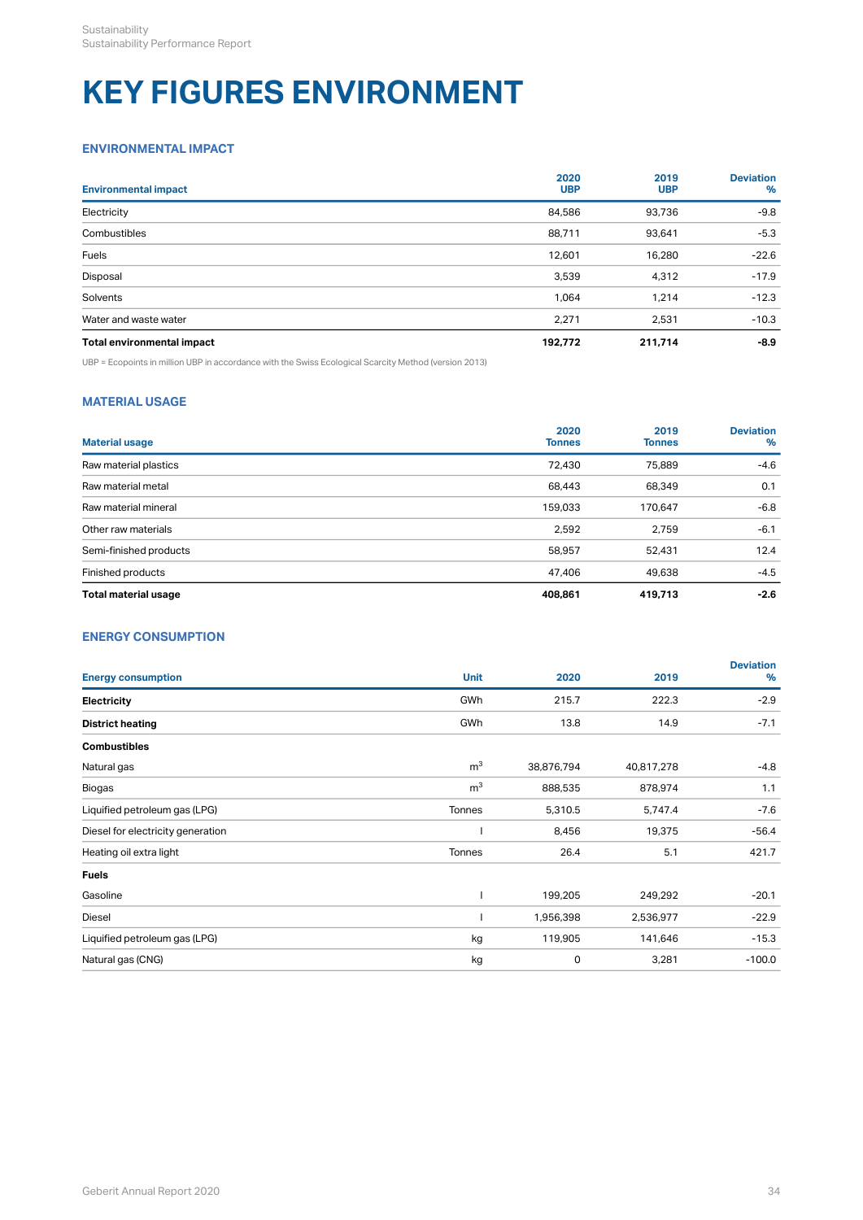# KEY FIGURES ENVIRONMENT

## ENVIRONMENTAL IMPACT

| Environmental impact | 2020 UBP | 2019 UBP | Deviation % |
|---|---|---|---|
| Electricity | 84,586 | 93,736 | -9.8 |
| Combustibles | 88,711 | 93,641 | -5.3 |
| Fuels | 12,601 | 16,280 | -22.6 |
| Disposal | 3,539 | 4,312 | -17.9 |
| Solvents | 1,064 | 1,214 | -12.3 |
| Water and waste water | 2,271 | 2,531 | -10.3 |
| **Total environmental impact** | **192,772** | **211,714** | **-8.9** |

UBP = Ecopoints in million UBP in accordance with the Swiss Ecological Scarcity Method (version 2013)

## MATERIAL USAGE

| Material usage | 2020 Tonnes | 2019 Tonnes | Deviation % |
|---|---|---|---|
| Raw material plastics | 72,430 | 75,889 | -4.6 |
| Raw material metal | 68,443 | 68,349 | 0.1 |
| Raw material mineral | 159,033 | 170,647 | -6.8 |
| Other raw materials | 2,592 | 2,759 | -6.1 |
| Semi-finished products | 58,957 | 52,431 | 12.4 |
| Finished products | 47,406 | 49,638 | -4.5 |
| **Total material usage** | **408,861** | **419,713** | **-2.6** |

## ENERGY CONSUMPTION

| Energy consumption | Unit | 2020 | 2019 | Deviation % |
|---|---|---|---|---|
| **Electricity** | GWh | 215.7 | 222.3 | -2.9 |
| **District heating** | GWh | 13.8 | 14.9 | -7.1 |
| **Combustibles** | | | | |
| Natural gas | $m^3$ | 38,876,794 | 40,817,278 | -4.8 |
| Biogas | $m^3$ | 888,535 | 878,974 | 1.1 |
| Liquified petroleum gas (LPG) | Tonnes | 5,310.5 | 5,747.4 | -7.6 |
| Diesel for electricity generation | l | 8,456 | 19,375 | -56.4 |
| Heating oil extra light | Tonnes | 26.4 | 5.1 | 421.7 |
| **Fuels** | | | | |
| Gasoline | l | 199,205 | 249,292 | -20.1 |
| Diesel | l | 1,956,398 | 2,536,977 | -22.9 |
| Liquified petroleum gas (LPG) | kg | 119,905 | 141,646 | -15.3 |
| Natural gas (CNG) | kg | 0 | 3,281 | -100.0 |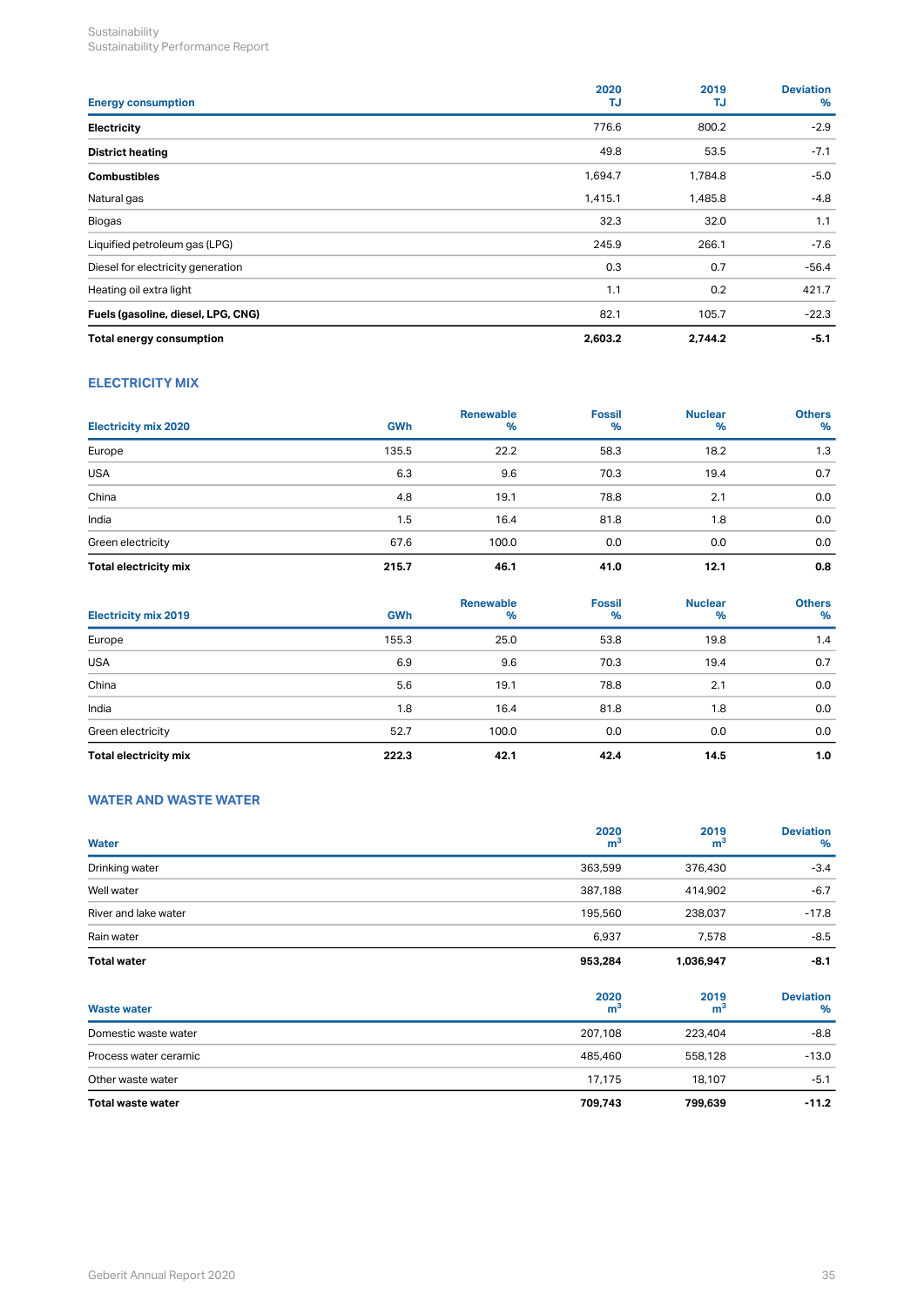| Energy consumption | 2020 TJ | 2019 TJ | Deviation % |
|---|---|---|---|
| **Electricity** | 776.6 | 800.2 | -2.9 |
| **District heating** | 49.8 | 53.5 | -7.1 |
| **Combustibles** | 1,694.7 | 1,784.8 | -5.0 |
| Natural gas | 1,415.1 | 1,485.8 | -4.8 |
| Biogas | 32.3 | 32.0 | 1.1 |
| Liquified petroleum gas (LPG) | 245.9 | 266.1 | -7.6 |
| Diesel for electricity generation | 0.3 | 0.7 | -56.4 |
| Heating oil extra light | 1.1 | 0.2 | 421.7 |
| **Fuels (gasoline, diesel, LPG, CNG)** | 82.1 | 105.7 | -22.3 |
| **Total energy consumption** | **2,603.2** | **2,744.2** | **-5.1** |

## ELECTRICITY MIX

| Electricity mix 2020 | GWh | Renewable % | Fossil % | Nuclear % | Others % |
|---|---|---|---|---|---|
| Europe | 135.5 | 22.2 | 58.3 | 18.2 | 1.3 |
| USA | 6.3 | 9.6 | 70.3 | 19.4 | 0.7 |
| China | 4.8 | 19.1 | 78.8 | 2.1 | 0.0 |
| India | 1.5 | 16.4 | 81.8 | 1.8 | 0.0 |
| Green electricity | 67.6 | 100.0 | 0.0 | 0.0 | 0.0 |
| **Total electricity mix** | **215.7** | **46.1** | **41.0** | **12.1** | **0.8** |

| Electricity mix 2019 | GWh | Renewable % | Fossil % | Nuclear % | Others % |
|---|---|---|---|---|---|
| Europe | 155.3 | 25.0 | 53.8 | 19.8 | 1.4 |
| USA | 6.9 | 9.6 | 70.3 | 19.4 | 0.7 |
| China | 5.6 | 19.1 | 78.8 | 2.1 | 0.0 |
| India | 1.8 | 16.4 | 81.8 | 1.8 | 0.0 |
| Green electricity | 52.7 | 100.0 | 0.0 | 0.0 | 0.0 |
| **Total electricity mix** | **222.3** | **42.1** | **42.4** | **14.5** | **1.0** |

## WATER AND WASTE WATER

| Water | 2020 $m^3$ | 2019 $m^3$ | Deviation % |
|---|---|---|---|
| Drinking water | 363,599 | 376,430 | -3.4 |
| Well water | 387,188 | 414,902 | -6.7 |
| River and lake water | 195,560 | 238,037 | -17.8 |
| Rain water | 6,937 | 7,578 | -8.5 |
| **Total water** | **953,284** | **1,036,947** | **-8.1** |

| Waste water | 2020 $m^3$ | 2019 $m^3$ | Deviation % |
|---|---|---|---|
| Domestic waste water | 207,108 | 223,404 | -8.8 |
| Process water ceramic | 485,460 | 558,128 | -13.0 |
| Other waste water | 17,175 | 18,107 | -5.1 |
| **Total waste water** | **709,743** | **799,639** | **-11.2** |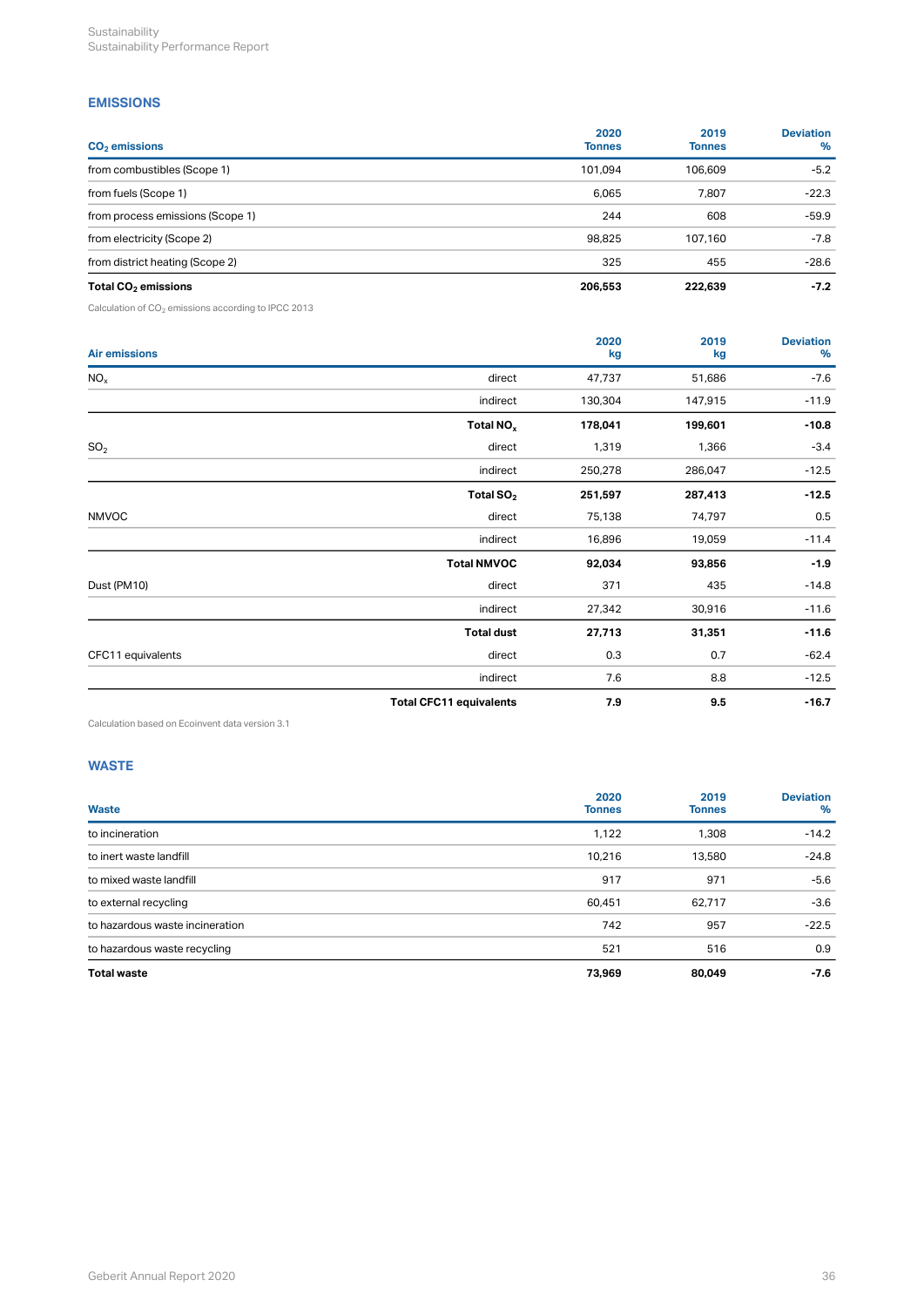## EMISSIONS

| $CO_2$ emissions | 2020 Tonnes | 2019 Tonnes | Deviation % |
|---|---|---|---|
| from combustibles (Scope 1) | 101,094 | 106,609 | -5.2 |
| from fuels (Scope 1) | 6,065 | 7,807 | -22.3 |
| from process emissions (Scope 1) | 244 | 608 | -59.9 |
| from electricity (Scope 2) | 98,825 | 107,160 | -7.8 |
| from district heating (Scope 2) | 325 | 455 | -28.6 |
| **Total $CO_2$ emissions** | **206,553** | **222,639** | **-7.2** |

Calculation of $CO_2$ emissions according to IPCC 2013

| Air emissions | | 2020 kg | 2019 kg | Deviation % |
|---|---|---|---|---|
| $NO_x$ | direct | 47,737 | 51,686 | -7.6 |
| | indirect | 130,304 | 147,915 | -11.9 |
| | **Total $NO_x$** | **178,041** | **199,601** | **-10.8** |
| $SO_2$ | direct | 1,319 | 1,366 | -3.4 |
| | indirect | 250,278 | 286,047 | -12.5 |
| | **Total $SO_2$** | **251,597** | **287,413** | **-12.5** |
| NMVOC | direct | 75,138 | 74,797 | 0.5 |
| | indirect | 16,896 | 19,059 | -11.4 |
| | **Total NMVOC** | **92,034** | **93,856** | **-1.9** |
| Dust (PM10) | direct | 371 | 435 | -14.8 |
| | indirect | 27,342 | 30,916 | -11.6 |
| | **Total dust** | **27,713** | **31,351** | **-11.6** |
| CFC11 equivalents | direct | 0.3 | 0.7 | -62.4 |
| | indirect | 7.6 | 8.8 | -12.5 |
| | **Total CFC11 equivalents** | **7.9** | **9.5** | **-16.7** |

Calculation based on Ecoinvent data version 3.1

## WASTE

| Waste | 2020 Tonnes | 2019 Tonnes | Deviation % |
|---|---|---|---|
| to incineration | 1,122 | 1,308 | -14.2 |
| to inert waste landfill | 10,216 | 13,580 | -24.8 |
| to mixed waste landfill | 917 | 971 | -5.6 |
| to external recycling | 60,451 | 62,717 | -3.6 |
| to hazardous waste incineration | 742 | 957 | -22.5 |
| to hazardous waste recycling | 521 | 516 | 0.9 |
| **Total waste** | **73,969** | **80,049** | **-7.6** |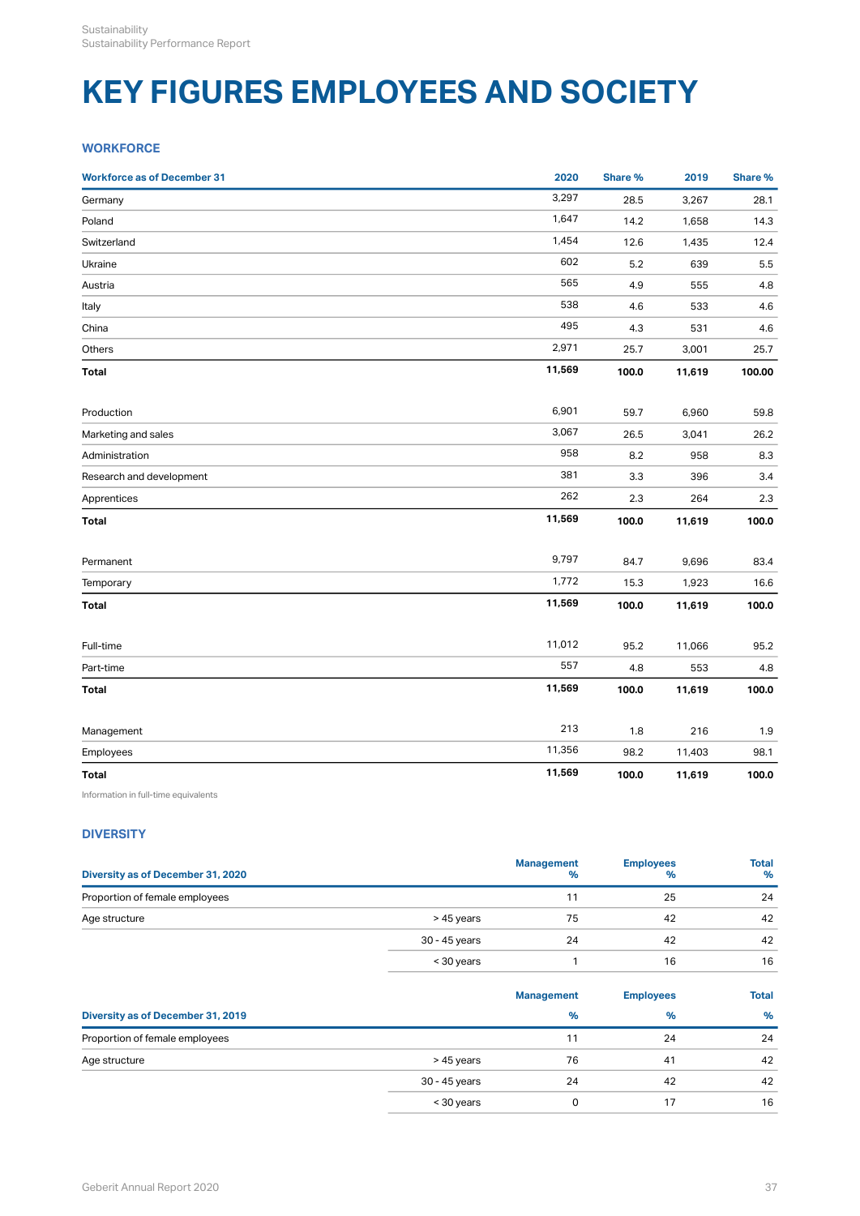# KEY FIGURES EMPLOYEES AND SOCIETY

## WORKFORCE

| Workforce as of December 31 | 2020 | Share % | 2019 | Share % |
|---|---|---|---|---|
| Germany | 3,297 | 28.5 | 3,267 | 28.1 |
| Poland | 1,647 | 14.2 | 1,658 | 14.3 |
| Switzerland | 1,454 | 12.6 | 1,435 | 12.4 |
| Ukraine | 602 | 5.2 | 639 | 5.5 |
| Austria | 565 | 4.9 | 555 | 4.8 |
| Italy | 538 | 4.6 | 533 | 4.6 |
| China | 495 | 4.3 | 531 | 4.6 |
| Others | 2,971 | 25.7 | 3,001 | 25.7 |
| **Total** | **11,569** | **100.0** | **11,619** | **100.00** |
| | | | | |
| Production | 6,901 | 59.7 | 6,960 | 59.8 |
| Marketing and sales | 3,067 | 26.5 | 3,041 | 26.2 |
| Administration | 958 | 8.2 | 958 | 8.3 |
| Research and development | 381 | 3.3 | 396 | 3.4 |
| Apprentices | 262 | 2.3 | 264 | 2.3 |
| **Total** | **11,569** | **100.0** | **11,619** | **100.0** |
| | | | | |
| Permanent | 9,797 | 84.7 | 9,696 | 83.4 |
| Temporary | 1,772 | 15.3 | 1,923 | 16.6 |
| **Total** | **11,569** | **100.0** | **11,619** | **100.0** |
| | | | | |
| Full-time | 11,012 | 95.2 | 11,066 | 95.2 |
| Part-time | 557 | 4.8 | 553 | 4.8 |
| **Total** | **11,569** | **100.0** | **11,619** | **100.0** |
| | | | | |
| Management | 213 | 1.8 | 216 | 1.9 |
| Employees | 11,356 | 98.2 | 11,403 | 98.1 |
| **Total** | **11,569** | **100.0** | **11,619** | **100.0** |

Information in full-time equivalents

## DIVERSITY

| Diversity as of December 31, 2020 | | Management % | Employees % | Total % |
|---|---|---|---|---|
| Proportion of female employees | | 11 | 25 | 24 |
| Age structure | > 45 years | 75 | 42 | 42 |
| | 30 - 45 years | 24 | 42 | 42 |
| | < 30 years | 1 | 16 | 16 |

| Diversity as of December 31, 2019 | | Management % | Employees % | Total % |
|---|---|---|---|---|
| Proportion of female employees | | 11 | 24 | 24 |
| Age structure | > 45 years | 76 | 41 | 42 |
| | 30 - 45 years | 24 | 42 | 42 |
| | < 30 years | 0 | 17 | 16 |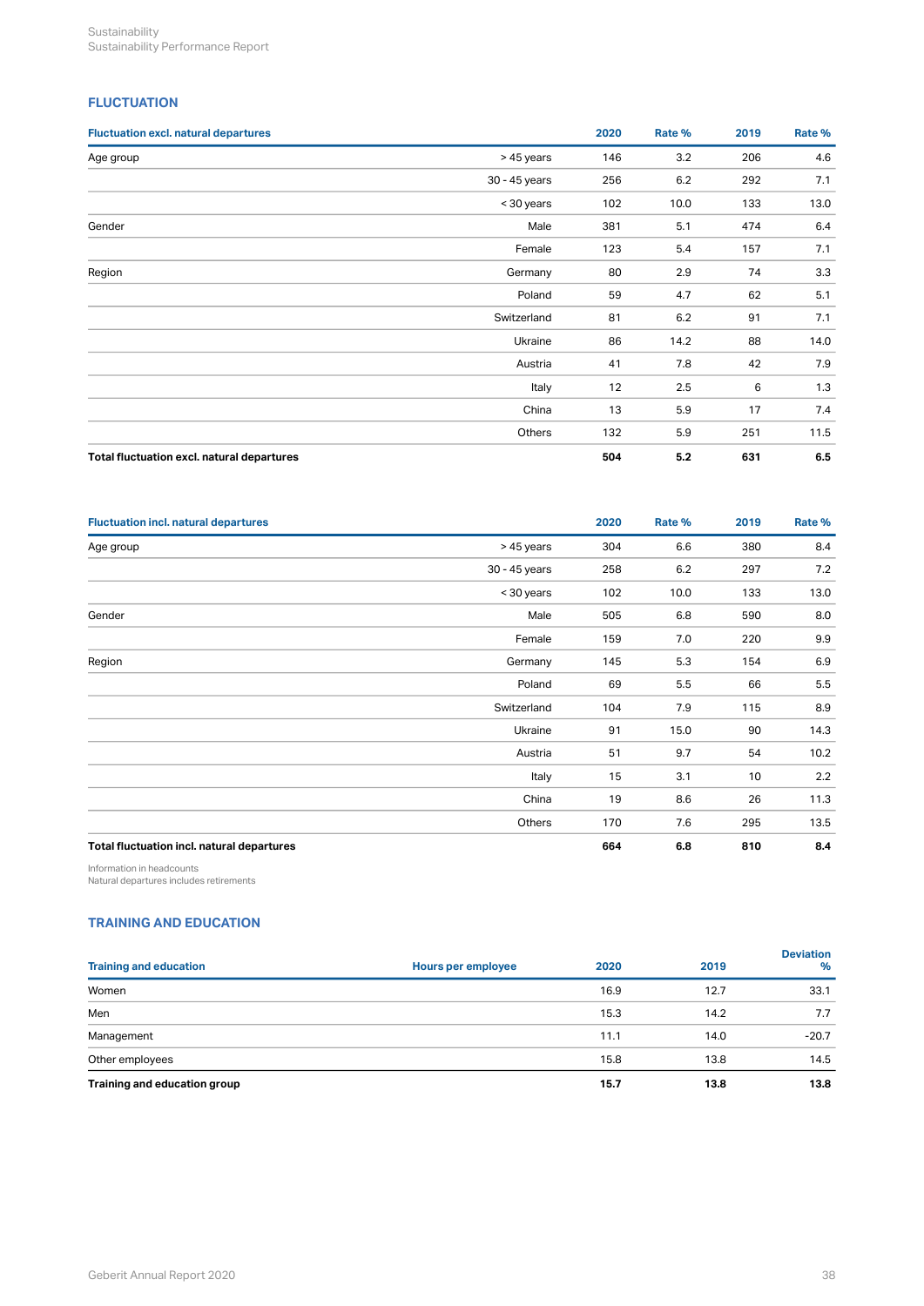## FLUCTUATION

| Fluctuation excl. natural departures | | 2020 | Rate % | 2019 | Rate % |
|---|---|---|---|---|---|
| Age group | > 45 years | 146 | 3.2 | 206 | 4.6 |
| | 30 - 45 years | 256 | 6.2 | 292 | 7.1 |
| | < 30 years | 102 | 10.0 | 133 | 13.0 |
| Gender | Male | 381 | 5.1 | 474 | 6.4 |
| | Female | 123 | 5.4 | 157 | 7.1 |
| Region | Germany | 80 | 2.9 | 74 | 3.3 |
| | Poland | 59 | 4.7 | 62 | 5.1 |
| | Switzerland | 81 | 6.2 | 91 | 7.1 |
| | Ukraine | 86 | 14.2 | 88 | 14.0 |
| | Austria | 41 | 7.8 | 42 | 7.9 |
| | Italy | 12 | 2.5 | 6 | 1.3 |
| | China | 13 | 5.9 | 17 | 7.4 |
| | Others | 132 | 5.9 | 251 | 11.5 |
| **Total fluctuation excl. natural departures** | | **504** | **5.2** | **631** | **6.5** |

| Fluctuation incl. natural departures | | 2020 | Rate % | 2019 | Rate % |
|---|---|---|---|---|---|
| Age group | > 45 years | 304 | 6.6 | 380 | 8.4 |
| | 30 - 45 years | 258 | 6.2 | 297 | 7.2 |
| | < 30 years | 102 | 10.0 | 133 | 13.0 |
| Gender | Male | 505 | 6.8 | 590 | 8.0 |
| | Female | 159 | 7.0 | 220 | 9.9 |
| Region | Germany | 145 | 5.3 | 154 | 6.9 |
| | Poland | 69 | 5.5 | 66 | 5.5 |
| | Switzerland | 104 | 7.9 | 115 | 8.9 |
| | Ukraine | 91 | 15.0 | 90 | 14.3 |
| | Austria | 51 | 9.7 | 54 | 10.2 |
| | Italy | 15 | 3.1 | 10 | 2.2 |
| | China | 19 | 8.6 | 26 | 11.3 |
| | Others | 170 | 7.6 | 295 | 13.5 |
| **Total fluctuation incl. natural departures** | | **664** | **6.8** | **810** | **8.4** |

Information in headcounts
Natural departures includes retirements

## TRAINING AND EDUCATION

| Training and education | Hours per employee | 2020 | 2019 | Deviation % |
|---|---|---|---|---|
| Women | | 16.9 | 12.7 | 33.1 |
| Men | | 15.3 | 14.2 | 7.7 |
| Management | | 11.1 | 14.0 | -20.7 |
| Other employees | | 15.8 | 13.8 | 14.5 |
| **Training and education group** | | **15.7** | **13.8** | **13.8** |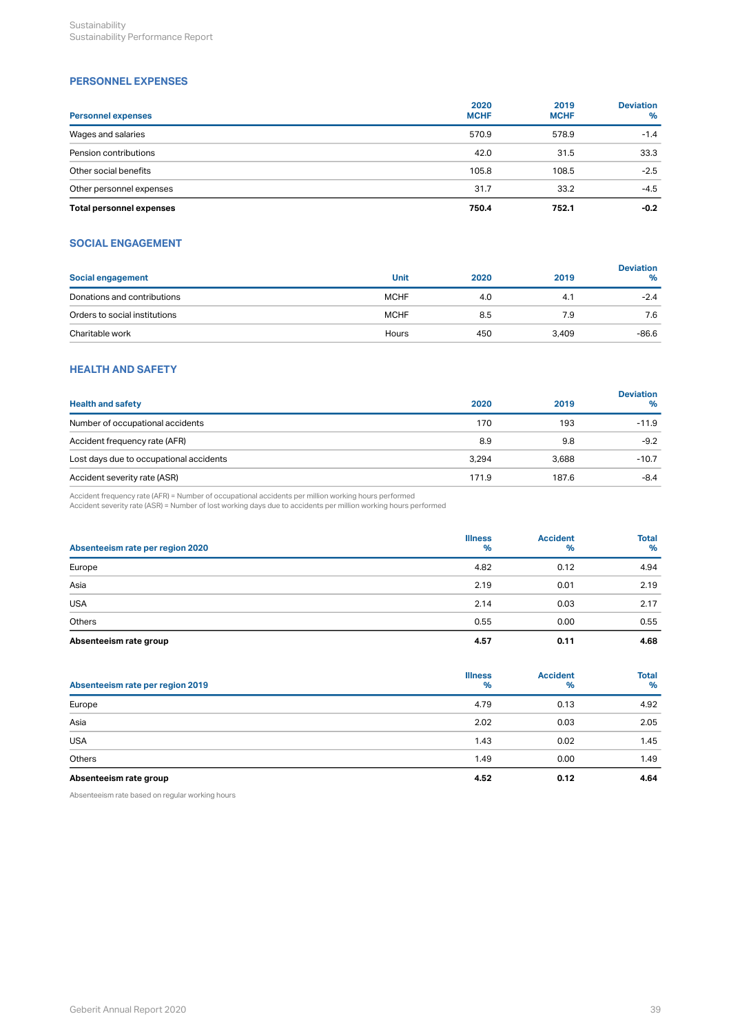## PERSONNEL EXPENSES

| Personnel expenses | 2020 MCHF | 2019 MCHF | Deviation % |
|---|---|---|---|
| Wages and salaries | 570.9 | 578.9 | -1.4 |
| Pension contributions | 42.0 | 31.5 | 33.3 |
| Other social benefits | 105.8 | 108.5 | -2.5 |
| Other personnel expenses | 31.7 | 33.2 | -4.5 |
| **Total personnel expenses** | **750.4** | **752.1** | **-0.2** |

## SOCIAL ENGAGEMENT

| Social engagement | Unit | 2020 | 2019 | Deviation % |
|---|---|---|---|---|
| Donations and contributions | MCHF | 4.0 | 4.1 | -2.4 |
| Orders to social institutions | MCHF | 8.5 | 7.9 | 7.6 |
| Charitable work | Hours | 450 | 3,409 | -86.6 |

## HEALTH AND SAFETY

| Health and safety | 2020 | 2019 | Deviation % |
|---|---|---|---|
| Number of occupational accidents | 170 | 193 | -11.9 |
| Accident frequency rate (AFR) | 8.9 | 9.8 | -9.2 |
| Lost days due to occupational accidents | 3,294 | 3,688 | -10.7 |
| Accident severity rate (ASR) | 171.9 | 187.6 | -8.4 |

Accident frequency rate (AFR) = Number of occupational accidents per million working hours performed
Accident severity rate (ASR) = Number of lost working days due to accidents per million working hours performed

| Absenteeism rate per region 2020 | Illness % | Accident % | Total % |
|---|---|---|---|
| Europe | 4.82 | 0.12 | 4.94 |
| Asia | 2.19 | 0.01 | 2.19 |
| USA | 2.14 | 0.03 | 2.17 |
| Others | 0.55 | 0.00 | 0.55 |
| **Absenteeism rate group** | **4.57** | **0.11** | **4.68** |

| Absenteeism rate per region 2019 | Illness % | Accident % | Total % |
|---|---|---|---|
| Europe | 4.79 | 0.13 | 4.92 |
| Asia | 2.02 | 0.03 | 2.05 |
| USA | 1.43 | 0.02 | 1.45 |
| Others | 1.49 | 0.00 | 1.49 |
| **Absenteeism rate group** | **4.52** | **0.12** | **4.64** |

Absenteeism rate based on regular working hours